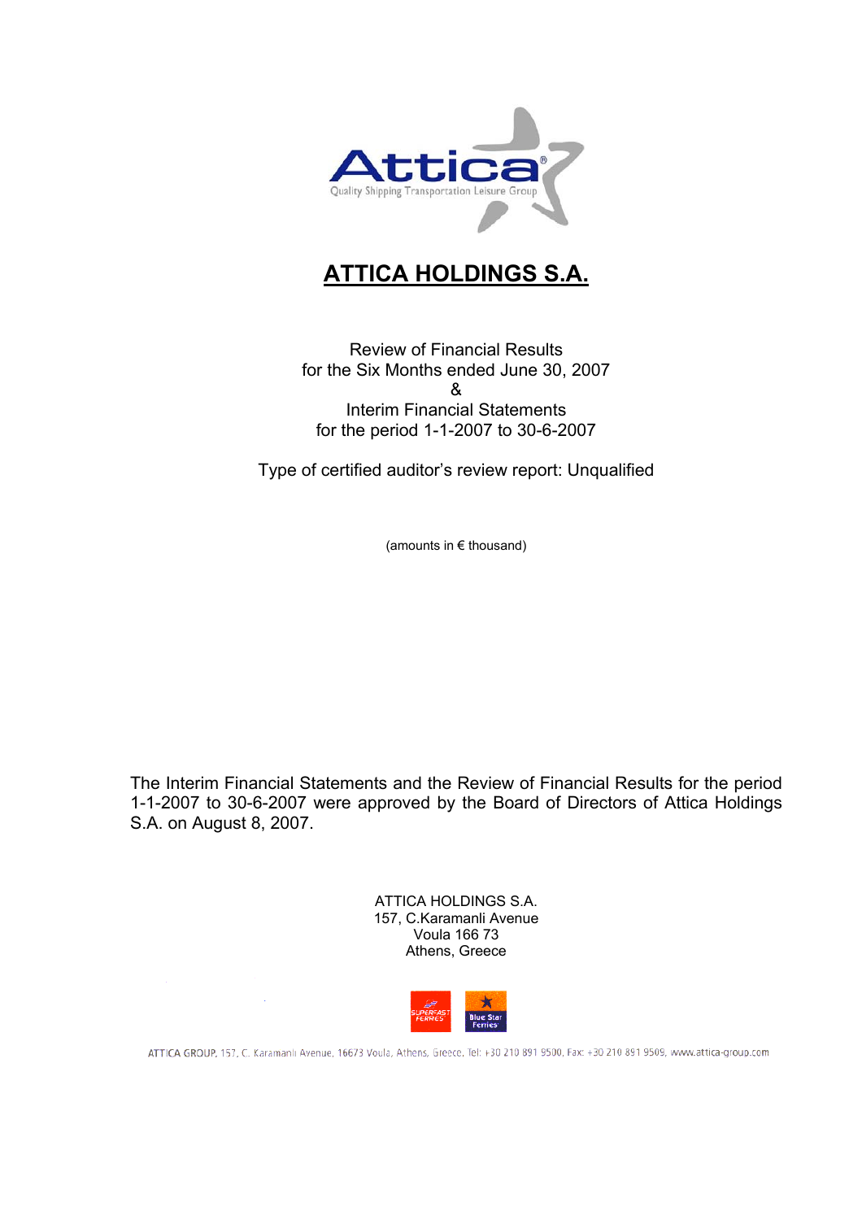# ATTICA HOLDINGS S.A.

Review of Financial Results
for the Six Months ended June 30, 2007
&
Interim Financial Statements
for the period 1-1-2007 to 30-6-2007

Type of certified auditor's review report: Unqualified

(amounts in € thousand)

The Interim Financial Statements and the Review of Financial Results for the period 1-1-2007 to 30-6-2007 were approved by the Board of Directors of Attica Holdings S.A. on August 8, 2007.

ATTICA HOLDINGS S.A.
157, C.Karamanli Avenue
Voula 166 73
Athens, Greece

ATTICA GROUP, 157, C. Karamanli Avenue, 16673 Voula, Athens, Greece, Tel: +30 210 891 9500, Fax: +30 210 891 9509, www.attica-group.com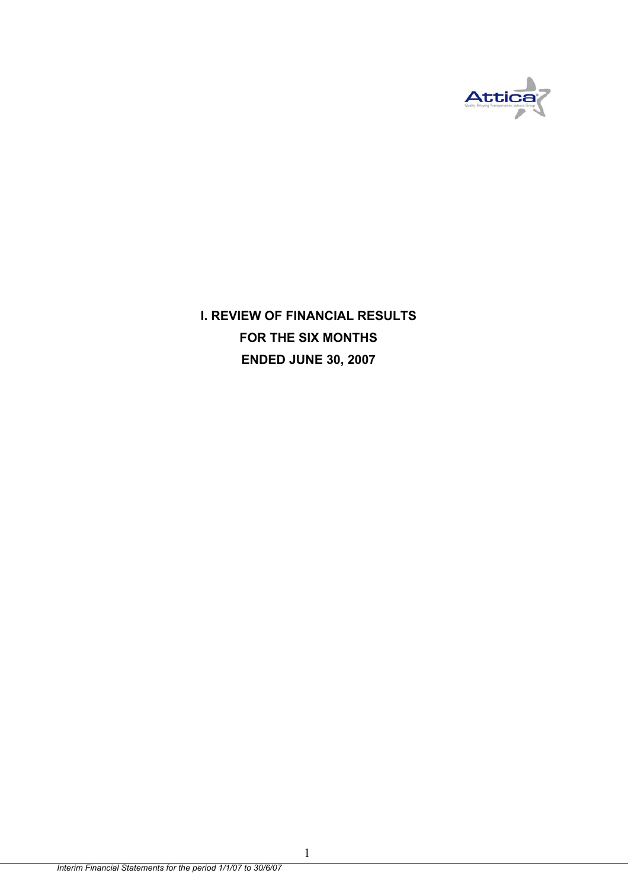# I. REVIEW OF FINANCIAL RESULTS FOR THE SIX MONTHS ENDED JUNE 30, 2007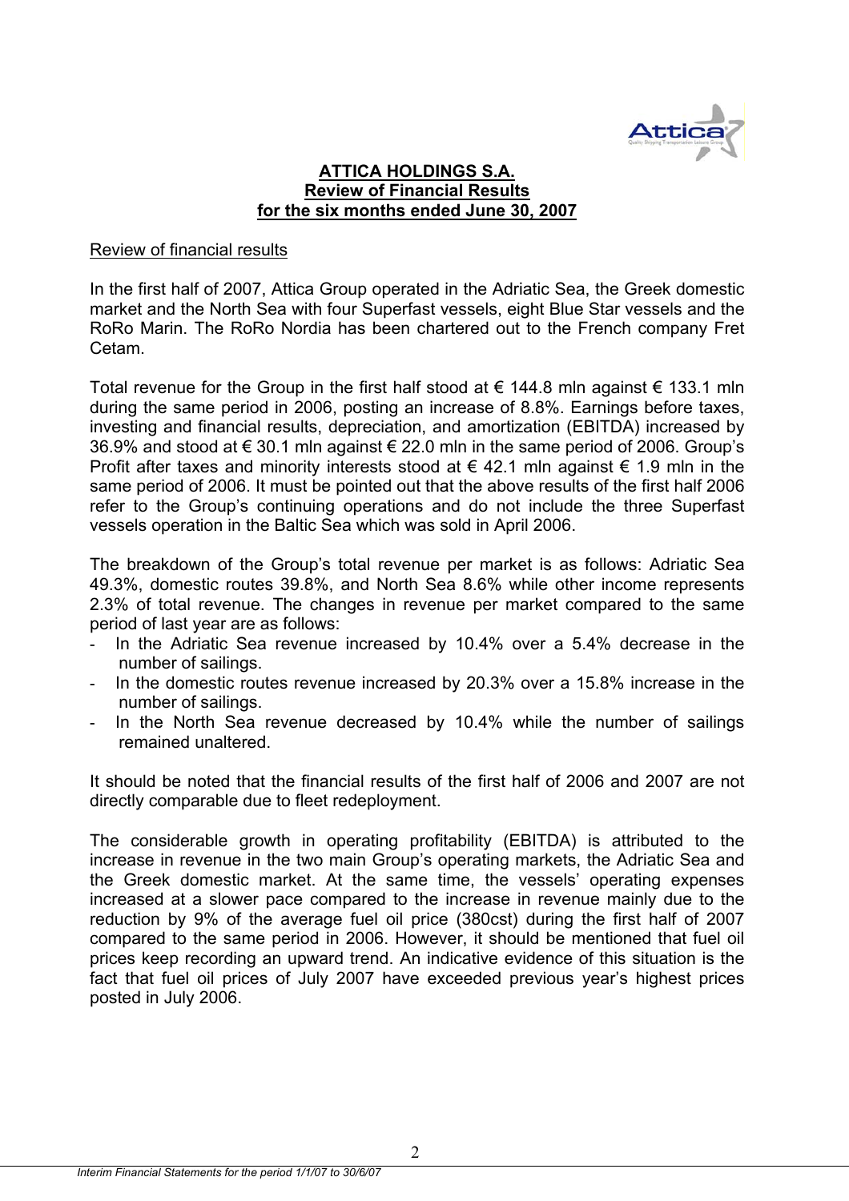**ATTICA HOLDINGS S.A.**
**Review of Financial Results**
**for the six months ended June 30, 2007**

Review of financial results

In the first half of 2007, Attica Group operated in the Adriatic Sea, the Greek domestic market and the North Sea with four Superfast vessels, eight Blue Star vessels and the RoRo Marin. The RoRo Nordia has been chartered out to the French company Fret Cetam.

Total revenue for the Group in the first half stood at € 144.8 mln against € 133.1 mln during the same period in 2006, posting an increase of 8.8%. Earnings before taxes, investing and financial results, depreciation, and amortization (EBITDA) increased by 36.9% and stood at € 30.1 mln against € 22.0 mln in the same period of 2006. Group's Profit after taxes and minority interests stood at € 42.1 mln against € 1.9 mln in the same period of 2006. It must be pointed out that the above results of the first half 2006 refer to the Group's continuing operations and do not include the three Superfast vessels operation in the Baltic Sea which was sold in April 2006.

The breakdown of the Group's total revenue per market is as follows: Adriatic Sea 49.3%, domestic routes 39.8%, and North Sea 8.6% while other income represents 2.3% of total revenue. The changes in revenue per market compared to the same period of last year are as follows:

- In the Adriatic Sea revenue increased by 10.4% over a 5.4% decrease in the number of sailings.
- In the domestic routes revenue increased by 20.3% over a 15.8% increase in the number of sailings.
- In the North Sea revenue decreased by 10.4% while the number of sailings remained unaltered.

It should be noted that the financial results of the first half of 2006 and 2007 are not directly comparable due to fleet redeployment.

The considerable growth in operating profitability (EBITDA) is attributed to the increase in revenue in the two main Group's operating markets, the Adriatic Sea and the Greek domestic market. At the same time, the vessels' operating expenses increased at a slower pace compared to the increase in revenue mainly due to the reduction by 9% of the average fuel oil price (380cst) during the first half of 2007 compared to the same period in 2006. However, it should be mentioned that fuel oil prices keep recording an upward trend. An indicative evidence of this situation is the fact that fuel oil prices of July 2007 have exceeded previous year's highest prices posted in July 2006.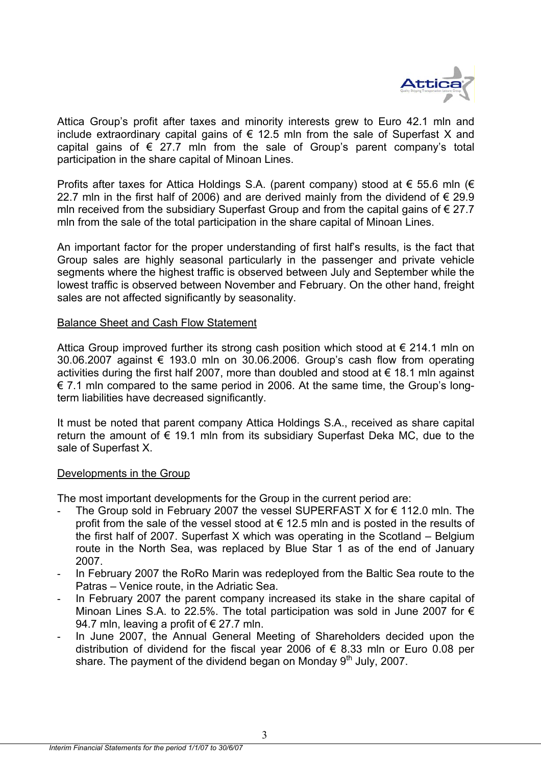Attica Group's profit after taxes and minority interests grew to Euro 42.1 mln and include extraordinary capital gains of € 12.5 mln from the sale of Superfast X and capital gains of € 27.7 mln from the sale of Group's parent company's total participation in the share capital of Minoan Lines.

Profits after taxes for Attica Holdings S.A. (parent company) stood at € 55.6 mln (€ 22.7 mln in the first half of 2006) and are derived mainly from the dividend of € 29.9 mln received from the subsidiary Superfast Group and from the capital gains of € 27.7 mln from the sale of the total participation in the share capital of Minoan Lines.

An important factor for the proper understanding of first half's results, is the fact that Group sales are highly seasonal particularly in the passenger and private vehicle segments where the highest traffic is observed between July and September while the lowest traffic is observed between November and February. On the other hand, freight sales are not affected significantly by seasonality.

Balance Sheet and Cash Flow Statement

Attica Group improved further its strong cash position which stood at € 214.1 mln on 30.06.2007 against € 193.0 mln on 30.06.2006. Group's cash flow from operating activities during the first half 2007, more than doubled and stood at € 18.1 mln against € 7.1 mln compared to the same period in 2006. At the same time, the Group's long-term liabilities have decreased significantly.

It must be noted that parent company Attica Holdings S.A., received as share capital return the amount of € 19.1 mln from its subsidiary Superfast Deka MC, due to the sale of Superfast X.

Developments in the Group

The most important developments for the Group in the current period are:

- The Group sold in February 2007 the vessel SUPERFAST X for € 112.0 mln. The profit from the sale of the vessel stood at € 12.5 mln and is posted in the results of the first half of 2007. Superfast X which was operating in the Scotland – Belgium route in the North Sea, was replaced by Blue Star 1 as of the end of January 2007.
- In February 2007 the RoRo Marin was redeployed from the Baltic Sea route to the Patras – Venice route, in the Adriatic Sea.
- In February 2007 the parent company increased its stake in the share capital of Minoan Lines S.A. to 22.5%. The total participation was sold in June 2007 for € 94.7 mln, leaving a profit of € 27.7 mln.
- In June 2007, the Annual General Meeting of Shareholders decided upon the distribution of dividend for the fiscal year 2006 of € 8.33 mln or Euro 0.08 per share. The payment of the dividend began on Monday 9th July, 2007.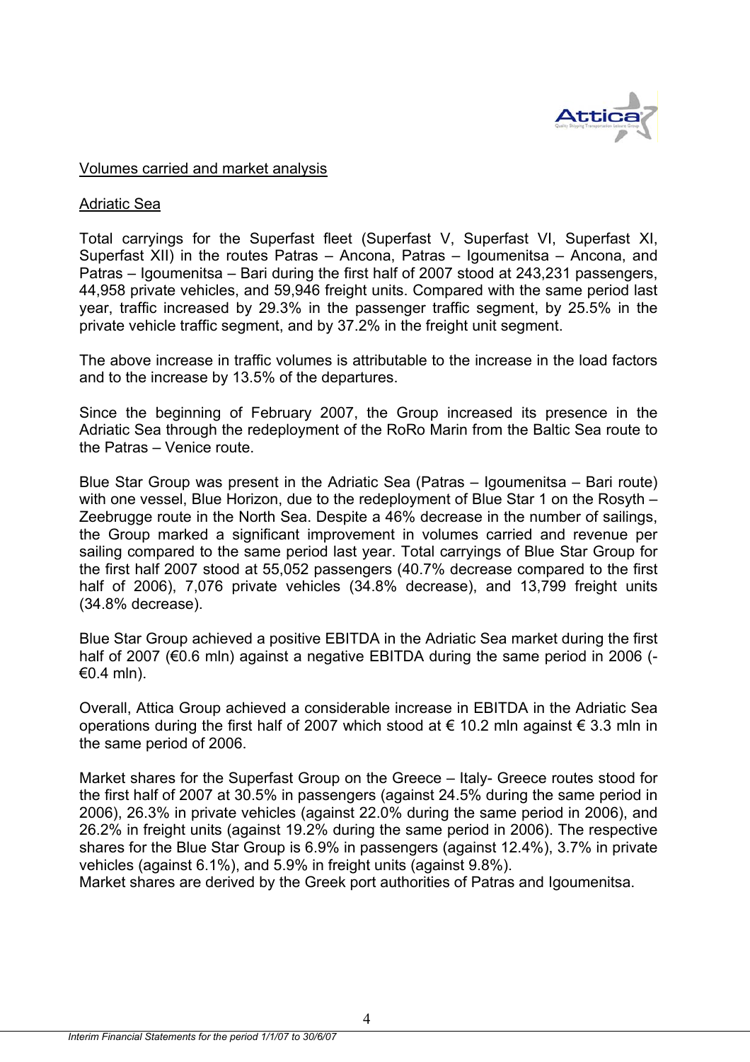<u>Volumes carried and market analysis</u>

<u>Adriatic Sea</u>

Total carryings for the Superfast fleet (Superfast V, Superfast VI, Superfast XI, Superfast XII) in the routes Patras – Ancona, Patras – Igoumenitsa – Ancona, and Patras – Igoumenitsa – Bari during the first half of 2007 stood at 243,231 passengers, 44,958 private vehicles, and 59,946 freight units. Compared with the same period last year, traffic increased by 29.3% in the passenger traffic segment, by 25.5% in the private vehicle traffic segment, and by 37.2% in the freight unit segment.

The above increase in traffic volumes is attributable to the increase in the load factors and to the increase by 13.5% of the departures.

Since the beginning of February 2007, the Group increased its presence in the Adriatic Sea through the redeployment of the RoRo Marin from the Baltic Sea route to the Patras – Venice route.

Blue Star Group was present in the Adriatic Sea (Patras – Igoumenitsa – Bari route) with one vessel, Blue Horizon, due to the redeployment of Blue Star 1 on the Rosyth – Zeebrugge route in the North Sea. Despite a 46% decrease in the number of sailings, the Group marked a significant improvement in volumes carried and revenue per sailing compared to the same period last year. Total carryings of Blue Star Group for the first half 2007 stood at 55,052 passengers (40.7% decrease compared to the first half of 2006), 7,076 private vehicles (34.8% decrease), and 13,799 freight units (34.8% decrease).

Blue Star Group achieved a positive EBITDA in the Adriatic Sea market during the first half of 2007 (€0.6 mln) against a negative EBITDA during the same period in 2006 (-€0.4 mln).

Overall, Attica Group achieved a considerable increase in EBITDA in the Adriatic Sea operations during the first half of 2007 which stood at € 10.2 mln against € 3.3 mln in the same period of 2006.

Market shares for the Superfast Group on the Greece – Italy- Greece routes stood for the first half of 2007 at 30.5% in passengers (against 24.5% during the same period in 2006), 26.3% in private vehicles (against 22.0% during the same period in 2006), and 26.2% in freight units (against 19.2% during the same period in 2006). The respective shares for the Blue Star Group is 6.9% in passengers (against 12.4%), 3.7% in private vehicles (against 6.1%), and 5.9% in freight units (against 9.8%).
Market shares are derived by the Greek port authorities of Patras and Igoumenitsa.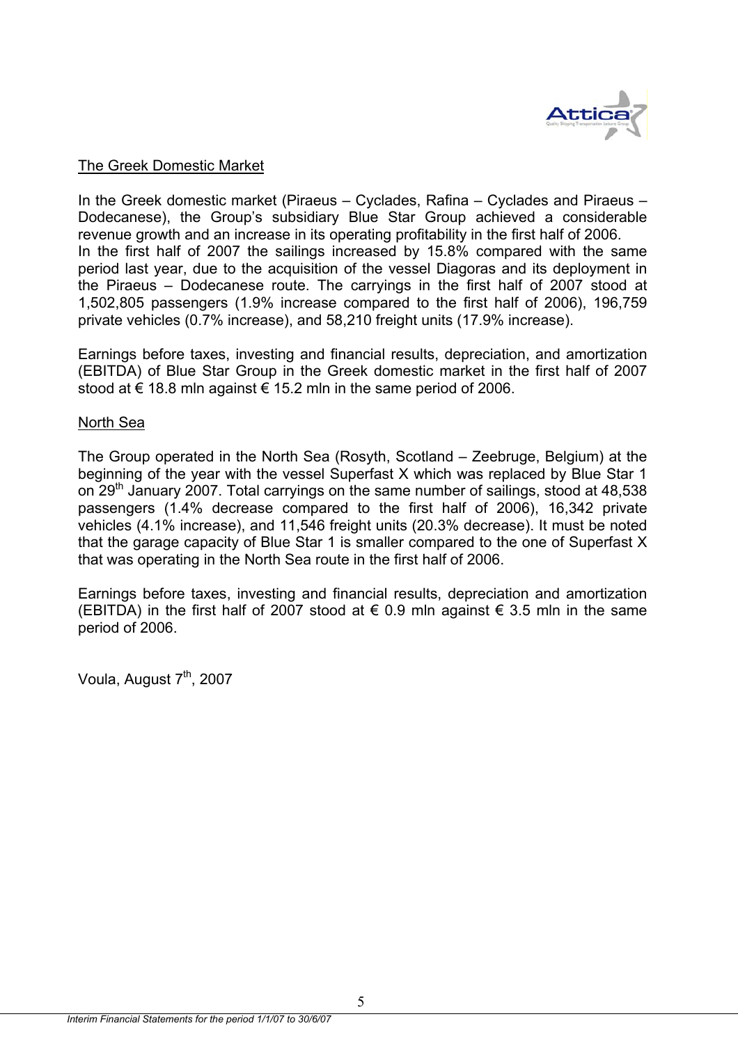<u>The Greek Domestic Market</u>

In the Greek domestic market (Piraeus – Cyclades, Rafina – Cyclades and Piraeus – Dodecanese), the Group's subsidiary Blue Star Group achieved a considerable revenue growth and an increase in its operating profitability in the first half of 2006.
In the first half of 2007 the sailings increased by 15.8% compared with the same period last year, due to the acquisition of the vessel Diagoras and its deployment in the Piraeus – Dodecanese route. The carryings in the first half of 2007 stood at 1,502,805 passengers (1.9% increase compared to the first half of 2006), 196,759 private vehicles (0.7% increase), and 58,210 freight units (17.9% increase).

Earnings before taxes, investing and financial results, depreciation, and amortization (EBITDA) of Blue Star Group in the Greek domestic market in the first half of 2007 stood at € 18.8 mln against € 15.2 mln in the same period of 2006.

<u>North Sea</u>

The Group operated in the North Sea (Rosyth, Scotland – Zeebruge, Belgium) at the beginning of the year with the vessel Superfast X which was replaced by Blue Star 1 on 29th January 2007. Total carryings on the same number of sailings, stood at 48,538 passengers (1.4% decrease compared to the first half of 2006), 16,342 private vehicles (4.1% increase), and 11,546 freight units (20.3% decrease). It must be noted that the garage capacity of Blue Star 1 is smaller compared to the one of Superfast X that was operating in the North Sea route in the first half of 2006.

Earnings before taxes, investing and financial results, depreciation and amortization (EBITDA) in the first half of 2007 stood at € 0.9 mln against € 3.5 mln in the same period of 2006.

Voula, August 7th, 2007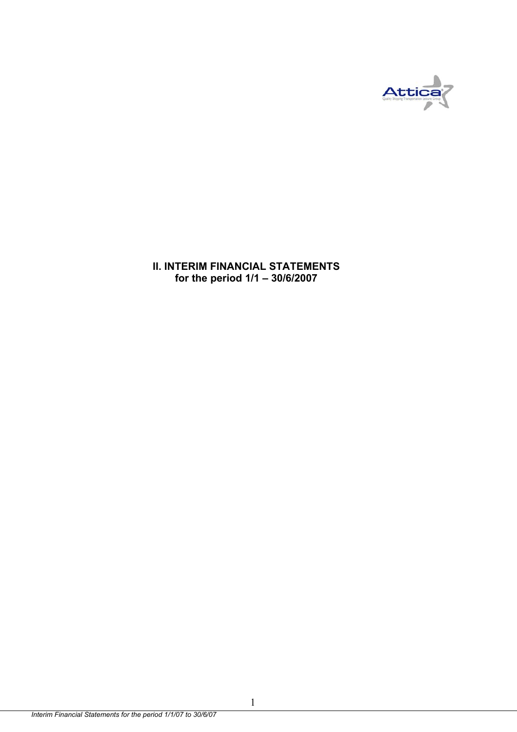# II. INTERIM FINANCIAL STATEMENTS
## for the period 1/1 – 30/6/2007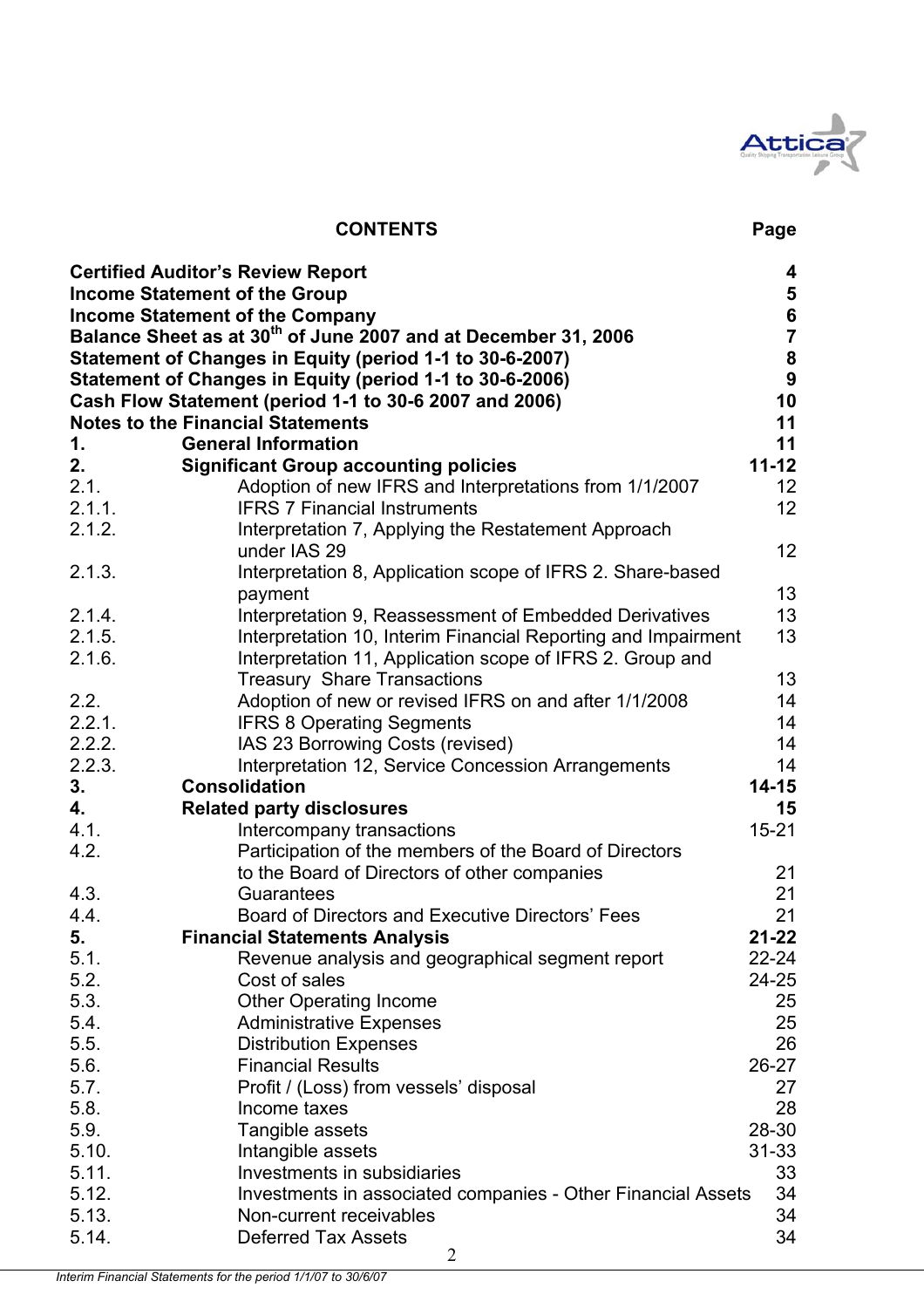## CONTENTS

| | | Page |
|---|---|---|
| **Certified Auditor's Review Report** | | **4** |
| **Income Statement of the Group** | | **5** |
| **Income Statement of the Company** | | **6** |
| **Balance Sheet as at 30th of June 2007 and at December 31, 2006** | | **7** |
| **Statement of Changes in Equity (period 1-1 to 30-6-2007)** | | **8** |
| **Statement of Changes in Equity (period 1-1 to 30-6-2006)** | | **9** |
| **Cash Flow Statement (period 1-1 to 30-6 2007 and 2006)** | | **10** |
| **Notes to the Financial Statements** | | **11** |
| **1.** | **General Information** | **11** |
| **2.** | **Significant Group accounting policies** | **11-12** |
| 2.1. | Adoption of new IFRS and Interpretations from 1/1/2007 | 12 |
| 2.1.1. | IFRS 7 Financial Instruments | 12 |
| 2.1.2. | Interpretation 7, Applying the Restatement Approach under IAS 29 | 12 |
| 2.1.3. | Interpretation 8, Application scope of IFRS 2. Share-based payment | 13 |
| 2.1.4. | Interpretation 9, Reassessment of Embedded Derivatives | 13 |
| 2.1.5. | Interpretation 10, Interim Financial Reporting and Impairment | 13 |
| 2.1.6. | Interpretation 11, Application scope of IFRS 2. Group and Treasury Share Transactions | 13 |
| 2.2. | Adoption of new or revised IFRS on and after 1/1/2008 | 14 |
| 2.2.1. | IFRS 8 Operating Segments | 14 |
| 2.2.2. | IAS 23 Borrowing Costs (revised) | 14 |
| 2.2.3. | Interpretation 12, Service Concession Arrangements | 14 |
| **3.** | **Consolidation** | **14-15** |
| **4.** | **Related party disclosures** | **15** |
| 4.1. | Intercompany transactions | 15-21 |
| 4.2. | Participation of the members of the Board of Directors to the Board of Directors of other companies | 21 |
| 4.3. | Guarantees | 21 |
| 4.4. | Board of Directors and Executive Directors' Fees | 21 |
| **5.** | **Financial Statements Analysis** | **21-22** |
| 5.1. | Revenue analysis and geographical segment report | 22-24 |
| 5.2. | Cost of sales | 24-25 |
| 5.3. | Other Operating Income | 25 |
| 5.4. | Administrative Expenses | 25 |
| 5.5. | Distribution Expenses | 26 |
| 5.6. | Financial Results | 26-27 |
| 5.7. | Profit / (Loss) from vessels' disposal | 27 |
| 5.8. | Income taxes | 28 |
| 5.9. | Tangible assets | 28-30 |
| 5.10. | Intangible assets | 31-33 |
| 5.11. | Investments in subsidiaries | 33 |
| 5.12. | Investments in associated companies - Other Financial Assets | 34 |
| 5.13. | Non-current receivables | 34 |
| 5.14. | Deferred Tax Assets | 34 |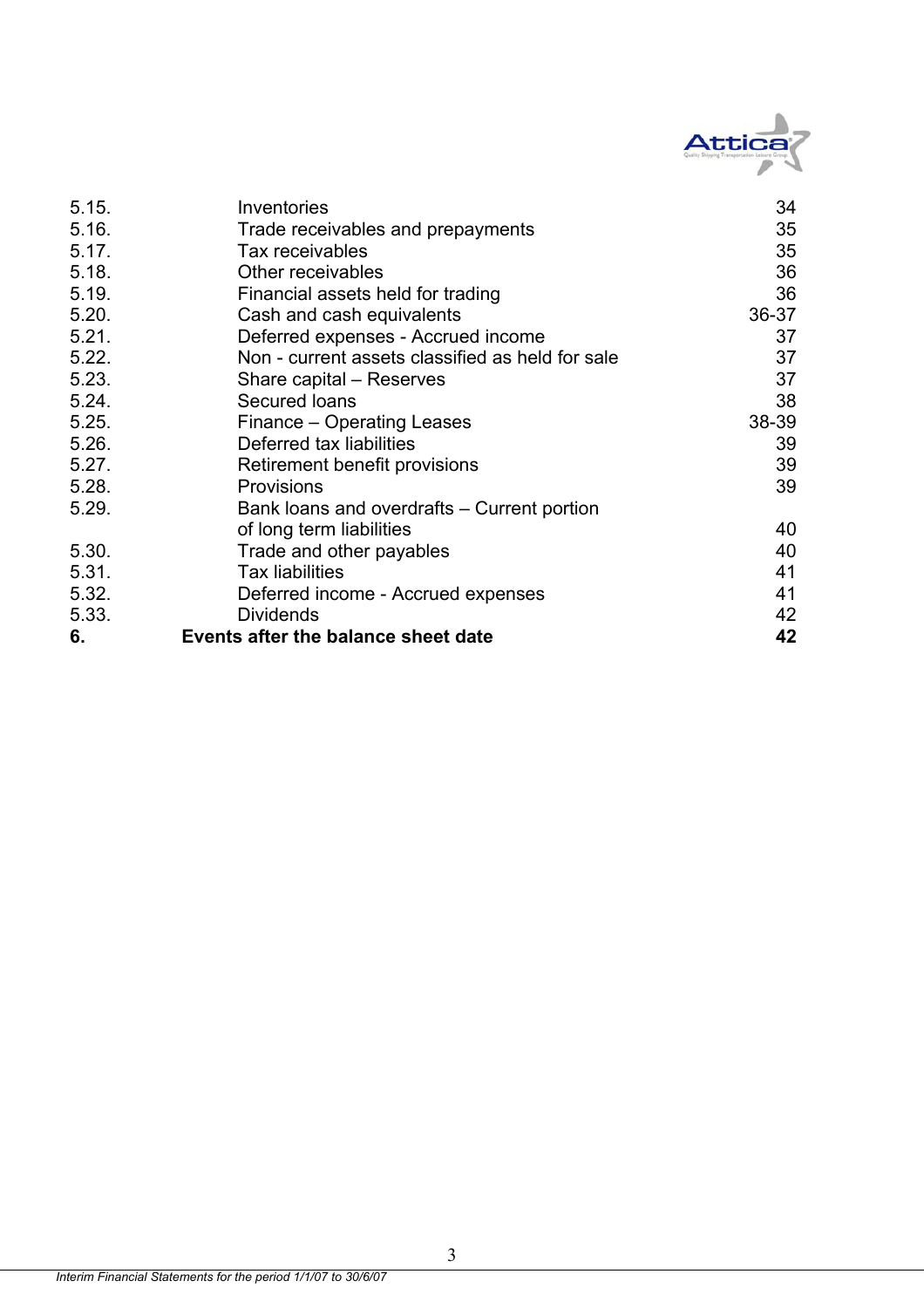| | | |
|---|---|---|
| 5.15. | Inventories | 34 |
| 5.16. | Trade receivables and prepayments | 35 |
| 5.17. | Tax receivables | 35 |
| 5.18. | Other receivables | 36 |
| 5.19. | Financial assets held for trading | 36 |
| 5.20. | Cash and cash equivalents | 36-37 |
| 5.21. | Deferred expenses - Accrued income | 37 |
| 5.22. | Non - current assets classified as held for sale | 37 |
| 5.23. | Share capital – Reserves | 37 |
| 5.24. | Secured loans | 38 |
| 5.25. | Finance – Operating Leases | 38-39 |
| 5.26. | Deferred tax liabilities | 39 |
| 5.27. | Retirement benefit provisions | 39 |
| 5.28. | Provisions | 39 |
| 5.29. | Bank loans and overdrafts – Current portion of long term liabilities | 40 |
| 5.30. | Trade and other payables | 40 |
| 5.31. | Tax liabilities | 41 |
| 5.32. | Deferred income - Accrued expenses | 41 |
| 5.33. | Dividends | 42 |
| **6.** | **Events after the balance sheet date** | **42** |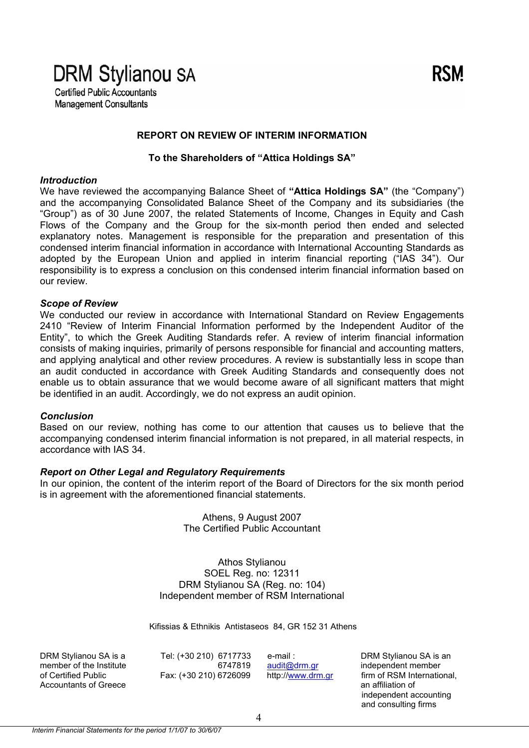DRM Stylianou SA
Certified Public Accountants
Management Consultants

RSM

## REPORT ON REVIEW OF INTERIM INFORMATION

**To the Shareholders of "Attica Holdings SA"**

***Introduction***

We have reviewed the accompanying Balance Sheet of **"Attica Holdings SA"** (the "Company") and the accompanying Consolidated Balance Sheet of the Company and its subsidiaries (the "Group") as of 30 June 2007, the related Statements of Income, Changes in Equity and Cash Flows of the Company and the Group for the six-month period then ended and selected explanatory notes. Management is responsible for the preparation and presentation of this condensed interim financial information in accordance with International Accounting Standards as adopted by the European Union and applied in interim financial reporting ("IAS 34"). Our responsibility is to express a conclusion on this condensed interim financial information based on our review.

***Scope of Review***

We conducted our review in accordance with International Standard on Review Engagements 2410 "Review of Interim Financial Information performed by the Independent Auditor of the Entity", to which the Greek Auditing Standards refer. A review of interim financial information consists of making inquiries, primarily of persons responsible for financial and accounting matters, and applying analytical and other review procedures. A review is substantially less in scope than an audit conducted in accordance with Greek Auditing Standards and consequently does not enable us to obtain assurance that we would become aware of all significant matters that might be identified in an audit. Accordingly, we do not express an audit opinion.

***Conclusion***

Based on our review, nothing has come to our attention that causes us to believe that the accompanying condensed interim financial information is not prepared, in all material respects, in accordance with IAS 34.

***Report on Other Legal and Regulatory Requirements***

In our opinion, the content of the interim report of the Board of Directors for the six month period is in agreement with the aforementioned financial statements.

Athens, 9 August 2007
The Certified Public Accountant

Athos Stylianou
SOEL Reg. no: 12311
DRM Stylianou SA (Reg. no: 104)
Independent member of RSM International

Kifissias & Ethnikis Antistaseos 84, GR 152 31 Athens

DRM Stylianou SA is a member of the Institute of Certified Public Accountants of Greece

Tel: (+30 210) 6717733
6747819
Fax: (+30 210) 6726099

e-mail : audit@drm.gr
http://www.drm.gr

DRM Stylianou SA is an independent member firm of RSM International, an affiliation of independent accounting and consulting firms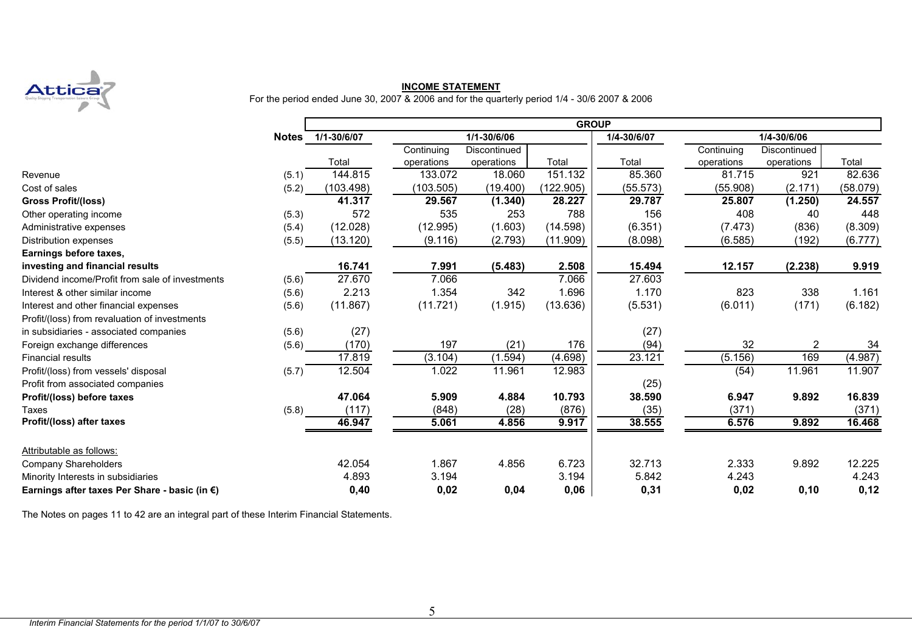## INCOME STATEMENT

For the period ended June 30, 2007 & 2006 and for the quarterly period 1/4 - 30/6 2007 & 2006

| | Notes | GROUP | | | | | | | |
|---|---|---|---|---|---|---|---|---|---|
| | | 1/1-30/6/07 | 1/1-30/6/06 | | | 1/4-30/6/07 | 1/4-30/6/06 | | |
| | | Total | Continuing operations | Discontinued operations | Total | Total | Continuing operations | Discontinued operations | Total |
| Revenue | (5.1) | 144.815 | 133.072 | 18.060 | 151.132 | 85.360 | 81.715 | 921 | 82.636 |
| Cost of sales | (5.2) | (103.498) | (103.505) | (19.400) | (122.905) | (55.573) | (55.908) | (2.171) | (58.079) |
| **Gross Profit/(loss)** | | **41.317** | **29.567** | **(1.340)** | **28.227** | **29.787** | **25.807** | **(1.250)** | **24.557** |
| Other operating income | (5.3) | 572 | 535 | 253 | 788 | 156 | 408 | 40 | 448 |
| Administrative expenses | (5.4) | (12.028) | (12.995) | (1.603) | (14.598) | (6.351) | (7.473) | (836) | (8.309) |
| Distribution expenses | (5.5) | (13.120) | (9.116) | (2.793) | (11.909) | (8.098) | (6.585) | (192) | (6.777) |
| **Earnings before taxes, investing and financial results** | | **16.741** | **7.991** | **(5.483)** | **2.508** | **15.494** | **12.157** | **(2.238)** | **9.919** |
| Dividend income/Profit from sale of investments | (5.6) | 27.670 | 7.066 | | 7.066 | 27.603 | | | |
| Interest & other similar income | (5.6) | 2.213 | 1.354 | 342 | 1.696 | 1.170 | 823 | 338 | 1.161 |
| Interest and other financial expenses | (5.6) | (11.867) | (11.721) | (1.915) | (13.636) | (5.531) | (6.011) | (171) | (6.182) |
| Profit/(loss) from revaluation of investments in subsidiaries - associated companies | (5.6) | (27) | | | | (27) | | | |
| Foreign exchange differences | (5.6) | (170) | 197 | (21) | 176 | (94) | 32 | 2 | 34 |
| Financial results | | 17.819 | (3.104) | (1.594) | (4.698) | 23.121 | (5.156) | 169 | (4.987) |
| Profit/(loss) from vessels' disposal | (5.7) | 12.504 | 1.022 | 11.961 | 12.983 | | (54) | 11.961 | 11.907 |
| Profit from associated companies | | | | | | (25) | | | |
| **Profit/(loss) before taxes** | | **47.064** | **5.909** | **4.884** | **10.793** | **38.590** | **6.947** | **9.892** | **16.839** |
| Taxes | (5.8) | (117) | (848) | (28) | (876) | (35) | (371) | | (371) |
| **Profit/(loss) after taxes** | | **46.947** | **5.061** | **4.856** | **9.917** | **38.555** | **6.576** | **9.892** | **16.468** |
| Attributable as follows: | | | | | | | | | |
| Company Shareholders | | 42.054 | 1.867 | 4.856 | 6.723 | 32.713 | 2.333 | 9.892 | 12.225 |
| Minority Interests in subsidiaries | | 4.893 | 3.194 | | 3.194 | 5.842 | 4.243 | | 4.243 |
| **Earnings after taxes Per Share - basic (in €)** | | **0,40** | **0,02** | **0,04** | **0,06** | **0,31** | **0,02** | **0,10** | **0,12** |

The Notes on pages 11 to 42 are an integral part of these Interim Financial Statements.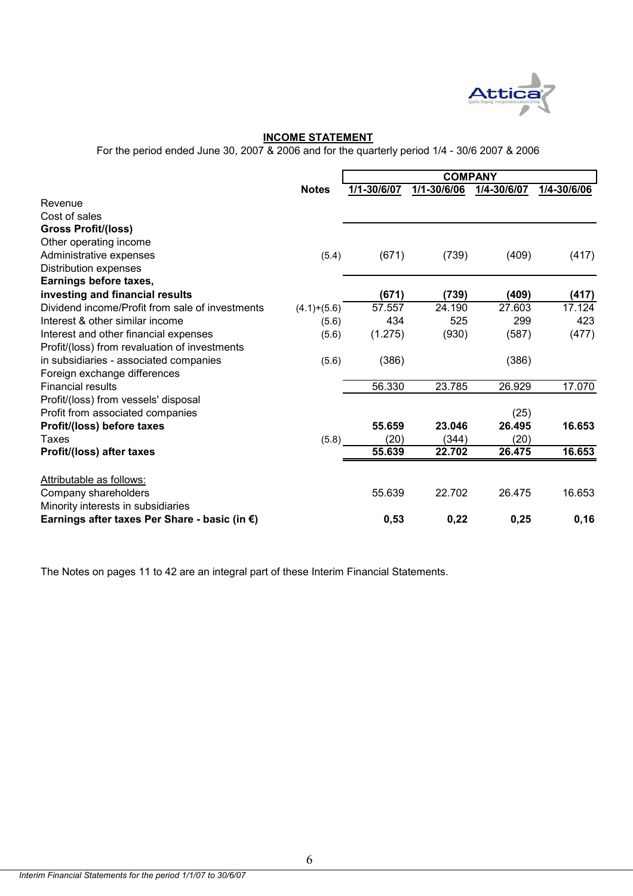## INCOME STATEMENT

For the period ended June 30, 2007 & 2006 and for the quarterly period 1/4 - 30/6 2007 & 2006

| | Notes | COMPANY | | | |
|---|---|---|---|---|---|
| | | 1/1-30/6/07 | 1/1-30/6/06 | 1/4-30/6/07 | 1/4-30/6/06 |
| Revenue | | | | | |
| Cost of sales | | | | | |
| **Gross Profit/(loss)** | | | | | |
| Other operating income | | | | | |
| Administrative expenses | (5.4) | (671) | (739) | (409) | (417) |
| Distribution expenses | | | | | |
| **Earnings before taxes, investing and financial results** | | **(671)** | **(739)** | **(409)** | **(417)** |
| Dividend income/Profit from sale of investments | (4.1)+(5.6) | 57.557 | 24.190 | 27.603 | 17.124 |
| Interest & other similar income | (5.6) | 434 | 525 | 299 | 423 |
| Interest and other financial expenses | (5.6) | (1.275) | (930) | (587) | (477) |
| Profit/(loss) from revaluation of investments in subsidiaries - associated companies | (5.6) | (386) | | (386) | |
| Foreign exchange differences | | | | | |
| Financial results | | 56.330 | 23.785 | 26.929 | 17.070 |
| Profit/(loss) from vessels' disposal | | | | | |
| Profit from associated companies | | | | (25) | |
| **Profit/(loss) before taxes** | | **55.659** | **23.046** | **26.495** | **16.653** |
| Taxes | (5.8) | (20) | (344) | (20) | |
| **Profit/(loss) after taxes** | | **55.639** | **22.702** | **26.475** | **16.653** |
| Attributable as follows: | | | | | |
| Company shareholders | | 55.639 | 22.702 | 26.475 | 16.653 |
| Minority interests in subsidiaries | | | | | |
| **Earnings after taxes Per Share - basic (in €)** | | **0,53** | **0,22** | **0,25** | **0,16** |

The Notes on pages 11 to 42 are an integral part of these Interim Financial Statements.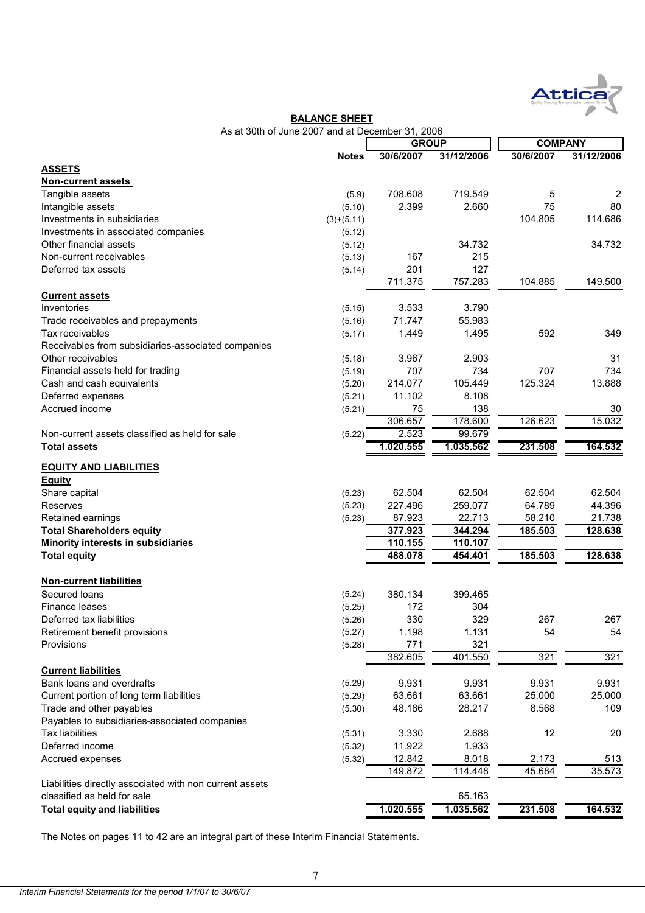## BALANCE SHEET

As at 30th of June 2007 and at December 31, 2006

| | Notes | GROUP | | COMPANY | |
|---|---|---|---|---|---|
| | | 30/6/2007 | 31/12/2006 | 30/6/2007 | 31/12/2006 |
| **ASSETS** | | | | | |
| **Non-current assets** | | | | | |
| Tangible assets | (5.9) | 708.608 | 719.549 | 5 | 2 |
| Intangible assets | (5.10) | 2.399 | 2.660 | 75 | 80 |
| Investments in subsidiaries | (3)+(5.11) | | | 104.805 | 114.686 |
| Investments in associated companies | (5.12) | | | | |
| Other financial assets | (5.12) | | 34.732 | | 34.732 |
| Non-current receivables | (5.13) | 167 | 215 | | |
| Deferred tax assets | (5.14) | 201 | 127 | | |
| | | 711.375 | 757.283 | 104.885 | 149.500 |
| **Current assets** | | | | | |
| Inventories | (5.15) | 3.533 | 3.790 | | |
| Trade receivables and prepayments | (5.16) | 71.747 | 55.983 | | |
| Tax receivables | (5.17) | 1.449 | 1.495 | 592 | 349 |
| Receivables from subsidiaries-associated companies | | | | | |
| Other receivables | (5.18) | 3.967 | 2.903 | | 31 |
| Financial assets held for trading | (5.19) | 707 | 734 | 707 | 734 |
| Cash and cash equivalents | (5.20) | 214.077 | 105.449 | 125.324 | 13.888 |
| Deferred expenses | (5.21) | 11.102 | 8.108 | | |
| Accrued income | (5.21) | 75 | 138 | | 30 |
| | | 306.657 | 178.600 | 126.623 | 15.032 |
| Non-current assets classified as held for sale | (5.22) | 2.523 | 99.679 | | |
| **Total assets** | | **1.020.555** | **1.035.562** | **231.508** | **164.532** |
| **EQUITY AND LIABILITIES** | | | | | |
| **Equity** | | | | | |
| Share capital | (5.23) | 62.504 | 62.504 | 62.504 | 62.504 |
| Reserves | (5.23) | 227.496 | 259.077 | 64.789 | 44.396 |
| Retained earnings | (5.23) | 87.923 | 22.713 | 58.210 | 21.738 |
| **Total Shareholders equity** | | **377.923** | **344.294** | **185.503** | **128.638** |
| **Minority interests in subsidiaries** | | **110.155** | **110.107** | | |
| **Total equity** | | **488.078** | **454.401** | **185.503** | **128.638** |
| **Non-current liabilities** | | | | | |
| Secured loans | (5.24) | 380.134 | 399.465 | | |
| Finance leases | (5.25) | 172 | 304 | | |
| Deferred tax liabilities | (5.26) | 330 | 329 | 267 | 267 |
| Retirement benefit provisions | (5.27) | 1.198 | 1.131 | 54 | 54 |
| Provisions | (5.28) | 771 | 321 | | |
| | | 382.605 | 401.550 | 321 | 321 |
| **Current liabilities** | | | | | |
| Bank loans and overdrafts | (5.29) | 9.931 | 9.931 | 9.931 | 9.931 |
| Current portion of long term liabilities | (5.29) | 63.661 | 63.661 | 25.000 | 25.000 |
| Trade and other payables | (5.30) | 48.186 | 28.217 | 8.568 | 109 |
| Payables to subsidiaries-associated companies | | | | | |
| Tax liabilities | (5.31) | 3.330 | 2.688 | 12 | 20 |
| Deferred income | (5.32) | 11.922 | 1.933 | | |
| Accrued expenses | (5.32) | 12.842 | 8.018 | 2.173 | 513 |
| | | 149.872 | 114.448 | 45.684 | 35.573 |
| Liabilities directly associated with non current assets classified as held for sale | | | 65.163 | | |
| **Total equity and liabilities** | | **1.020.555** | **1.035.562** | **231.508** | **164.532** |

The Notes on pages 11 to 42 are an integral part of these Interim Financial Statements.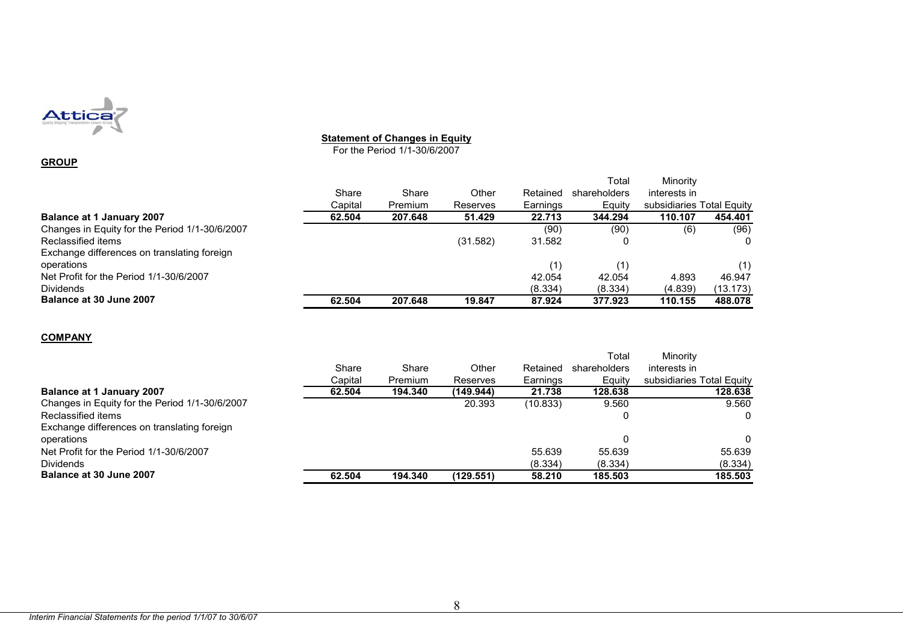## Statement of Changes in Equity

For the Period 1/1-30/6/2007

**GROUP**

| | Share Capital | Share Premium | Other Reserves | Retained Earnings | Total shareholders Equity | Minority interests in subsidiaries | Total Equity |
|---|---|---|---|---|---|---|---|
| **Balance at 1 January 2007** | **62.504** | **207.648** | **51.429** | **22.713** | **344.294** | **110.107** | **454.401** |
| Changes in Equity for the Period 1/1-30/6/2007 | | | | (90) | (90) | (6) | (96) |
| Reclassified items | | | (31.582) | 31.582 | 0 | | 0 |
| Exchange differences on translating foreign operations | | | | (1) | (1) | | (1) |
| Net Profit for the Period 1/1-30/6/2007 | | | | 42.054 | 42.054 | 4.893 | 46.947 |
| Dividends | | | | (8.334) | (8.334) | (4.839) | (13.173) |
| **Balance at 30 June 2007** | **62.504** | **207.648** | **19.847** | **87.924** | **377.923** | **110.155** | **488.078** |

**COMPANY**

| | Share Capital | Share Premium | Other Reserves | Retained Earnings | Total shareholders Equity | Minority interests in subsidiaries | Total Equity |
|---|---|---|---|---|---|---|---|
| **Balance at 1 January 2007** | **62.504** | **194.340** | **(149.944)** | **21.738** | **128.638** | | **128.638** |
| Changes in Equity for the Period 1/1-30/6/2007 | | | 20.393 | (10.833) | 9.560 | | 9.560 |
| Reclassified items | | | | | 0 | | 0 |
| Exchange differences on translating foreign operations | | | | | 0 | | 0 |
| Net Profit for the Period 1/1-30/6/2007 | | | | 55.639 | 55.639 | | 55.639 |
| Dividends | | | | (8.334) | (8.334) | | (8.334) |
| **Balance at 30 June 2007** | **62.504** | **194.340** | **(129.551)** | **58.210** | **185.503** | | **185.503** |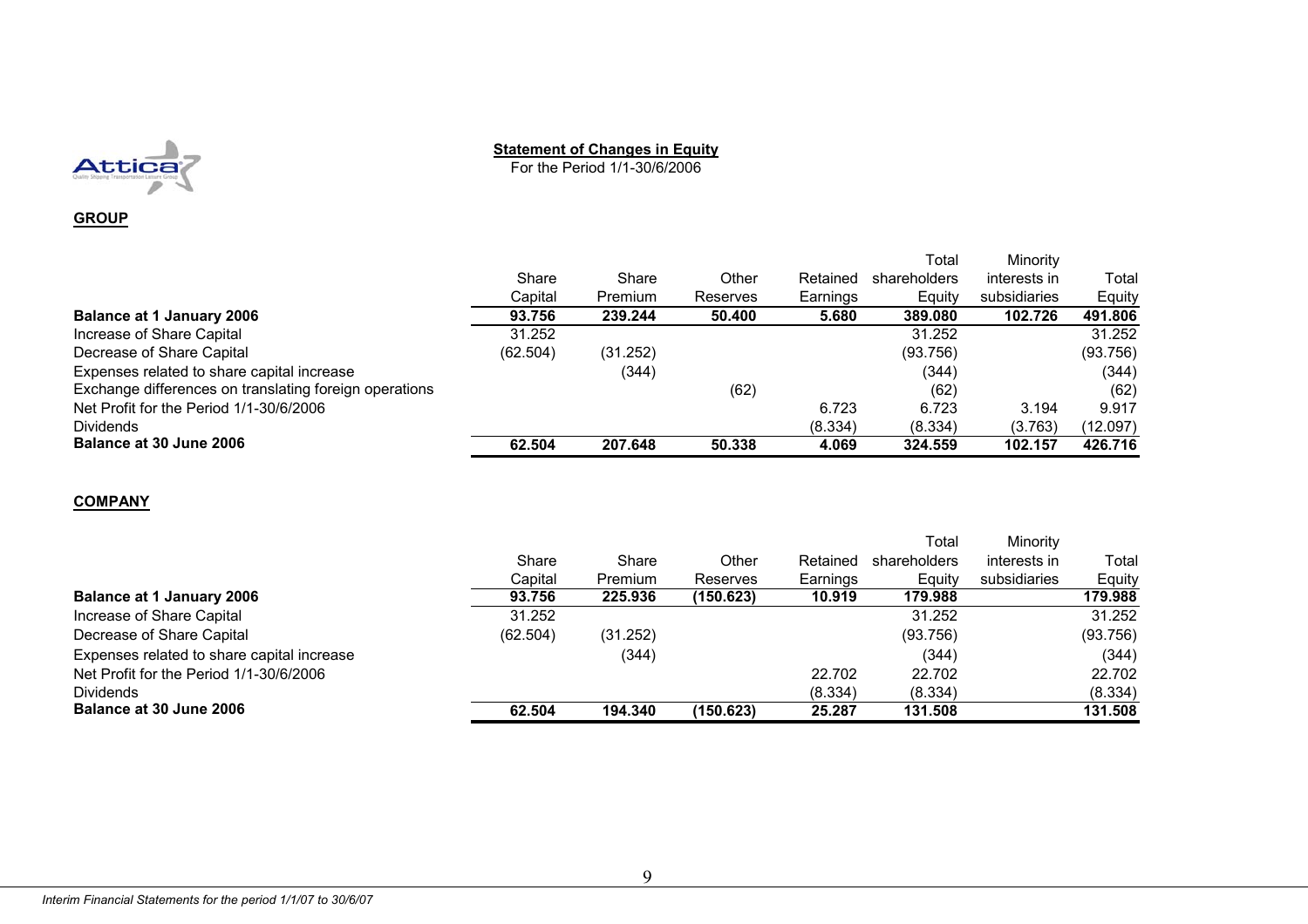## Statement of Changes in Equity

For the Period 1/1-30/6/2006

**GROUP**

| | Share Capital | Share Premium | Other Reserves | Retained Earnings | Total shareholders Equity | Minority interests in subsidiaries | Total Equity |
|---|---|---|---|---|---|---|---|
| **Balance at 1 January 2006** | **93.756** | **239.244** | **50.400** | **5.680** | **389.080** | **102.726** | **491.806** |
| Increase of Share Capital | 31.252 | | | | 31.252 | | 31.252 |
| Decrease of Share Capital | (62.504) | (31.252) | | | (93.756) | | (93.756) |
| Expenses related to share capital increase | | (344) | | | (344) | | (344) |
| Exchange differences on translating foreign operations | | | (62) | | (62) | | (62) |
| Net Profit for the Period 1/1-30/6/2006 | | | | 6.723 | 6.723 | 3.194 | 9.917 |
| Dividends | | | | (8.334) | (8.334) | (3.763) | (12.097) |
| **Balance at 30 June 2006** | **62.504** | **207.648** | **50.338** | **4.069** | **324.559** | **102.157** | **426.716** |

**COMPANY**

| | Share Capital | Share Premium | Other Reserves | Retained Earnings | Total shareholders Equity | Minority interests in subsidiaries | Total Equity |
|---|---|---|---|---|---|---|---|
| **Balance at 1 January 2006** | **93.756** | **225.936** | **(150.623)** | **10.919** | **179.988** | | **179.988** |
| Increase of Share Capital | 31.252 | | | | 31.252 | | 31.252 |
| Decrease of Share Capital | (62.504) | (31.252) | | | (93.756) | | (93.756) |
| Expenses related to share capital increase | | (344) | | | (344) | | (344) |
| Net Profit for the Period 1/1-30/6/2006 | | | | 22.702 | 22.702 | | 22.702 |
| Dividends | | | | (8.334) | (8.334) | | (8.334) |
| **Balance at 30 June 2006** | **62.504** | **194.340** | **(150.623)** | **25.287** | **131.508** | | **131.508** |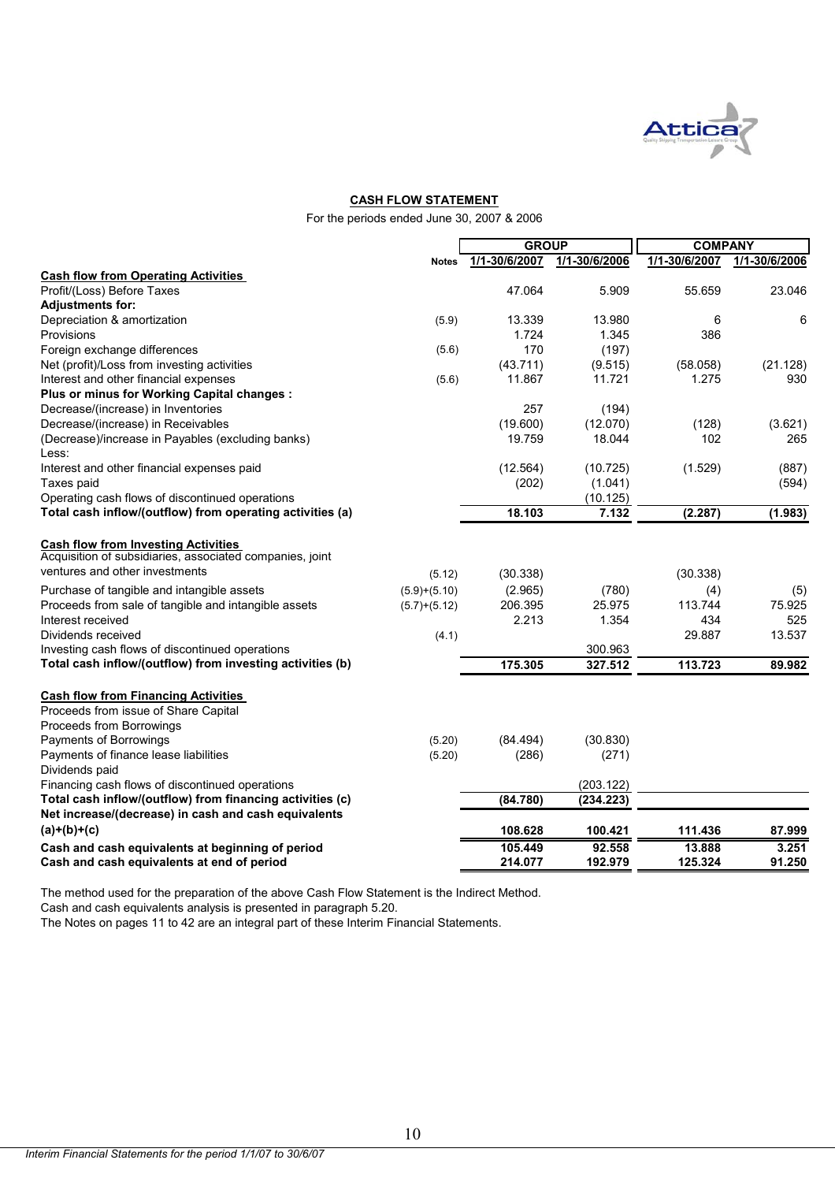## CASH FLOW STATEMENT

For the periods ended June 30, 2007 & 2006

| | Notes | GROUP | | COMPANY | |
|---|---|---|---|---|---|
| | | 1/1-30/6/2007 | 1/1-30/6/2006 | 1/1-30/6/2007 | 1/1-30/6/2006 |
| **Cash flow from Operating Activities** | | | | | |
| Profit/(Loss) Before Taxes | | 47.064 | 5.909 | 55.659 | 23.046 |
| **Adjustments for:** | | | | | |
| Depreciation & amortization | (5.9) | 13.339 | 13.980 | 6 | 6 |
| Provisions | | 1.724 | 1.345 | 386 | |
| Foreign exchange differences | (5.6) | 170 | (197) | | |
| Net (profit)/Loss from investing activities | | (43.711) | (9.515) | (58.058) | (21.128) |
| Interest and other financial expenses | (5.6) | 11.867 | 11.721 | 1.275 | 930 |
| **Plus or minus for Working Capital changes :** | | | | | |
| Decrease/(increase) in Inventories | | 257 | (194) | | |
| Decrease/(increase) in Receivables | | (19.600) | (12.070) | (128) | (3.621) |
| (Decrease)/increase in Payables (excluding banks) | | 19.759 | 18.044 | 102 | 265 |
| Less: | | | | | |
| Interest and other financial expenses paid | | (12.564) | (10.725) | (1.529) | (887) |
| Taxes paid | | (202) | (1.041) | | (594) |
| Operating cash flows of discontinued operations | | | (10.125) | | |
| **Total cash inflow/(outflow) from operating activities (a)** | | **18.103** | **7.132** | **(2.287)** | **(1.983)** |
| **Cash flow from Investing Activities** | | | | | |
| Acquisition of subsidiaries, associated companies, joint ventures and other investments | (5.12) | (30.338) | | (30.338) | |
| Purchase of tangible and intangible assets | (5.9)+(5.10) | (2.965) | (780) | (4) | (5) |
| Proceeds from sale of tangible and intangible assets | (5.7)+(5.12) | 206.395 | 25.975 | 113.744 | 75.925 |
| Interest received | | 2.213 | 1.354 | 434 | 525 |
| Dividends received | (4.1) | | | 29.887 | 13.537 |
| Investing cash flows of discontinued operations | | | 300.963 | | |
| **Total cash inflow/(outflow) from investing activities (b)** | | **175.305** | **327.512** | **113.723** | **89.982** |
| **Cash flow from Financing Activities** | | | | | |
| Proceeds from issue of Share Capital | | | | | |
| Proceeds from Borrowings | | | | | |
| Payments of Borrowings | (5.20) | (84.494) | (30.830) | | |
| Payments of finance lease liabilities | (5.20) | (286) | (271) | | |
| Dividends paid | | | | | |
| Financing cash flows of discontinued operations | | | (203.122) | | |
| **Total cash inflow/(outflow) from financing activities (c)** | | **(84.780)** | **(234.223)** | | |
| **Net increase/(decrease) in cash and cash equivalents (a)+(b)+(c)** | | **108.628** | **100.421** | **111.436** | **87.999** |
| **Cash and cash equivalents at beginning of period** | | **105.449** | **92.558** | **13.888** | **3.251** |
| **Cash and cash equivalents at end of period** | | **214.077** | **192.979** | **125.324** | **91.250** |

The method used for the preparation of the above Cash Flow Statement is the Indirect Method.
Cash and cash equivalents analysis is presented in paragraph 5.20.
The Notes on pages 11 to 42 are an integral part of these Interim Financial Statements.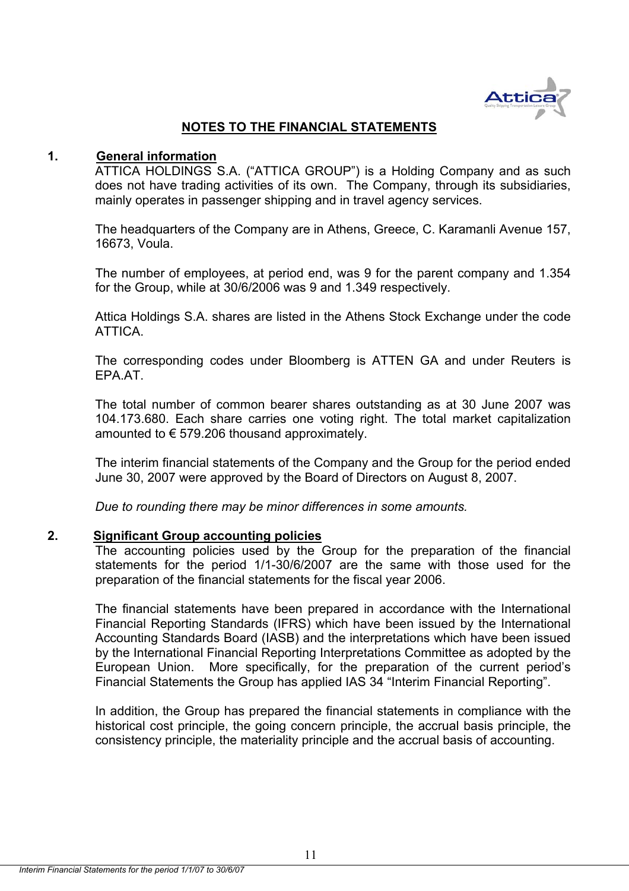# NOTES TO THE FINANCIAL STATEMENTS

## 1. General information

ATTICA HOLDINGS S.A. ("ATTICA GROUP") is a Holding Company and as such does not have trading activities of its own. The Company, through its subsidiaries, mainly operates in passenger shipping and in travel agency services.

The headquarters of the Company are in Athens, Greece, C. Karamanli Avenue 157, 16673, Voula.

The number of employees, at period end, was 9 for the parent company and 1.354 for the Group, while at 30/6/2006 was 9 and 1.349 respectively.

Attica Holdings S.A. shares are listed in the Athens Stock Exchange under the code ATTICA.

The corresponding codes under Bloomberg is ATTEN GA and under Reuters is EPA.AT.

The total number of common bearer shares outstanding as at 30 June 2007 was 104.173.680. Each share carries one voting right. The total market capitalization amounted to € 579.206 thousand approximately.

The interim financial statements of the Company and the Group for the period ended June 30, 2007 were approved by the Board of Directors on August 8, 2007.

*Due to rounding there may be minor differences in some amounts.*

## 2. Significant Group accounting policies

The accounting policies used by the Group for the preparation of the financial statements for the period 1/1-30/6/2007 are the same with those used for the preparation of the financial statements for the fiscal year 2006.

The financial statements have been prepared in accordance with the International Financial Reporting Standards (IFRS) which have been issued by the International Accounting Standards Board (IASB) and the interpretations which have been issued by the International Financial Reporting Interpretations Committee as adopted by the European Union. More specifically, for the preparation of the current period's Financial Statements the Group has applied IAS 34 "Interim Financial Reporting".

In addition, the Group has prepared the financial statements in compliance with the historical cost principle, the going concern principle, the accrual basis principle, the consistency principle, the materiality principle and the accrual basis of accounting.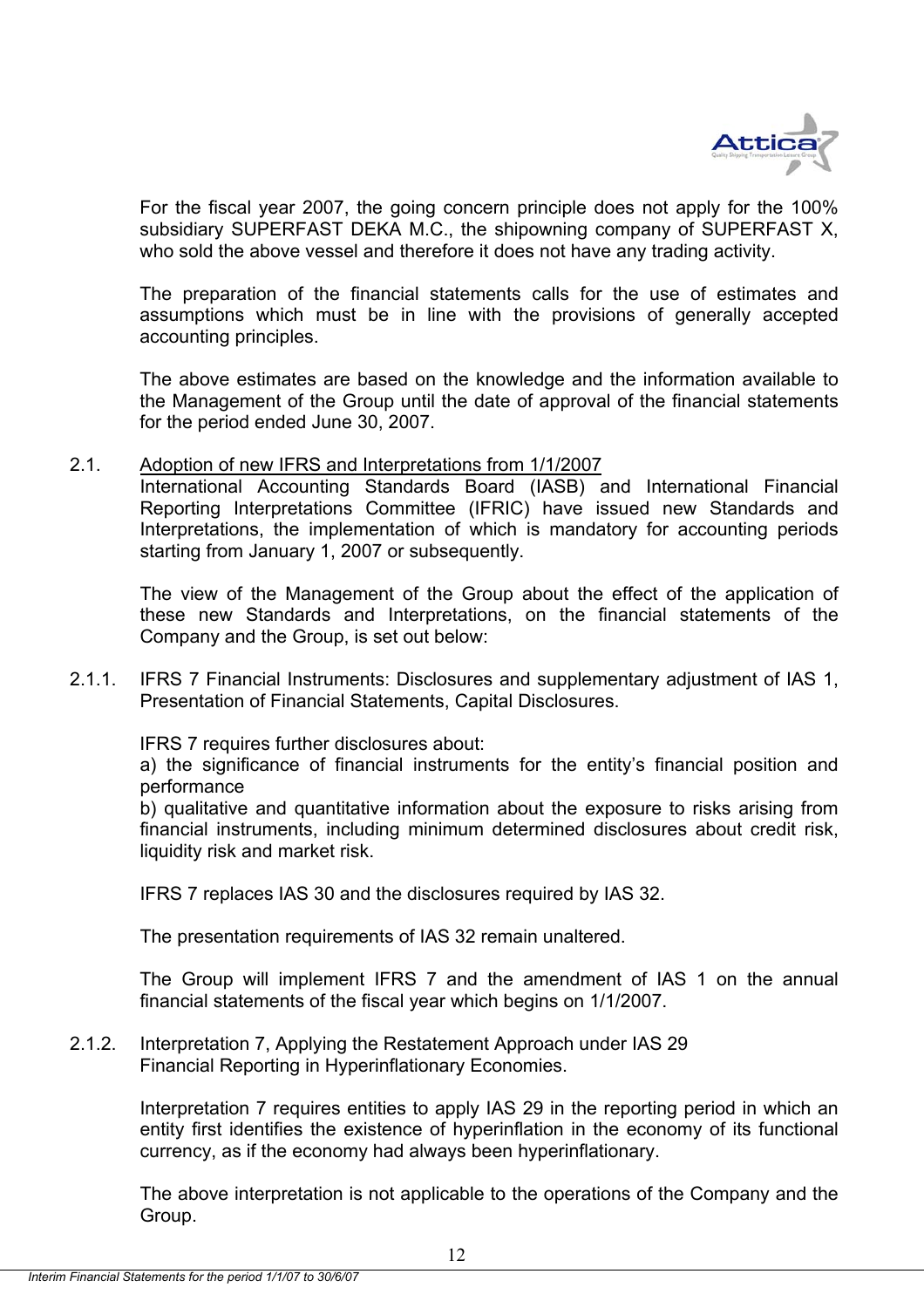For the fiscal year 2007, the going concern principle does not apply for the 100% subsidiary SUPERFAST DEKA M.C., the shipowning company of SUPERFAST X, who sold the above vessel and therefore it does not have any trading activity.

The preparation of the financial statements calls for the use of estimates and assumptions which must be in line with the provisions of generally accepted accounting principles.

The above estimates are based on the knowledge and the information available to the Management of the Group until the date of approval of the financial statements for the period ended June 30, 2007.

## 2.1. Adoption of new IFRS and Interpretations from 1/1/2007

International Accounting Standards Board (IASB) and International Financial Reporting Interpretations Committee (IFRIC) have issued new Standards and Interpretations, the implementation of which is mandatory for accounting periods starting from January 1, 2007 or subsequently.

The view of the Management of the Group about the effect of the application of these new Standards and Interpretations, on the financial statements of the Company and the Group, is set out below:

### 2.1.1. IFRS 7 Financial Instruments: Disclosures and supplementary adjustment of IAS 1, Presentation of Financial Statements, Capital Disclosures.

IFRS 7 requires further disclosures about:
a) the significance of financial instruments for the entity's financial position and performance
b) qualitative and quantitative information about the exposure to risks arising from financial instruments, including minimum determined disclosures about credit risk, liquidity risk and market risk.

IFRS 7 replaces IAS 30 and the disclosures required by IAS 32.

The presentation requirements of IAS 32 remain unaltered.

The Group will implement IFRS 7 and the amendment of IAS 1 on the annual financial statements of the fiscal year which begins on 1/1/2007.

### 2.1.2. Interpretation 7, Applying the Restatement Approach under IAS 29 Financial Reporting in Hyperinflationary Economies.

Interpretation 7 requires entities to apply IAS 29 in the reporting period in which an entity first identifies the existence of hyperinflation in the economy of its functional currency, as if the economy had always been hyperinflationary.

The above interpretation is not applicable to the operations of the Company and the Group.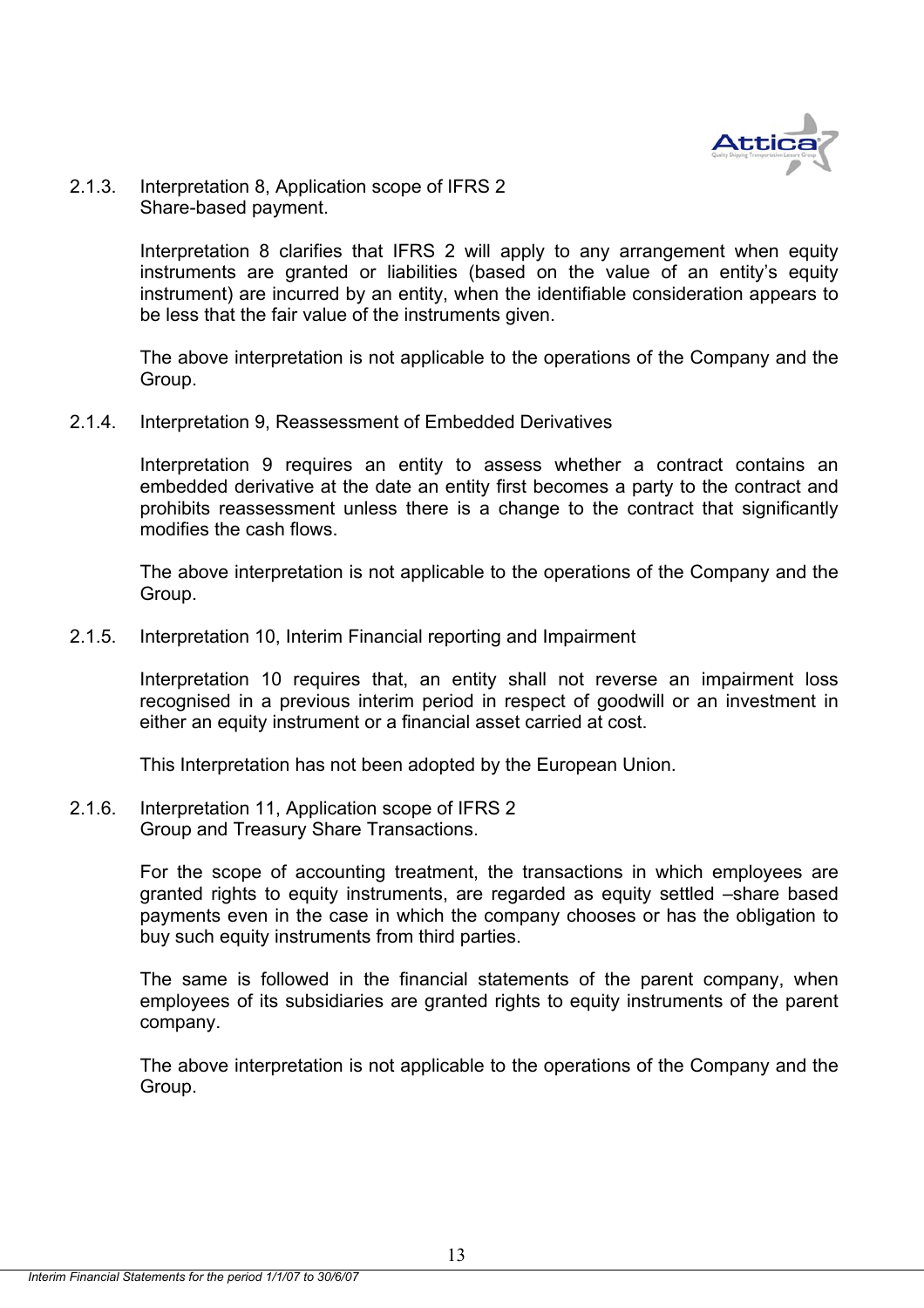### 2.1.3. Interpretation 8, Application scope of IFRS 2 Share-based payment.

Interpretation 8 clarifies that IFRS 2 will apply to any arrangement when equity instruments are granted or liabilities (based on the value of an entity's equity instrument) are incurred by an entity, when the identifiable consideration appears to be less that the fair value of the instruments given.

The above interpretation is not applicable to the operations of the Company and the Group.

### 2.1.4. Interpretation 9, Reassessment of Embedded Derivatives

Interpretation 9 requires an entity to assess whether a contract contains an embedded derivative at the date an entity first becomes a party to the contract and prohibits reassessment unless there is a change to the contract that significantly modifies the cash flows.

The above interpretation is not applicable to the operations of the Company and the Group.

### 2.1.5. Interpretation 10, Interim Financial reporting and Impairment

Interpretation 10 requires that, an entity shall not reverse an impairment loss recognised in a previous interim period in respect of goodwill or an investment in either an equity instrument or a financial asset carried at cost.

This Interpretation has not been adopted by the European Union.

### 2.1.6. Interpretation 11, Application scope of IFRS 2 Group and Treasury Share Transactions.

For the scope of accounting treatment, the transactions in which employees are granted rights to equity instruments, are regarded as equity settled –share based payments even in the case in which the company chooses or has the obligation to buy such equity instruments from third parties.

The same is followed in the financial statements of the parent company, when employees of its subsidiaries are granted rights to equity instruments of the parent company.

The above interpretation is not applicable to the operations of the Company and the Group.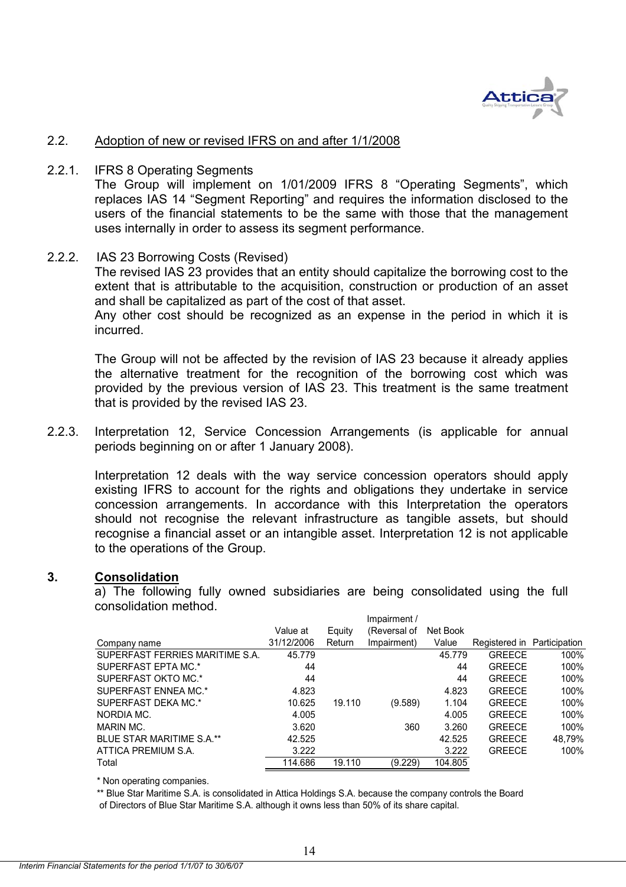## 2.2. Adoption of new or revised IFRS on and after 1/1/2008

### 2.2.1. IFRS 8 Operating Segments

The Group will implement on 1/01/2009 IFRS 8 "Operating Segments", which replaces IAS 14 "Segment Reporting" and requires the information disclosed to the users of the financial statements to be the same with those that the management uses internally in order to assess its segment performance.

### 2.2.2. IAS 23 Borrowing Costs (Revised)

The revised IAS 23 provides that an entity should capitalize the borrowing cost to the extent that is attributable to the acquisition, construction or production of an asset and shall be capitalized as part of the cost of that asset.
Any other cost should be recognized as an expense in the period in which it is incurred.

The Group will not be affected by the revision of IAS 23 because it already applies the alternative treatment for the recognition of the borrowing cost which was provided by the previous version of IAS 23. This treatment is the same treatment that is provided by the revised IAS 23.

### 2.2.3. Interpretation 12, Service Concession Arrangements (is applicable for annual periods beginning on or after 1 January 2008).

Interpretation 12 deals with the way service concession operators should apply existing IFRS to account for the rights and obligations they undertake in service concession arrangements. In accordance with this Interpretation the operators should not recognise the relevant infrastructure as tangible assets, but should recognise a financial asset or an intangible asset. Interpretation 12 is not applicable to the operations of the Group.

## 3. Consolidation

a) The following fully owned subsidiaries are being consolidated using the full consolidation method.

| Company name | Value at 31/12/2006 | Equity Return | Impairment / (Reversal of Impairment) | Net Book Value | Registered in | Participation |
|---|---|---|---|---|---|---|
| SUPERFAST FERRIES MARITIME S.A. | 45.779 | | | 45.779 | GREECE | 100% |
| SUPERFAST EPTA MC.* | 44 | | | 44 | GREECE | 100% |
| SUPERFAST OKTO MC.* | 44 | | | 44 | GREECE | 100% |
| SUPERFAST ENNEA MC.* | 4.823 | | | 4.823 | GREECE | 100% |
| SUPERFAST DEKA MC.* | 10.625 | 19.110 | (9.589) | 1.104 | GREECE | 100% |
| NORDIA MC. | 4.005 | | | 4.005 | GREECE | 100% |
| MARIN MC. | 3.620 | | 360 | 3.260 | GREECE | 100% |
| BLUE STAR MARITIME S.A.** | 42.525 | | | 42.525 | GREECE | 48,79% |
| ATTICA PREMIUM S.A. | 3.222 | | | 3.222 | GREECE | 100% |
| Total | 114.686 | 19.110 | (9.229) | 104.805 | | |

\* Non operating companies.

\*\* Blue Star Maritime S.A. is consolidated in Attica Holdings S.A. because the company controls the Board of Directors of Blue Star Maritime S.A. although it owns less than 50% of its share capital.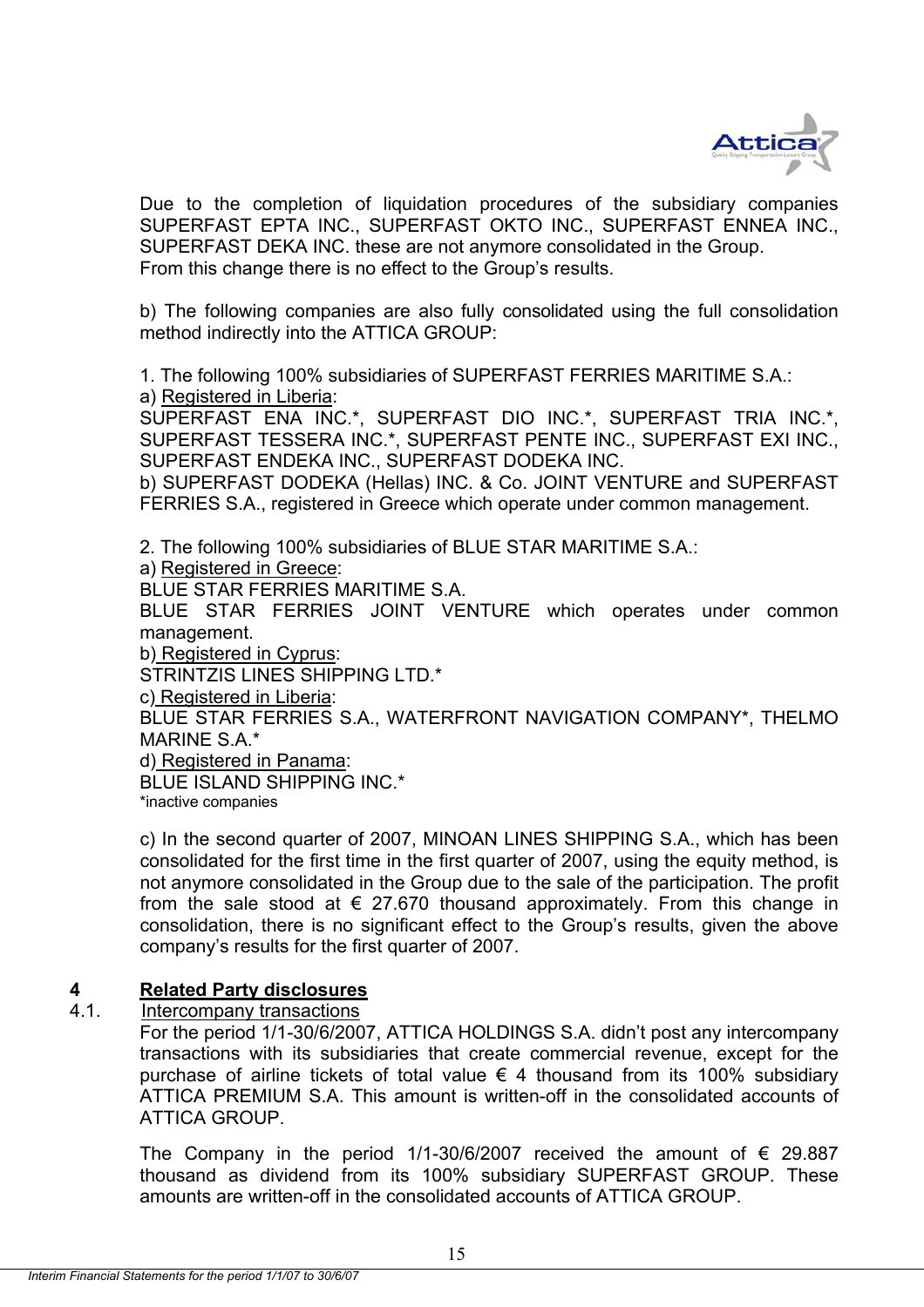Due to the completion of liquidation procedures of the subsidiary companies SUPERFAST EPTA INC., SUPERFAST OKTO INC., SUPERFAST ENNEA INC., SUPERFAST DEKA INC. these are not anymore consolidated in the Group.
From this change there is no effect to the Group's results.

b) The following companies are also fully consolidated using the full consolidation method indirectly into the ATTICA GROUP:

1. The following 100% subsidiaries of SUPERFAST FERRIES MARITIME S.A.:
a) Registered in Liberia:
SUPERFAST ENA INC.*, SUPERFAST DIO INC.*, SUPERFAST TRIA INC.*, SUPERFAST TESSERA INC.*, SUPERFAST PENTE INC., SUPERFAST EXI INC., SUPERFAST ENDEKA INC., SUPERFAST DODEKA INC.
b) SUPERFAST DODEKA (Hellas) INC. & Co. JOINT VENTURE and SUPERFAST FERRIES S.A., registered in Greece which operate under common management.

2. The following 100% subsidiaries of BLUE STAR MARITIME S.A.:
a) Registered in Greece:
BLUE STAR FERRIES MARITIME S.A.
BLUE STAR FERRIES JOINT VENTURE which operates under common management.
b) Registered in Cyprus:
STRINTZIS LINES SHIPPING LTD.*
c) Registered in Liberia:
BLUE STAR FERRIES S.A., WATERFRONT NAVIGATION COMPANY*, THELMO MARINE S.A.*
d) Registered in Panama:
BLUE ISLAND SHIPPING INC.*
*inactive companies

c) In the second quarter of 2007, MINOAN LINES SHIPPING S.A., which has been consolidated for the first time in the first quarter of 2007, using the equity method, is not anymore consolidated in the Group due to the sale of the participation. The profit from the sale stood at € 27.670 thousand approximately. From this change in consolidation, there is no significant effect to the Group's results, given the above company's results for the first quarter of 2007.

## 4 Related Party disclosures

### 4.1. Intercompany transactions

For the period 1/1-30/6/2007, ATTICA HOLDINGS S.A. didn't post any intercompany transactions with its subsidiaries that create commercial revenue, except for the purchase of airline tickets of total value € 4 thousand from its 100% subsidiary ATTICA PREMIUM S.A. This amount is written-off in the consolidated accounts of ATTICA GROUP.

The Company in the period 1/1-30/6/2007 received the amount of € 29.887 thousand as dividend from its 100% subsidiary SUPERFAST GROUP. These amounts are written-off in the consolidated accounts of ATTICA GROUP.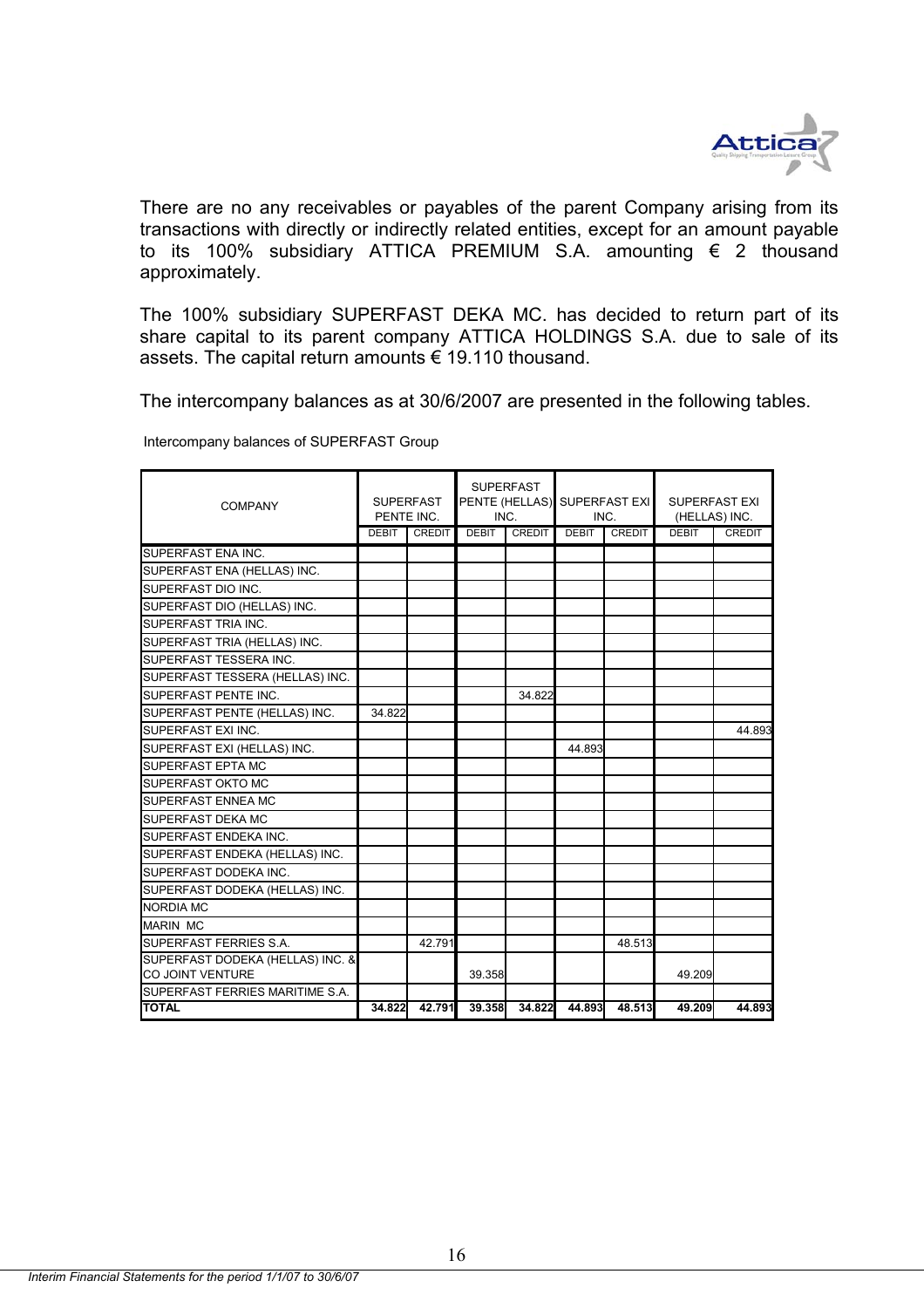There are no any receivables or payables of the parent Company arising from its transactions with directly or indirectly related entities, except for an amount payable to its 100% subsidiary ATTICA PREMIUM S.A. amounting € 2 thousand approximately.

The 100% subsidiary SUPERFAST DEKA MC. has decided to return part of its share capital to its parent company ATTICA HOLDINGS S.A. due to sale of its assets. The capital return amounts € 19.110 thousand.

The intercompany balances as at 30/6/2007 are presented in the following tables.

Intercompany balances of SUPERFAST Group

| COMPANY | SUPERFAST PENTE INC. | | SUPERFAST PENTE (HELLAS) INC. | | SUPERFAST EXI INC. | | SUPERFAST EXI (HELLAS) INC. | |
|---|---|---|---|---|---|---|---|---|
| | DEBIT | CREDIT | DEBIT | CREDIT | DEBIT | CREDIT | DEBIT | CREDIT |
| SUPERFAST ENA INC. | | | | | | | | |
| SUPERFAST ENA (HELLAS) INC. | | | | | | | | |
| SUPERFAST DIO INC. | | | | | | | | |
| SUPERFAST DIO (HELLAS) INC. | | | | | | | | |
| SUPERFAST TRIA INC. | | | | | | | | |
| SUPERFAST TRIA (HELLAS) INC. | | | | | | | | |
| SUPERFAST TESSERA INC. | | | | | | | | |
| SUPERFAST TESSERA (HELLAS) INC. | | | | | | | | |
| SUPERFAST PENTE INC. | | | | 34.822 | | | | |
| SUPERFAST PENTE (HELLAS) INC. | 34.822 | | | | | | | |
| SUPERFAST EXI INC. | | | | | | | | 44.893 |
| SUPERFAST EXI (HELLAS) INC. | | | | | 44.893 | | | |
| SUPERFAST EPTA MC | | | | | | | | |
| SUPERFAST OKTO MC | | | | | | | | |
| SUPERFAST ENNEA MC | | | | | | | | |
| SUPERFAST DEKA MC | | | | | | | | |
| SUPERFAST ENDEKA INC. | | | | | | | | |
| SUPERFAST ENDEKA (HELLAS) INC. | | | | | | | | |
| SUPERFAST DODEKA INC. | | | | | | | | |
| SUPERFAST DODEKA (HELLAS) INC. | | | | | | | | |
| NORDIA MC | | | | | | | | |
| MARIN MC | | | | | | | | |
| SUPERFAST FERRIES S.A. | | 42.791 | | | | 48.513 | | |
| SUPERFAST DODEKA (HELLAS) INC. & CO JOINT VENTURE | | | 39.358 | | | | 49.209 | |
| SUPERFAST FERRIES MARITIME S.A. | | | | | | | | |
| **TOTAL** | **34.822** | **42.791** | **39.358** | **34.822** | **44.893** | **48.513** | **49.209** | **44.893** |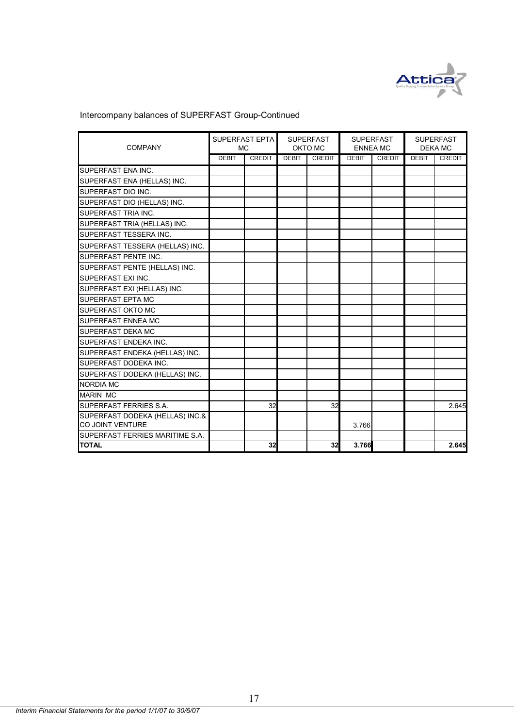Intercompany balances of SUPERFAST Group-Continued

| COMPANY | SUPERFAST EPTA MC | | SUPERFAST OKTO MC | | SUPERFAST ENNEA MC | | SUPERFAST DEKA MC | |
|---|---|---|---|---|---|---|---|---|
| | DEBIT | CREDIT | DEBIT | CREDIT | DEBIT | CREDIT | DEBIT | CREDIT |
| SUPERFAST ENA INC. | | | | | | | | |
| SUPERFAST ENA (HELLAS) INC. | | | | | | | | |
| SUPERFAST DIO INC. | | | | | | | | |
| SUPERFAST DIO (HELLAS) INC. | | | | | | | | |
| SUPERFAST TRIA INC. | | | | | | | | |
| SUPERFAST TRIA (HELLAS) INC. | | | | | | | | |
| SUPERFAST TESSERA INC. | | | | | | | | |
| SUPERFAST TESSERA (HELLAS) INC. | | | | | | | | |
| SUPERFAST PENTE INC. | | | | | | | | |
| SUPERFAST PENTE (HELLAS) INC. | | | | | | | | |
| SUPERFAST EXI INC. | | | | | | | | |
| SUPERFAST EXI (HELLAS) INC. | | | | | | | | |
| SUPERFAST EPTA MC | | | | | | | | |
| SUPERFAST OKTO MC | | | | | | | | |
| SUPERFAST ENNEA MC | | | | | | | | |
| SUPERFAST DEKA MC | | | | | | | | |
| SUPERFAST ENDEKA INC. | | | | | | | | |
| SUPERFAST ENDEKA (HELLAS) INC. | | | | | | | | |
| SUPERFAST DODEKA INC. | | | | | | | | |
| SUPERFAST DODEKA (HELLAS) INC. | | | | | | | | |
| NORDIA MC | | | | | | | | |
| MARIN MC | | | | | | | | |
| SUPERFAST FERRIES S.A. | | 32 | | 32 | | | | 2.645 |
| SUPERFAST DODEKA (HELLAS) INC.& CO JOINT VENTURE | | | | | 3.766 | | | |
| SUPERFAST FERRIES MARITIME S.A. | | | | | | | | |
| **TOTAL** | | **32** | | **32** | **3.766** | | | **2.645** |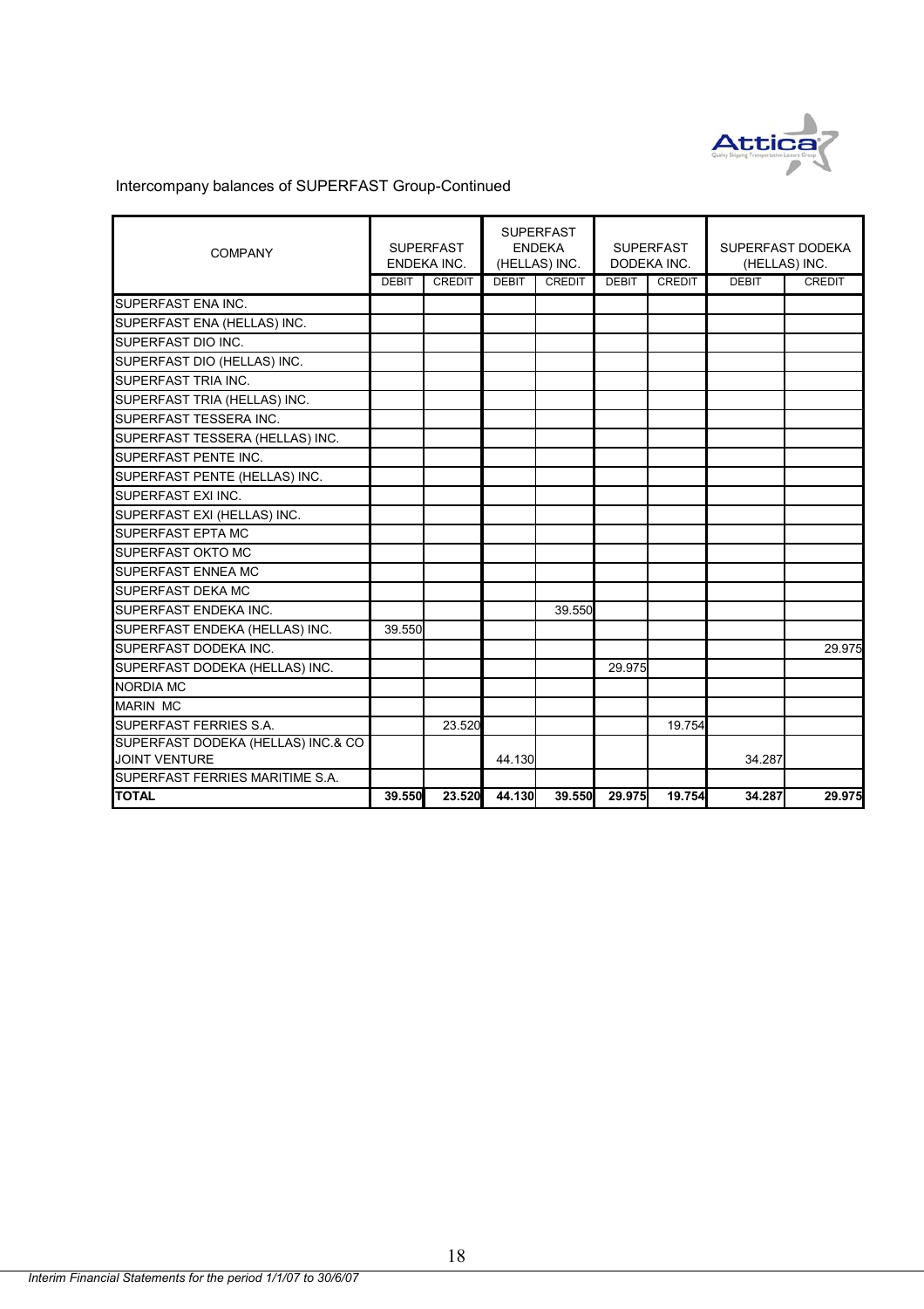Intercompany balances of SUPERFAST Group-Continued

| COMPANY | SUPERFAST ENDEKA INC. | | SUPERFAST ENDEKA (HELLAS) INC. | | SUPERFAST DODEKA INC. | | SUPERFAST DODEKA (HELLAS) INC. | |
|---|---|---|---|---|---|---|---|---|
| | DEBIT | CREDIT | DEBIT | CREDIT | DEBIT | CREDIT | DEBIT | CREDIT |
| SUPERFAST ENA INC. | | | | | | | | |
| SUPERFAST ENA (HELLAS) INC. | | | | | | | | |
| SUPERFAST DIO INC. | | | | | | | | |
| SUPERFAST DIO (HELLAS) INC. | | | | | | | | |
| SUPERFAST TRIA INC. | | | | | | | | |
| SUPERFAST TRIA (HELLAS) INC. | | | | | | | | |
| SUPERFAST TESSERA INC. | | | | | | | | |
| SUPERFAST TESSERA (HELLAS) INC. | | | | | | | | |
| SUPERFAST PENTE INC. | | | | | | | | |
| SUPERFAST PENTE (HELLAS) INC. | | | | | | | | |
| SUPERFAST EXI INC. | | | | | | | | |
| SUPERFAST EXI (HELLAS) INC. | | | | | | | | |
| SUPERFAST EPTA MC | | | | | | | | |
| SUPERFAST OKTO MC | | | | | | | | |
| SUPERFAST ENNEA MC | | | | | | | | |
| SUPERFAST DEKA MC | | | | | | | | |
| SUPERFAST ENDEKA INC. | | | | 39.550 | | | | |
| SUPERFAST ENDEKA (HELLAS) INC. | 39.550 | | | | | | | |
| SUPERFAST DODEKA INC. | | | | | | | | 29.975 |
| SUPERFAST DODEKA (HELLAS) INC. | | | | | 29.975 | | | |
| NORDIA MC | | | | | | | | |
| MARIN MC | | | | | | | | |
| SUPERFAST FERRIES S.A. | | 23.520 | | | | 19.754 | | |
| SUPERFAST DODEKA (HELLAS) INC.& CO JOINT VENTURE | | | 44.130 | | | | 34.287 | |
| SUPERFAST FERRIES MARITIME S.A. | | | | | | | | |
| **TOTAL** | **39.550** | **23.520** | **44.130** | **39.550** | **29.975** | **19.754** | **34.287** | **29.975** |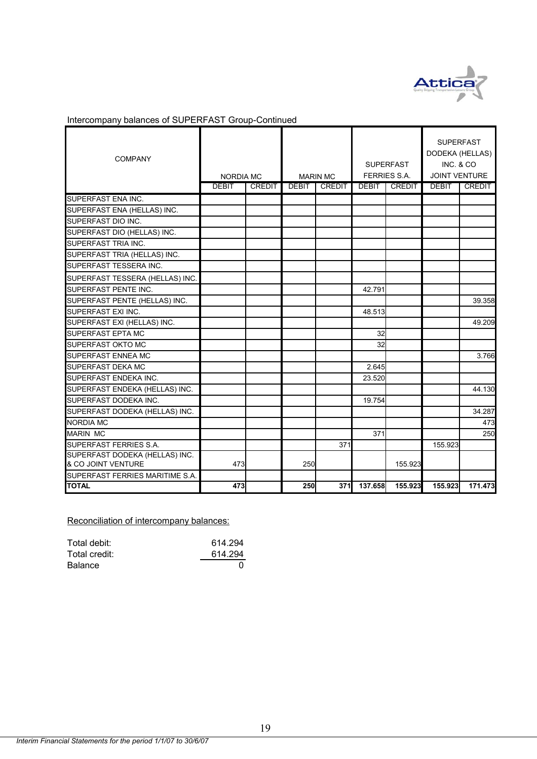Intercompany balances of SUPERFAST Group-Continued

| COMPANY | NORDIA MC | | MARIN MC | | SUPERFAST FERRIES S.A. | | SUPERFAST DODEKA (HELLAS) INC. & CO JOINT VENTURE | |
|---|---|---|---|---|---|---|---|---|
| | DEBIT | CREDIT | DEBIT | CREDIT | DEBIT | CREDIT | DEBIT | CREDIT |
| SUPERFAST ENA INC. | | | | | | | | |
| SUPERFAST ENA (HELLAS) INC. | | | | | | | | |
| SUPERFAST DIO INC. | | | | | | | | |
| SUPERFAST DIO (HELLAS) INC. | | | | | | | | |
| SUPERFAST TRIA INC. | | | | | | | | |
| SUPERFAST TRIA (HELLAS) INC. | | | | | | | | |
| SUPERFAST TESSERA INC. | | | | | | | | |
| SUPERFAST TESSERA (HELLAS) INC. | | | | | | | | |
| SUPERFAST PENTE INC. | | | | | 42.791 | | | |
| SUPERFAST PENTE (HELLAS) INC. | | | | | | | | 39.358 |
| SUPERFAST EXI INC. | | | | | 48.513 | | | |
| SUPERFAST EXI (HELLAS) INC. | | | | | | | | 49.209 |
| SUPERFAST EPTA MC | | | | | 32 | | | |
| SUPERFAST OKTO MC | | | | | 32 | | | |
| SUPERFAST ENNEA MC | | | | | | | | 3.766 |
| SUPERFAST DEKA MC | | | | | 2.645 | | | |
| SUPERFAST ENDEKA INC. | | | | | 23.520 | | | |
| SUPERFAST ENDEKA (HELLAS) INC. | | | | | | | | 44.130 |
| SUPERFAST DODEKA INC. | | | | | 19.754 | | | |
| SUPERFAST DODEKA (HELLAS) INC. | | | | | | | | 34.287 |
| NORDIA MC | | | | | | | | 473 |
| MARIN MC | | | | | 371 | | | 250 |
| SUPERFAST FERRIES S.A. | | | | 371 | | | 155.923 | |
| SUPERFAST DODEKA (HELLAS) INC. & CO JOINT VENTURE | 473 | | 250 | | | 155.923 | | |
| SUPERFAST FERRIES MARITIME S.A. | | | | | | | | |
| **TOTAL** | **473** | | **250** | **371** | **137.658** | **155.923** | **155.923** | **171.473** |

Reconciliation of intercompany balances:

| | |
|---|---|
| Total debit: | 614.294 |
| Total credit: | 614.294 |
| Balance | 0 |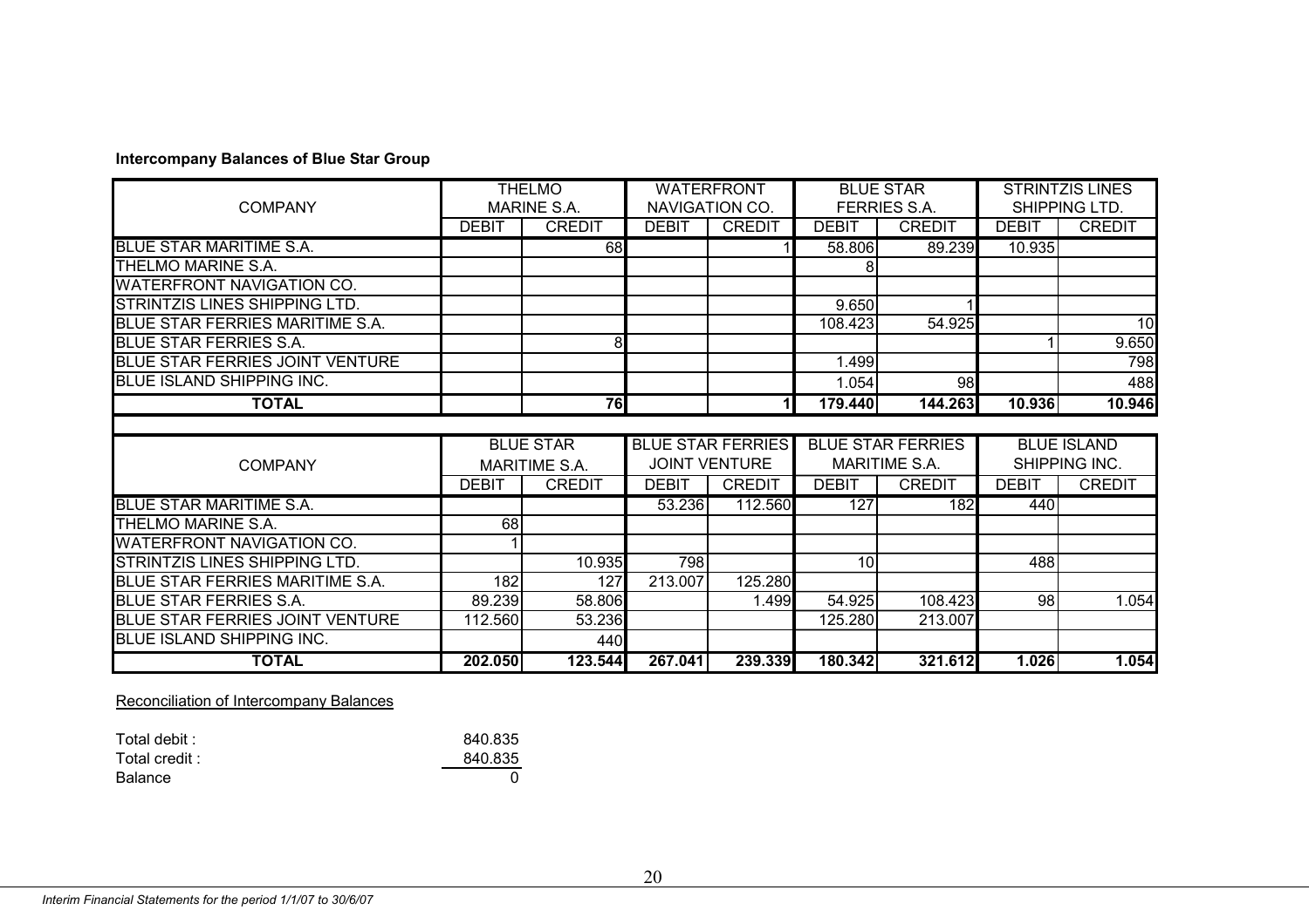**Intercompany Balances of Blue Star Group**

| COMPANY | THELMO MARINE S.A. | | WATERFRONT NAVIGATION CO. | | BLUE STAR FERRIES S.A. | | STRINTZIS LINES SHIPPING LTD. | |
|---|---|---|---|---|---|---|---|---|
| | DEBIT | CREDIT | DEBIT | CREDIT | DEBIT | CREDIT | DEBIT | CREDIT |
| BLUE STAR MARITIME S.A. | | 68 | | 1 | 58.806 | 89.239 | 10.935 | |
| THELMO MARINE S.A. | | | | | 8 | | | |
| WATERFRONT NAVIGATION CO. | | | | | | | | |
| STRINTZIS LINES SHIPPING LTD. | | | | | 9.650 | 1 | | |
| BLUE STAR FERRIES MARITIME S.A. | | | | | 108.423 | 54.925 | | 10 |
| BLUE STAR FERRIES S.A. | | 8 | | | | | 1 | 9.650 |
| BLUE STAR FERRIES JOINT VENTURE | | | | | 1.499 | | | 798 |
| BLUE ISLAND SHIPPING INC. | | | | | 1.054 | 98 | | 488 |
| **TOTAL** | | **76** | | **1** | **179.440** | **144.263** | **10.936** | **10.946** |

| COMPANY | BLUE STAR MARITIME S.A. | | BLUE STAR FERRIES JOINT VENTURE | | BLUE STAR FERRIES MARITIME S.A. | | BLUE ISLAND SHIPPING INC. | |
|---|---|---|---|---|---|---|---|---|
| | DEBIT | CREDIT | DEBIT | CREDIT | DEBIT | CREDIT | DEBIT | CREDIT |
| BLUE STAR MARITIME S.A. | | | 53.236 | 112.560 | 127 | 182 | 440 | |
| THELMO MARINE S.A. | 68 | | | | | | | |
| WATERFRONT NAVIGATION CO. | 1 | | | | | | | |
| STRINTZIS LINES SHIPPING LTD. | | 10.935 | 798 | | 10 | | 488 | |
| BLUE STAR FERRIES MARITIME S.A. | 182 | 127 | 213.007 | 125.280 | | | | |
| BLUE STAR FERRIES S.A. | 89.239 | 58.806 | | 1.499 | 54.925 | 108.423 | 98 | 1.054 |
| BLUE STAR FERRIES JOINT VENTURE | 112.560 | 53.236 | | | 125.280 | 213.007 | | |
| BLUE ISLAND SHIPPING INC. | | 440 | | | | | | |
| **TOTAL** | **202.050** | **123.544** | **267.041** | **239.339** | **180.342** | **321.612** | **1.026** | **1.054** |

Reconciliation of Intercompany Balances

| | |
|---|---|
| Total debit : | 840.835 |
| Total credit : | 840.835 |
| Balance | 0 |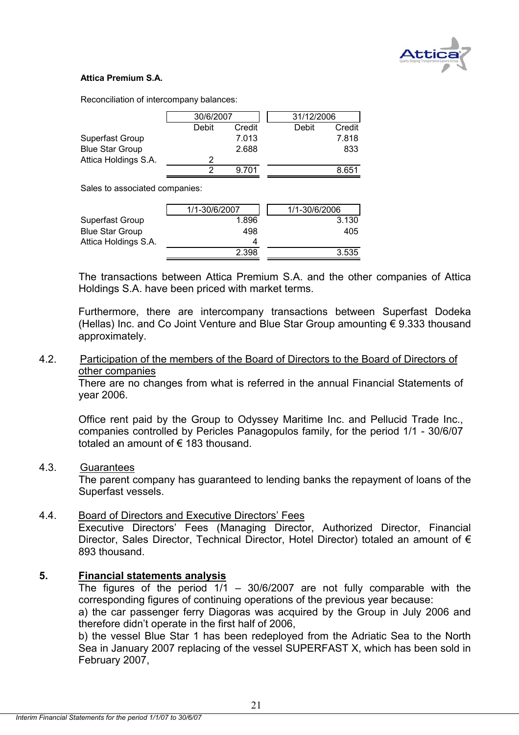**Attica Premium S.A.**

Reconciliation of intercompany balances:

| | 30/6/2007 | | 31/12/2006 | |
|---|---|---|---|---|
| | Debit | Credit | Debit | Credit |
| Superfast Group | | 7.013 | | 7.818 |
| Blue Star Group | | 2.688 | | 833 |
| Attica Holdings S.A. | 2 | | | |
| | 2 | 9.701 | | 8.651 |

Sales to associated companies:

| | 1/1-30/6/2007 | 1/1-30/6/2006 |
|---|---|---|
| Superfast Group | 1.896 | 3.130 |
| Blue Star Group | 498 | 405 |
| Attica Holdings S.A. | 4 | |
| | 2.398 | 3.535 |

The transactions between Attica Premium S.A. and the other companies of Attica Holdings S.A. have been priced with market terms.

Furthermore, there are intercompany transactions between Superfast Dodeka (Hellas) Inc. and Co Joint Venture and Blue Star Group amounting € 9.333 thousand approximately.

4.2. Participation of the members of the Board of Directors to the Board of Directors of other companies

There are no changes from what is referred in the annual Financial Statements of year 2006.

Office rent paid by the Group to Odyssey Maritime Inc. and Pellucid Trade Inc., companies controlled by Pericles Panagopulos family, for the period 1/1 - 30/6/07 totaled an amount of € 183 thousand.

4.3. Guarantees

The parent company has guaranteed to lending banks the repayment of loans of the Superfast vessels.

4.4. Board of Directors and Executive Directors' Fees

Executive Directors' Fees (Managing Director, Authorized Director, Financial Director, Sales Director, Technical Director, Hotel Director) totaled an amount of € 893 thousand.

## 5. Financial statements analysis

The figures of the period 1/1 – 30/6/2007 are not fully comparable with the corresponding figures of continuing operations of the previous year because:

a) the car passenger ferry Diagoras was acquired by the Group in July 2006 and therefore didn't operate in the first half of 2006,

b) the vessel Blue Star 1 has been redeployed from the Adriatic Sea to the North Sea in January 2007 replacing of the vessel SUPERFAST X, which has been sold in February 2007,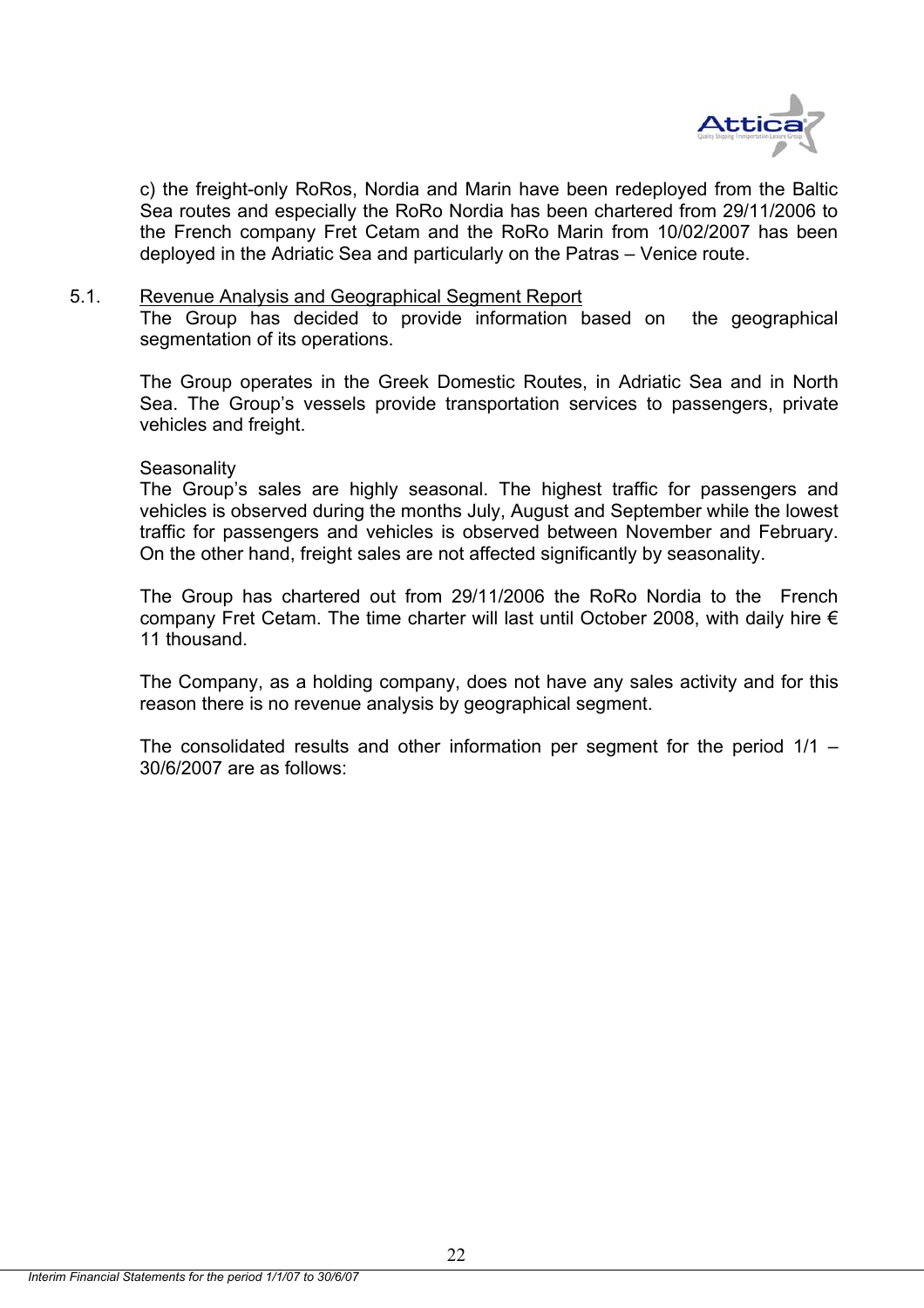c) the freight-only RoRos, Nordia and Marin have been redeployed from the Baltic Sea routes and especially the RoRo Nordia has been chartered from 29/11/2006 to the French company Fret Cetam and the RoRo Marin from 10/02/2007 has been deployed in the Adriatic Sea and particularly on the Patras – Venice route.

## 5.1. Revenue Analysis and Geographical Segment Report

The Group has decided to provide information based on the geographical segmentation of its operations.

The Group operates in the Greek Domestic Routes, in Adriatic Sea and in North Sea. The Group's vessels provide transportation services to passengers, private vehicles and freight.

Seasonality

The Group's sales are highly seasonal. The highest traffic for passengers and vehicles is observed during the months July, August and September while the lowest traffic for passengers and vehicles is observed between November and February. On the other hand, freight sales are not affected significantly by seasonality.

The Group has chartered out from 29/11/2006 the RoRo Nordia to the French company Fret Cetam. The time charter will last until October 2008, with daily hire € 11 thousand.

The Company, as a holding company, does not have any sales activity and for this reason there is no revenue analysis by geographical segment.

The consolidated results and other information per segment for the period 1/1 – 30/6/2007 are as follows: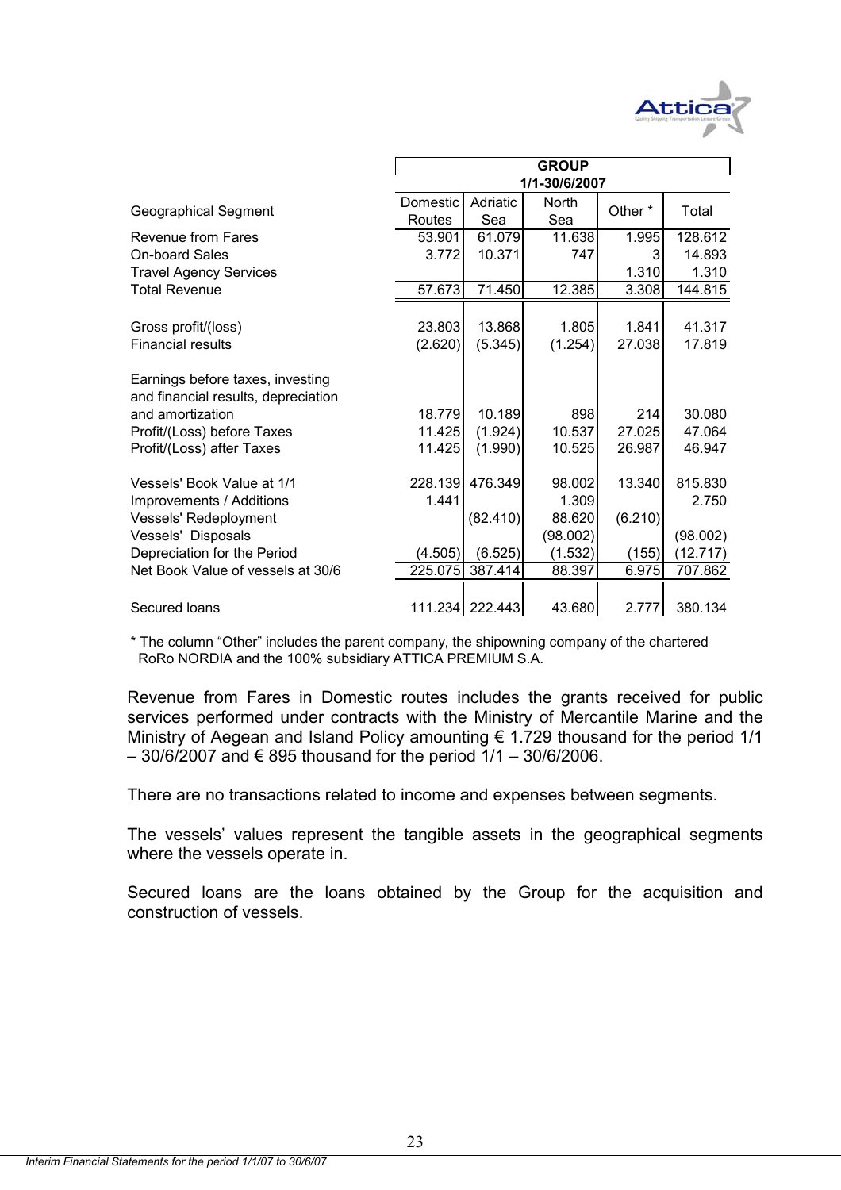| Geographical Segment | GROUP 1/1-30/6/2007 | | | | |
|---|---|---|---|---|---|
| | Domestic Routes | Adriatic Sea | North Sea | Other * | Total |
| Revenue from Fares | 53.901 | 61.079 | 11.638 | 1.995 | 128.612 |
| On-board Sales | 3.772 | 10.371 | 747 | 3 | 14.893 |
| Travel Agency Services | | | | 1.310 | 1.310 |
| Total Revenue | 57.673 | 71.450 | 12.385 | 3.308 | 144.815 |
| Gross profit/(loss) | 23.803 | 13.868 | 1.805 | 1.841 | 41.317 |
| Financial results | (2.620) | (5.345) | (1.254) | 27.038 | 17.819 |
| Earnings before taxes, investing and financial results, depreciation and amortization | 18.779 | 10.189 | 898 | 214 | 30.080 |
| Profit/(Loss) before Taxes | 11.425 | (1.924) | 10.537 | 27.025 | 47.064 |
| Profit/(Loss) after Taxes | 11.425 | (1.990) | 10.525 | 26.987 | 46.947 |
| Vessels' Book Value at 1/1 | 228.139 | 476.349 | 98.002 | 13.340 | 815.830 |
| Improvements / Additions | 1.441 | | 1.309 | | 2.750 |
| Vessels' Redeployment | | (82.410) | 88.620 | (6.210) | |
| Vessels' Disposals | | | (98.002) | | (98.002) |
| Depreciation for the Period | (4.505) | (6.525) | (1.532) | (155) | (12.717) |
| Net Book Value of vessels at 30/6 | 225.075 | 387.414 | 88.397 | 6.975 | 707.862 |
| Secured loans | 111.234 | 222.443 | 43.680 | 2.777 | 380.134 |

* The column "Other" includes the parent company, the shipowning company of the chartered RoRo NORDIA and the 100% subsidiary ATTICA PREMIUM S.A.

Revenue from Fares in Domestic routes includes the grants received for public services performed under contracts with the Ministry of Mercantile Marine and the Ministry of Aegean and Island Policy amounting € 1.729 thousand for the period 1/1 – 30/6/2007 and € 895 thousand for the period 1/1 – 30/6/2006.

There are no transactions related to income and expenses between segments.

The vessels' values represent the tangible assets in the geographical segments where the vessels operate in.

Secured loans are the loans obtained by the Group for the acquisition and construction of vessels.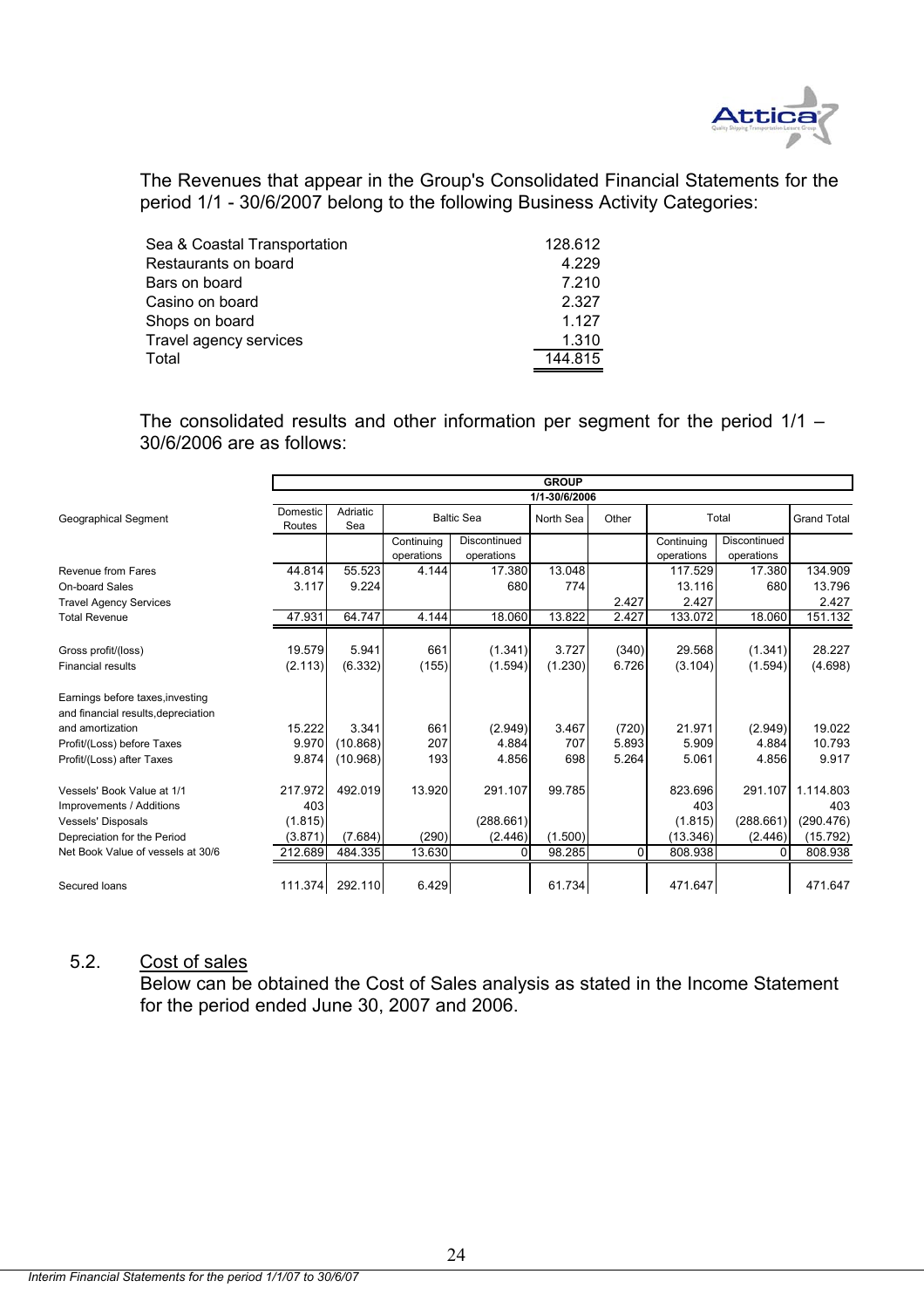The Revenues that appear in the Group's Consolidated Financial Statements for the period 1/1 - 30/6/2007 belong to the following Business Activity Categories:

| | |
|---|---|
| Sea & Coastal Transportation | 128.612 |
| Restaurants on board | 4.229 |
| Bars on board | 7.210 |
| Casino on board | 2.327 |
| Shops on board | 1.127 |
| Travel agency services | 1.310 |
| Total | 144.815 |

The consolidated results and other information per segment for the period 1/1 – 30/6/2006 are as follows:

| | GROUP 1/1-30/6/2006 | | | | | | | | |
|---|---|---|---|---|---|---|---|---|---|
| Geographical Segment | Domestic Routes | Adriatic Sea | Baltic Sea | | North Sea | Other | Total | | Grand Total |
| | | | Continuing operations | Discontinued operations | | | Continuing operations | Discontinued operations | |
| Revenue from Fares | 44.814 | 55.523 | 4.144 | 17.380 | 13.048 | | 117.529 | 17.380 | 134.909 |
| On-board Sales | 3.117 | 9.224 | | 680 | 774 | | 13.116 | 680 | 13.796 |
| Travel Agency Services | | | | | | 2.427 | 2.427 | | 2.427 |
| Total Revenue | 47.931 | 64.747 | 4.144 | 18.060 | 13.822 | 2.427 | 133.072 | 18.060 | 151.132 |
| Gross profit/(loss) | 19.579 | 5.941 | 661 | (1.341) | 3.727 | (340) | 29.568 | (1.341) | 28.227 |
| Financial results | (2.113) | (6.332) | (155) | (1.594) | (1.230) | 6.726 | (3.104) | (1.594) | (4.698) |
| Earnings before taxes,investing and financial results,depreciation and amortization | 15.222 | 3.341 | 661 | (2.949) | 3.467 | (720) | 21.971 | (2.949) | 19.022 |
| Profit/(Loss) before Taxes | 9.970 | (10.868) | 207 | 4.884 | 707 | 5.893 | 5.909 | 4.884 | 10.793 |
| Profit/(Loss) after Taxes | 9.874 | (10.968) | 193 | 4.856 | 698 | 5.264 | 5.061 | 4.856 | 9.917 |
| Vessels' Book Value at 1/1 | 217.972 | 492.019 | 13.920 | 291.107 | 99.785 | | 823.696 | 291.107 | 1.114.803 |
| Improvements / Additions | 403 | | | | | | 403 | | 403 |
| Vessels' Disposals | (1.815) | | | (288.661) | | | (1.815) | (288.661) | (290.476) |
| Depreciation for the Period | (3.871) | (7.684) | (290) | (2.446) | (1.500) | | (13.346) | (2.446) | (15.792) |
| Net Book Value of vessels at 30/6 | 212.689 | 484.335 | 13.630 | 0 | 98.285 | 0 | 808.938 | 0 | 808.938 |
| Secured loans | 111.374 | 292.110 | 6.429 | | 61.734 | | 471.647 | | 471.647 |

## 5.2. Cost of sales

Below can be obtained the Cost of Sales analysis as stated in the Income Statement for the period ended June 30, 2007 and 2006.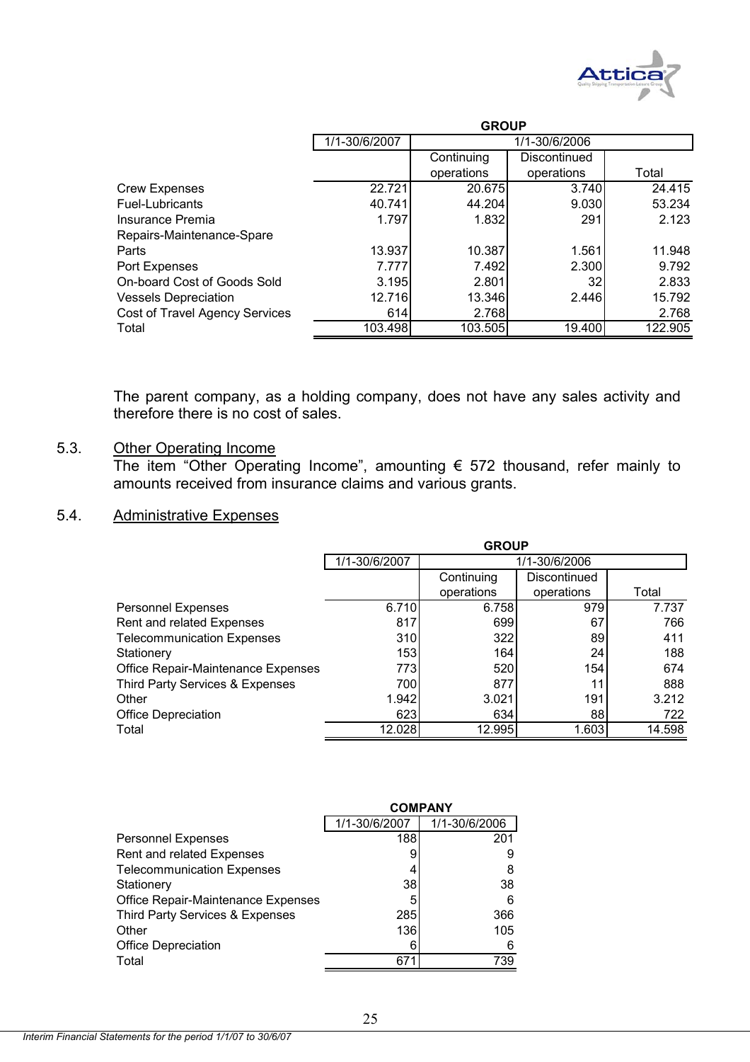| | GROUP | | | |
|---|---|---|---|---|
| | 1/1-30/6/2007 | 1/1-30/6/2006 | | |
| | | Continuing operations | Discontinued operations | Total |
| Crew Expenses | 22.721 | 20.675 | 3.740 | 24.415 |
| Fuel-Lubricants | 40.741 | 44.204 | 9.030 | 53.234 |
| Insurance Premia | 1.797 | 1.832 | 291 | 2.123 |
| Repairs-Maintenance-Spare Parts | 13.937 | 10.387 | 1.561 | 11.948 |
| Port Expenses | 7.777 | 7.492 | 2.300 | 9.792 |
| On-board Cost of Goods Sold | 3.195 | 2.801 | 32 | 2.833 |
| Vessels Depreciation | 12.716 | 13.346 | 2.446 | 15.792 |
| Cost of Travel Agency Services | 614 | 2.768 | | 2.768 |
| Total | 103.498 | 103.505 | 19.400 | 122.905 |

The parent company, as a holding company, does not have any sales activity and therefore there is no cost of sales.

## 5.3. Other Operating Income

The item "Other Operating Income", amounting € 572 thousand, refer mainly to amounts received from insurance claims and various grants.

## 5.4. Administrative Expenses

| | GROUP | | | |
|---|---|---|---|---|
| | 1/1-30/6/2007 | 1/1-30/6/2006 | | |
| | | Continuing operations | Discontinued operations | Total |
| Personnel Expenses | 6.710 | 6.758 | 979 | 7.737 |
| Rent and related Expenses | 817 | 699 | 67 | 766 |
| Telecommunication Expenses | 310 | 322 | 89 | 411 |
| Stationery | 153 | 164 | 24 | 188 |
| Office Repair-Maintenance Expenses | 773 | 520 | 154 | 674 |
| Third Party Services & Expenses | 700 | 877 | 11 | 888 |
| Other | 1.942 | 3.021 | 191 | 3.212 |
| Office Depreciation | 623 | 634 | 88 | 722 |
| Total | 12.028 | 12.995 | 1.603 | 14.598 |

| | COMPANY | |
|---|---|---|
| | 1/1-30/6/2007 | 1/1-30/6/2006 |
| Personnel Expenses | 188 | 201 |
| Rent and related Expenses | 9 | 9 |
| Telecommunication Expenses | 4 | 8 |
| Stationery | 38 | 38 |
| Office Repair-Maintenance Expenses | 5 | 6 |
| Third Party Services & Expenses | 285 | 366 |
| Other | 136 | 105 |
| Office Depreciation | 6 | 6 |
| Total | 671 | 739 |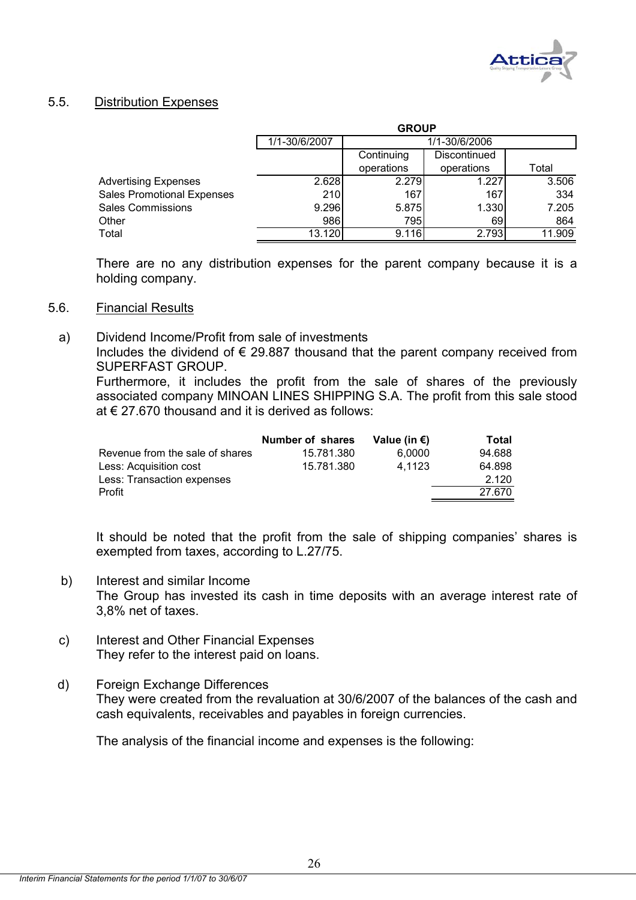## 5.5. Distribution Expenses

| | GROUP | | | |
|---|---|---|---|---|
| | 1/1-30/6/2007 | 1/1-30/6/2006 | | |
| | | Continuing operations | Discontinued operations | Total |
| Advertising Expenses | 2.628 | 2.279 | 1.227 | 3.506 |
| Sales Promotional Expenses | 210 | 167 | 167 | 334 |
| Sales Commissions | 9.296 | 5.875 | 1.330 | 7.205 |
| Other | 986 | 795 | 69 | 864 |
| Total | 13.120 | 9.116 | 2.793 | 11.909 |

There are no any distribution expenses for the parent company because it is a holding company.

## 5.6. Financial Results

a) Dividend Income/Profit from sale of investments

Includes the dividend of € 29.887 thousand that the parent company received from SUPERFAST GROUP.

Furthermore, it includes the profit from the sale of shares of the previously associated company MINOAN LINES SHIPPING S.A. The profit from this sale stood at € 27.670 thousand and it is derived as follows:

| | Number of shares | Value (in €) | Total |
|---|---|---|---|
| Revenue from the sale of shares | 15.781.380 | 6,0000 | 94.688 |
| Less: Acquisition cost | 15.781.380 | 4,1123 | 64.898 |
| Less: Transaction expenses | | | 2.120 |
| Profit | | | 27.670 |

It should be noted that the profit from the sale of shipping companies' shares is exempted from taxes, according to L.27/75.

b) Interest and similar Income

The Group has invested its cash in time deposits with an average interest rate of 3,8% net of taxes.

c) Interest and Other Financial Expenses

They refer to the interest paid on loans.

d) Foreign Exchange Differences

They were created from the revaluation at 30/6/2007 of the balances of the cash and cash equivalents, receivables and payables in foreign currencies.

The analysis of the financial income and expenses is the following: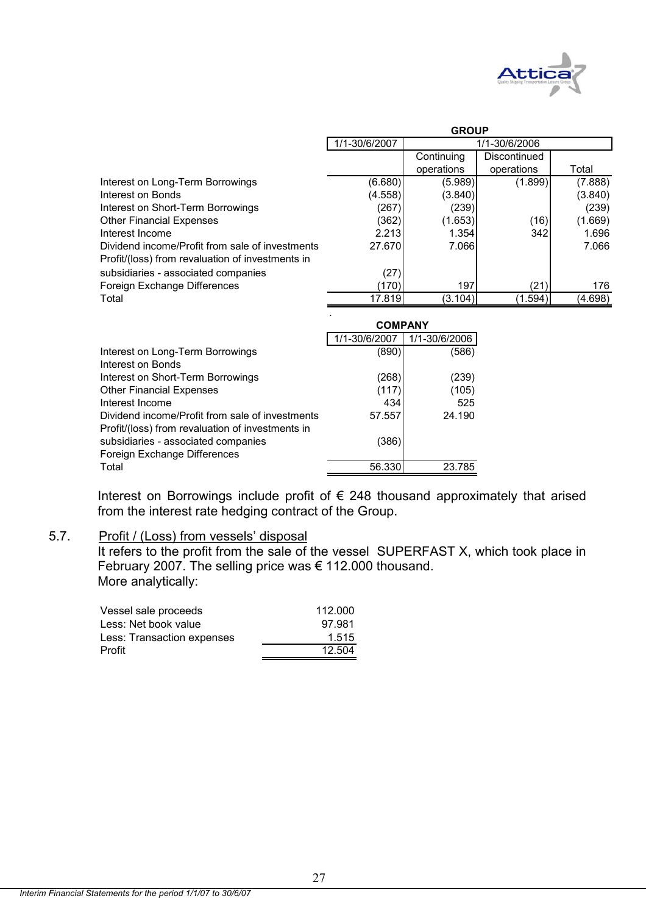| | GROUP | | | |
|---|---|---|---|---|
| | 1/1-30/6/2007 | 1/1-30/6/2006 | | |
| | | Continuing operations | Discontinued operations | Total |
| Interest on Long-Term Borrowings | (6.680) | (5.989) | (1.899) | (7.888) |
| Interest on Bonds | (4.558) | (3.840) | | (3.840) |
| Interest on Short-Term Borrowings | (267) | (239) | | (239) |
| Other Financial Expenses | (362) | (1.653) | (16) | (1.669) |
| Interest Income | 2.213 | 1.354 | 342 | 1.696 |
| Dividend income/Profit from sale of investments | 27.670 | 7.066 | | 7.066 |
| Profit/(loss) from revaluation of investments in subsidiaries - associated companies | (27) | | | |
| Foreign Exchange Differences | (170) | 197 | (21) | 176 |
| Total | 17.819 | (3.104) | (1.594) | (4.698) |

| | COMPANY | |
|---|---|---|
| | 1/1-30/6/2007 | 1/1-30/6/2006 |
| Interest on Long-Term Borrowings | (890) | (586) |
| Interest on Bonds | | |
| Interest on Short-Term Borrowings | (268) | (239) |
| Other Financial Expenses | (117) | (105) |
| Interest Income | 434 | 525 |
| Dividend income/Profit from sale of investments | 57.557 | 24.190 |
| Profit/(loss) from revaluation of investments in subsidiaries - associated companies | (386) | |
| Foreign Exchange Differences | | |
| Total | 56.330 | 23.785 |

Interest on Borrowings include profit of € 248 thousand approximately that arised from the interest rate hedging contract of the Group.

### 5.7. Profit / (Loss) from vessels' disposal

It refers to the profit from the sale of the vessel SUPERFAST X, which took place in February 2007. The selling price was € 112.000 thousand.
More analytically:

| | |
|---|---|
| Vessel sale proceeds | 112.000 |
| Less: Net book value | 97.981 |
| Less: Transaction expenses | 1.515 |
| Profit | 12.504 |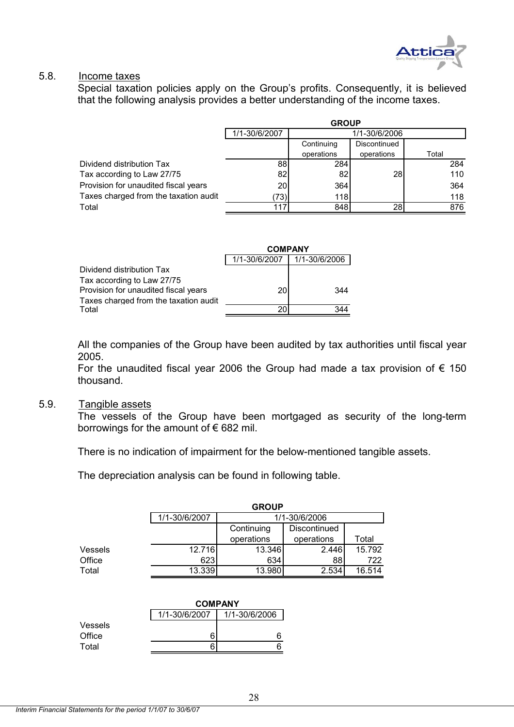## 5.8. Income taxes

Special taxation policies apply on the Group's profits. Consequently, it is believed that the following analysis provides a better understanding of the income taxes.

| | GROUP | | | |
|---|---|---|---|---|
| | 1/1-30/6/2007 | 1/1-30/6/2006 | | |
| | | Continuing operations | Discontinued operations | Total |
| Dividend distribution Tax | 88 | 284 | | 284 |
| Tax according to Law 27/75 | 82 | 82 | 28 | 110 |
| Provision for unaudited fiscal years | 20 | 364 | | 364 |
| Taxes charged from the taxation audit | (73) | 118 | | 118 |
| Total | 117 | 848 | 28 | 876 |

| | COMPANY | |
|---|---|---|
| | 1/1-30/6/2007 | 1/1-30/6/2006 |
| Dividend distribution Tax | | |
| Tax according to Law 27/75 | | |
| Provision for unaudited fiscal years | 20 | 344 |
| Taxes charged from the taxation audit | | |
| Total | 20 | 344 |

All the companies of the Group have been audited by tax authorities until fiscal year 2005.

For the unaudited fiscal year 2006 the Group had made a tax provision of € 150 thousand.

## 5.9. Tangible assets

The vessels of the Group have been mortgaged as security of the long-term borrowings for the amount of € 682 mil.

There is no indication of impairment for the below-mentioned tangible assets.

The depreciation analysis can be found in following table.

| | GROUP | | | |
|---|---|---|---|---|
| | 1/1-30/6/2007 | 1/1-30/6/2006 | | |
| | | Continuing operations | Discontinued operations | Total |
| Vessels | 12.716 | 13.346 | 2.446 | 15.792 |
| Office | 623 | 634 | 88 | 722 |
| Total | 13.339 | 13.980 | 2.534 | 16.514 |

| | COMPANY | |
|---|---|---|
| | 1/1-30/6/2007 | 1/1-30/6/2006 |
| Vessels | | |
| Office | 6 | 6 |
| Total | 6 | 6 |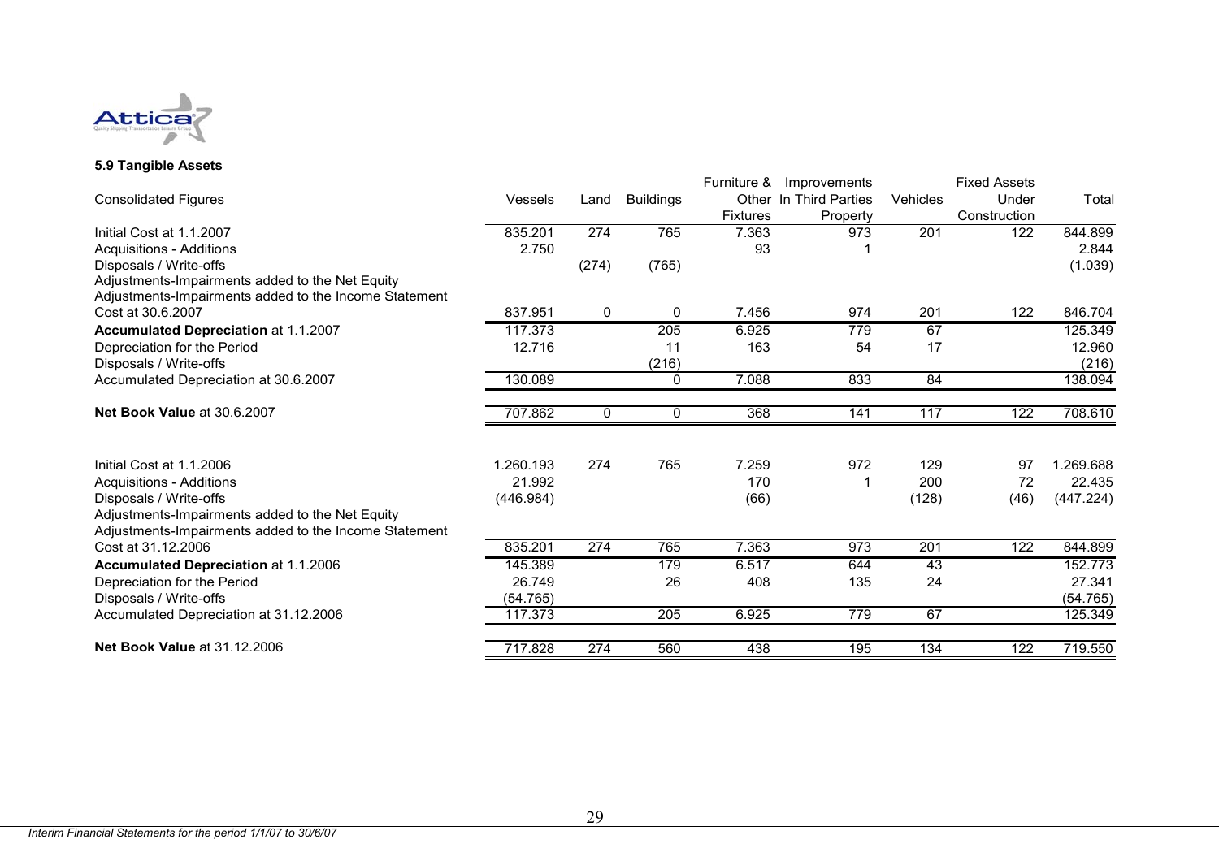### 5.9 Tangible Assets

| Consolidated Figures | Vessels | Land | Buildings | Furniture & Other Fixtures | Improvements In Third Parties Property | Vehicles | Fixed Assets Under Construction | Total |
|---|---|---|---|---|---|---|---|---|
| Initial Cost at 1.1.2007 | 835.201 | 274 | 765 | 7.363 | 973 | 201 | 122 | 844.899 |
| Acquisitions - Additions | 2.750 | | | 93 | 1 | | | 2.844 |
| Disposals / Write-offs | | (274) | (765) | | | | | (1.039) |
| Adjustments-Impairments added to the Net Equity | | | | | | | | |
| Adjustments-Impairments added to the Income Statement | | | | | | | | |
| Cost at 30.6.2007 | 837.951 | 0 | 0 | 7.456 | 974 | 201 | 122 | 846.704 |
| **Accumulated Depreciation** at 1.1.2007 | 117.373 | | 205 | 6.925 | 779 | 67 | | 125.349 |
| Depreciation for the Period | 12.716 | | 11 | 163 | 54 | 17 | | 12.960 |
| Disposals / Write-offs | | | (216) | | | | | (216) |
| Accumulated Depreciation at 30.6.2007 | 130.089 | | 0 | 7.088 | 833 | 84 | | 138.094 |
| **Net Book Value** at 30.6.2007 | 707.862 | 0 | 0 | 368 | 141 | 117 | 122 | 708.610 |
| | | | | | | | | |
| Initial Cost at 1.1.2006 | 1.260.193 | 274 | 765 | 7.259 | 972 | 129 | 97 | 1.269.688 |
| Acquisitions - Additions | 21.992 | | | 170 | 1 | 200 | 72 | 22.435 |
| Disposals / Write-offs | (446.984) | | | (66) | | (128) | (46) | (447.224) |
| Adjustments-Impairments added to the Net Equity | | | | | | | | |
| Adjustments-Impairments added to the Income Statement | | | | | | | | |
| Cost at 31.12.2006 | 835.201 | 274 | 765 | 7.363 | 973 | 201 | 122 | 844.899 |
| **Accumulated Depreciation** at 1.1.2006 | 145.389 | | 179 | 6.517 | 644 | 43 | | 152.773 |
| Depreciation for the Period | 26.749 | | 26 | 408 | 135 | 24 | | 27.341 |
| Disposals / Write-offs | (54.765) | | | | | | | (54.765) |
| Accumulated Depreciation at 31.12.2006 | 117.373 | | 205 | 6.925 | 779 | 67 | | 125.349 |
| **Net Book Value** at 31.12.2006 | 717.828 | 274 | 560 | 438 | 195 | 134 | 122 | 719.550 |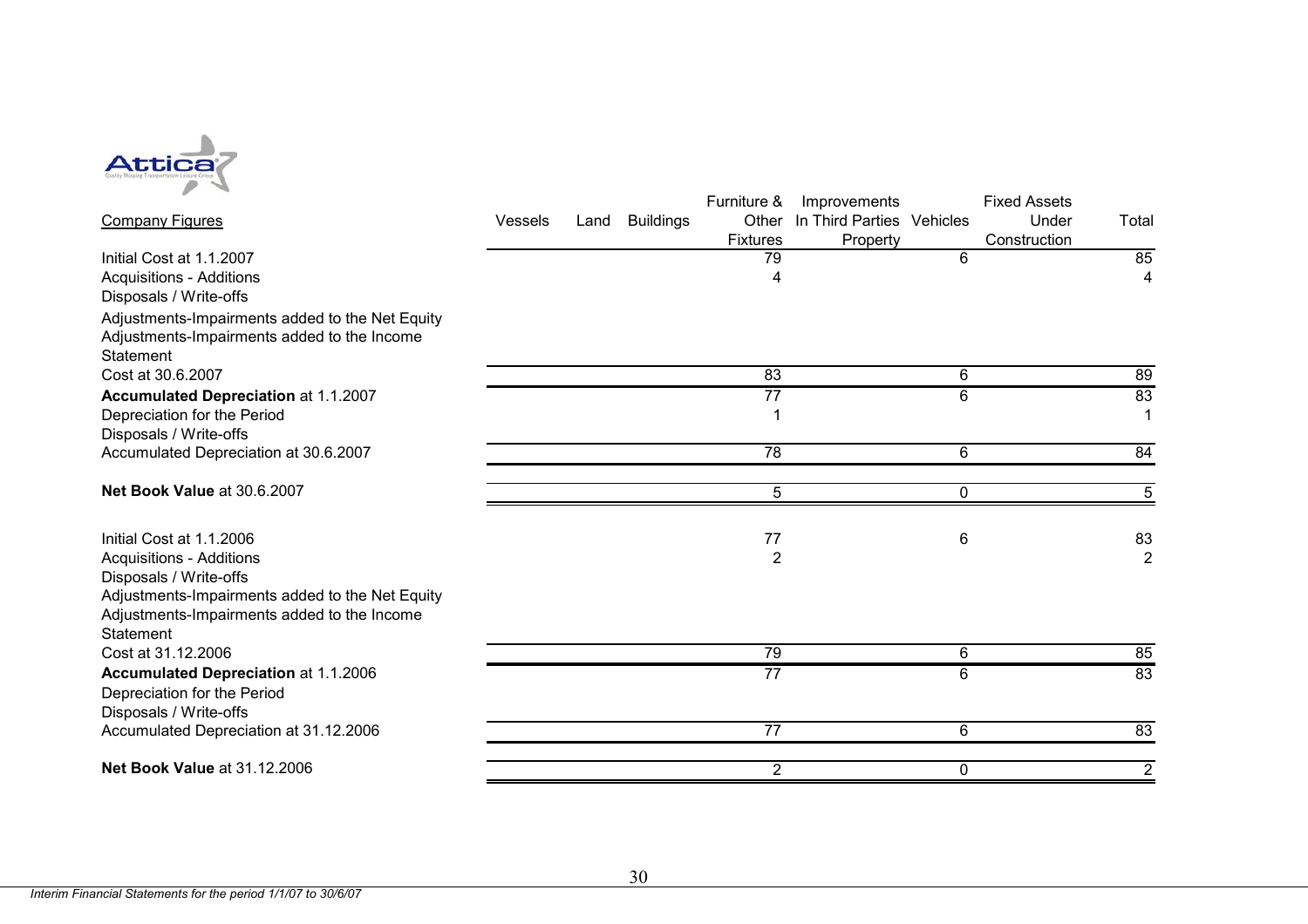| Company Figures | Vessels | Land | Buildings | Furniture & Other Fixtures | Improvements In Third Parties Property | Vehicles | Fixed Assets Under Construction | Total |
|---|---|---|---|---|---|---|---|---|
| Initial Cost at 1.1.2007 | | | | 79 | | 6 | | 85 |
| Acquisitions - Additions | | | | 4 | | | | 4 |
| Disposals / Write-offs | | | | | | | | |
| Adjustments-Impairments added to the Net Equity | | | | | | | | |
| Adjustments-Impairments added to the Income Statement | | | | | | | | |
| Cost at 30.6.2007 | | | | 83 | | 6 | | 89 |
| **Accumulated Depreciation** at 1.1.2007 | | | | 77 | | 6 | | 83 |
| Depreciation for the Period | | | | 1 | | | | 1 |
| Disposals / Write-offs | | | | | | | | |
| Accumulated Depreciation at 30.6.2007 | | | | 78 | | 6 | | 84 |
| **Net Book Value** at 30.6.2007 | | | | 5 | | 0 | | 5 |
| | | | | | | | | |
| Initial Cost at 1.1.2006 | | | | 77 | | 6 | | 83 |
| Acquisitions - Additions | | | | 2 | | | | 2 |
| Disposals / Write-offs | | | | | | | | |
| Adjustments-Impairments added to the Net Equity | | | | | | | | |
| Adjustments-Impairments added to the Income Statement | | | | | | | | |
| Cost at 31.12.2006 | | | | 79 | | 6 | | 85 |
| **Accumulated Depreciation** at 1.1.2006 | | | | 77 | | 6 | | 83 |
| Depreciation for the Period | | | | | | | | |
| Disposals / Write-offs | | | | | | | | |
| Accumulated Depreciation at 31.12.2006 | | | | 77 | | 6 | | 83 |
| **Net Book Value** at 31.12.2006 | | | | 2 | | 0 | | 2 |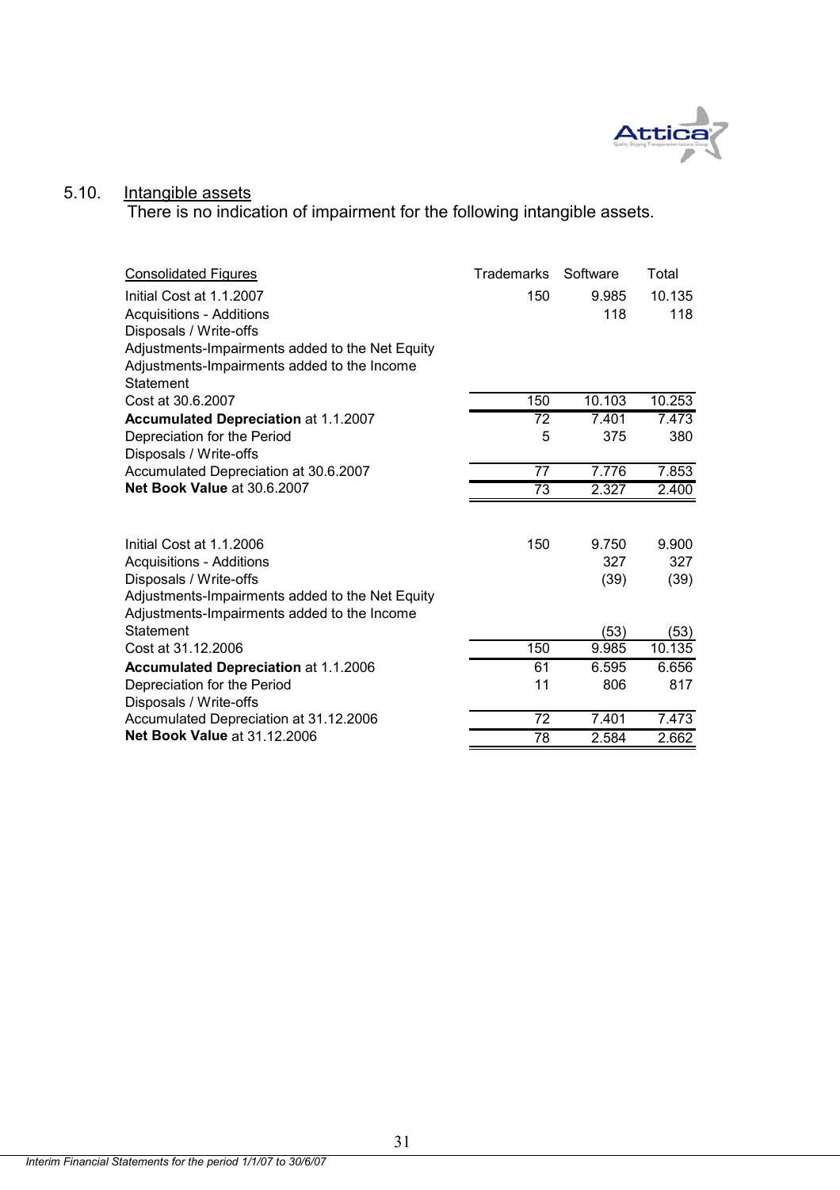## 5.10. Intangible assets

There is no indication of impairment for the following intangible assets.

| Consolidated Figures | Trademarks | Software | Total |
|---|---|---|---|
| Initial Cost at 1.1.2007 | 150 | 9.985 | 10.135 |
| Acquisitions - Additions | | 118 | 118 |
| Disposals / Write-offs | | | |
| Adjustments-Impairments added to the Net Equity | | | |
| Adjustments-Impairments added to the Income Statement | | | |
| Cost at 30.6.2007 | 150 | 10.103 | 10.253 |
| **Accumulated Depreciation** at 1.1.2007 | 72 | 7.401 | 7.473 |
| Depreciation for the Period | 5 | 375 | 380 |
| Disposals / Write-offs | | | |
| Accumulated Depreciation at 30.6.2007 | 77 | 7.776 | 7.853 |
| **Net Book Value** at 30.6.2007 | 73 | 2.327 | 2.400 |
| | | | |
| Initial Cost at 1.1.2006 | 150 | 9.750 | 9.900 |
| Acquisitions - Additions | | 327 | 327 |
| Disposals / Write-offs | | (39) | (39) |
| Adjustments-Impairments added to the Net Equity | | | |
| Adjustments-Impairments added to the Income Statement | | (53) | (53) |
| Cost at 31.12.2006 | 150 | 9.985 | 10.135 |
| **Accumulated Depreciation** at 1.1.2006 | 61 | 6.595 | 6.656 |
| Depreciation for the Period | 11 | 806 | 817 |
| Disposals / Write-offs | | | |
| Accumulated Depreciation at 31.12.2006 | 72 | 7.401 | 7.473 |
| **Net Book Value** at 31.12.2006 | 78 | 2.584 | 2.662 |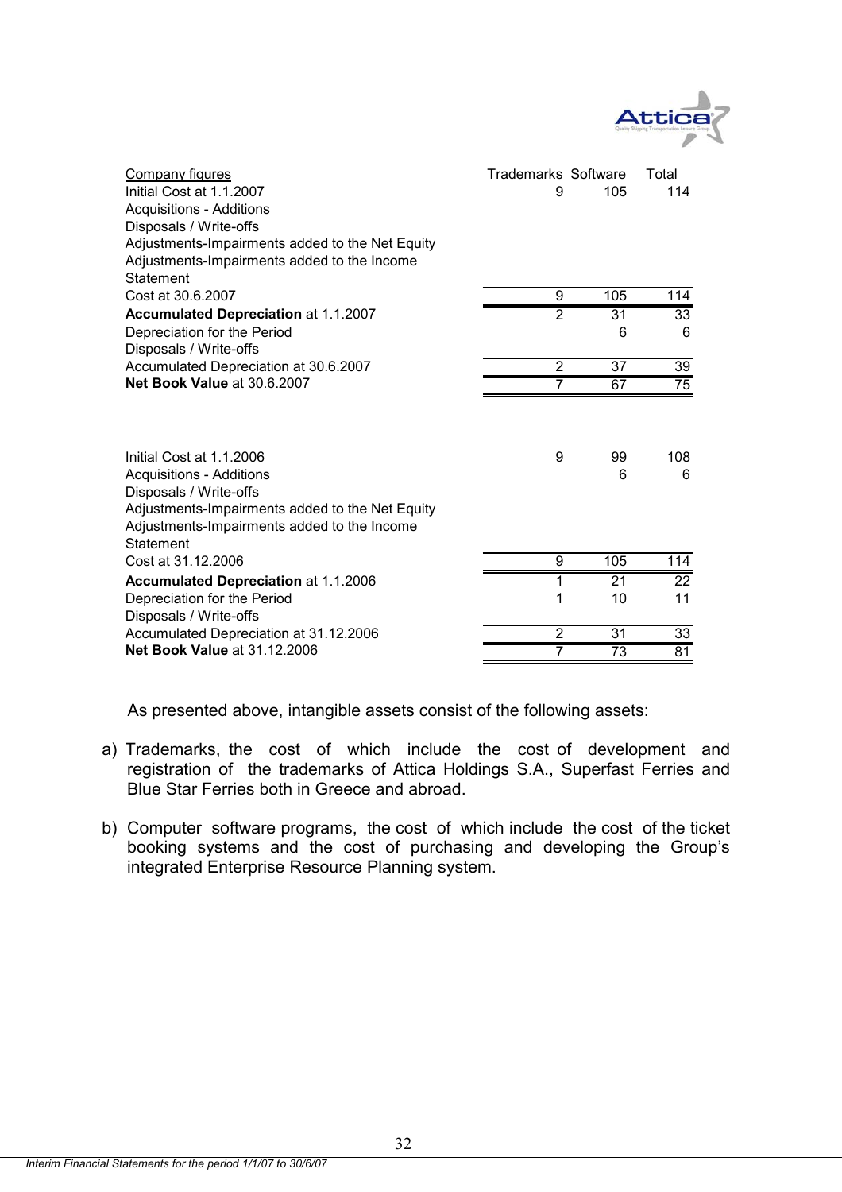| Company figures | Trademarks | Software | Total |
|---|---|---|---|
| Initial Cost at 1.1.2007 | 9 | 105 | 114 |
| Acquisitions - Additions | | | |
| Disposals / Write-offs | | | |
| Adjustments-Impairments added to the Net Equity | | | |
| Adjustments-Impairments added to the Income Statement | | | |
| Cost at 30.6.2007 | 9 | 105 | 114 |
| **Accumulated Depreciation** at 1.1.2007 | 2 | 31 | 33 |
| Depreciation for the Period | | 6 | 6 |
| Disposals / Write-offs | | | |
| Accumulated Depreciation at 30.6.2007 | 2 | 37 | 39 |
| **Net Book Value** at 30.6.2007 | 7 | 67 | 75 |

| | Trademarks | Software | Total |
|---|---|---|---|
| Initial Cost at 1.1.2006 | 9 | 99 | 108 |
| Acquisitions - Additions | | 6 | 6 |
| Disposals / Write-offs | | | |
| Adjustments-Impairments added to the Net Equity | | | |
| Adjustments-Impairments added to the Income Statement | | | |
| Cost at 31.12.2006 | 9 | 105 | 114 |
| **Accumulated Depreciation** at 1.1.2006 | 1 | 21 | 22 |
| Depreciation for the Period | 1 | 10 | 11 |
| Disposals / Write-offs | | | |
| Accumulated Depreciation at 31.12.2006 | 2 | 31 | 33 |
| **Net Book Value** at 31.12.2006 | 7 | 73 | 81 |

As presented above, intangible assets consist of the following assets:

a) Trademarks, the cost of which include the cost of development and registration of the trademarks of Attica Holdings S.A., Superfast Ferries and Blue Star Ferries both in Greece and abroad.

b) Computer software programs, the cost of which include the cost of the ticket booking systems and the cost of purchasing and developing the Group's integrated Enterprise Resource Planning system.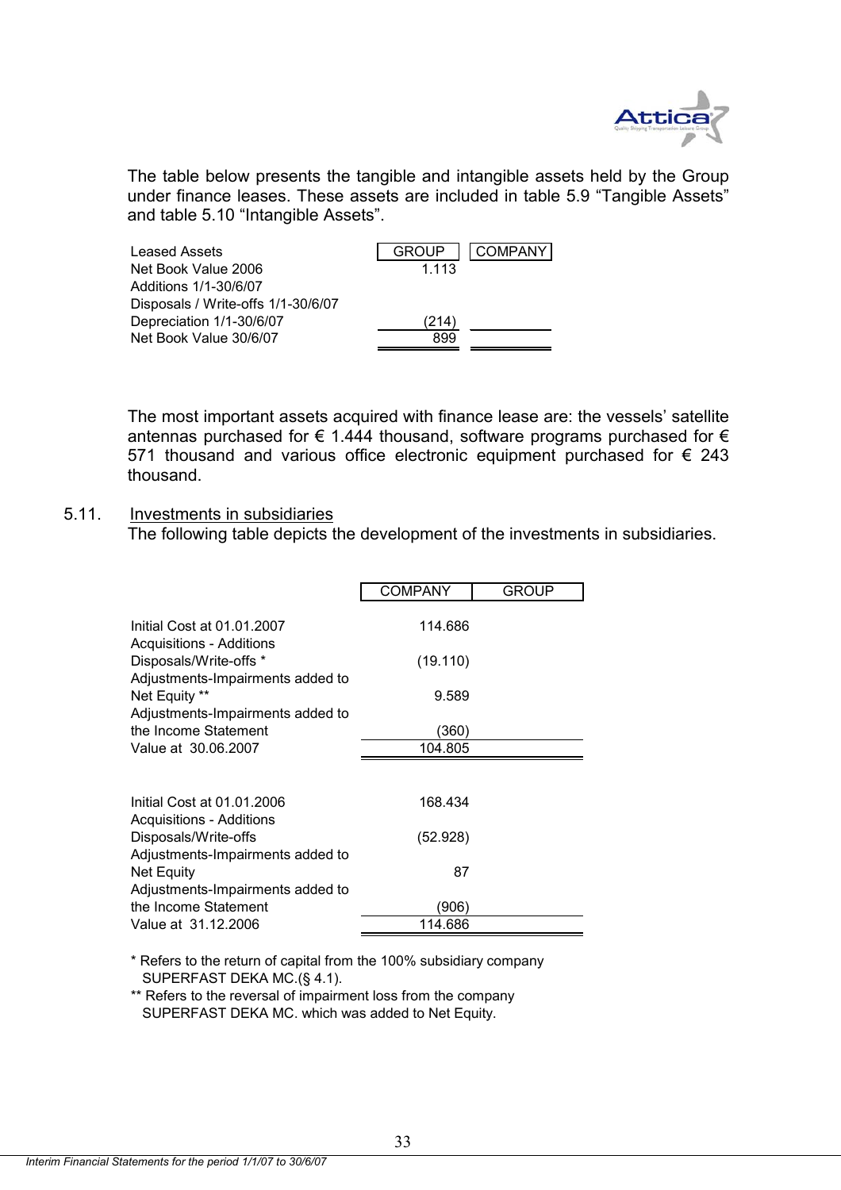The table below presents the tangible and intangible assets held by the Group under finance leases. These assets are included in table 5.9 "Tangible Assets" and table 5.10 "Intangible Assets".

| Leased Assets | GROUP | COMPANY |
|---|---|---|
| Net Book Value 2006 | 1.113 | |
| Additions 1/1-30/6/07 | | |
| Disposals / Write-offs 1/1-30/6/07 | | |
| Depreciation 1/1-30/6/07 | (214) | |
| Net Book Value 30/6/07 | 899 | |

The most important assets acquired with finance lease are: the vessels' satellite antennas purchased for € 1.444 thousand, software programs purchased for € 571 thousand and various office electronic equipment purchased for € 243 thousand.

## 5.11. Investments in subsidiaries

The following table depicts the development of the investments in subsidiaries.

| | COMPANY | GROUP |
|---|---|---|
| Initial Cost at 01.01.2007 | 114.686 | |
| Acquisitions - Additions | | |
| Disposals/Write-offs * | (19.110) | |
| Adjustments-Impairments added to Net Equity ** | 9.589 | |
| Adjustments-Impairments added to the Income Statement | (360) | |
| Value at 30.06.2007 | 104.805 | |
| | | |
| Initial Cost at 01.01.2006 | 168.434 | |
| Acquisitions - Additions | | |
| Disposals/Write-offs | (52.928) | |
| Adjustments-Impairments added to Net Equity | 87 | |
| Adjustments-Impairments added to the Income Statement | (906) | |
| Value at 31.12.2006 | 114.686 | |

\* Refers to the return of capital from the 100% subsidiary company SUPERFAST DEKA MC.(§ 4.1).

\*\* Refers to the reversal of impairment loss from the company SUPERFAST DEKA MC. which was added to Net Equity.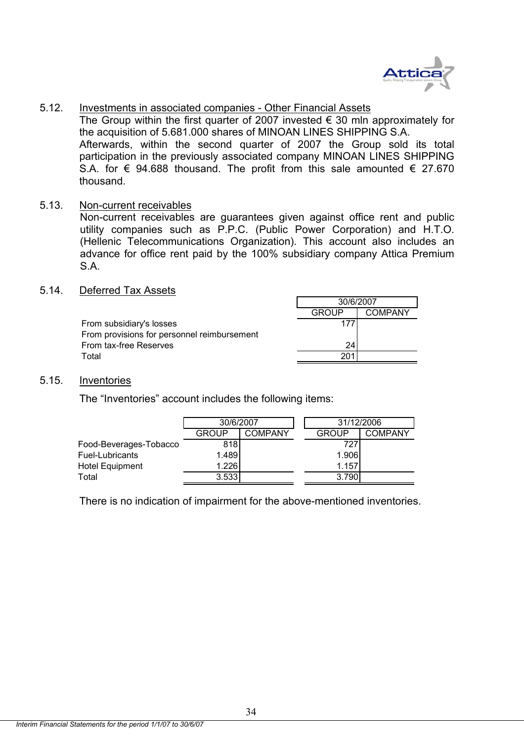### 5.12. Investments in associated companies - Other Financial Assets

The Group within the first quarter of 2007 invested € 30 mln approximately for the acquisition of 5.681.000 shares of MINOAN LINES SHIPPING S.A.
Afterwards, within the second quarter of 2007 the Group sold its total participation in the previously associated company MINOAN LINES SHIPPING S.A. for € 94.688 thousand. The profit from this sale amounted € 27.670 thousand.

### 5.13. Non-current receivables

Non-current receivables are guarantees given against office rent and public utility companies such as P.P.C. (Public Power Corporation) and H.T.O. (Hellenic Telecommunications Organization). This account also includes an advance for office rent paid by the 100% subsidiary company Attica Premium S.A.

### 5.14. Deferred Tax Assets

| | 30/6/2007 | |
|---|---|---|
| | GROUP | COMPANY |
| From subsidiary's losses | 177 | |
| From provisions for personnel reimbursement | | |
| From tax-free Reserves | 24 | |
| Total | 201 | |

### 5.15. Inventories

The "Inventories" account includes the following items:

| | 30/6/2007 | | 31/12/2006 | |
|---|---|---|---|---|
| | GROUP | COMPANY | GROUP | COMPANY |
| Food-Beverages-Tobacco | 818 | | 727 | |
| Fuel-Lubricants | 1.489 | | 1.906 | |
| Hotel Equipment | 1.226 | | 1.157 | |
| Total | 3.533 | | 3.790 | |

There is no indication of impairment for the above-mentioned inventories.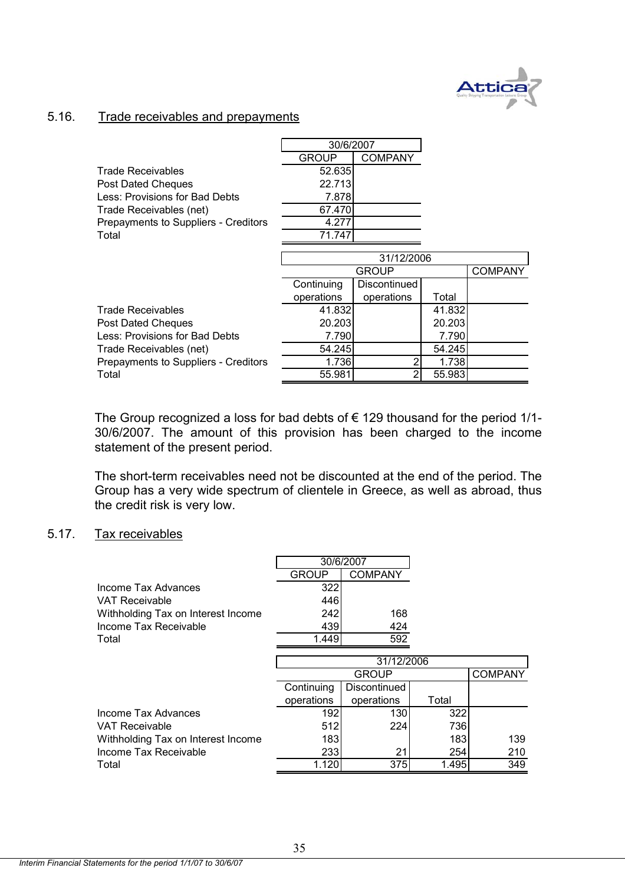## 5.16. Trade receivables and prepayments

| | 30/6/2007 | |
|---|---|---|
| | GROUP | COMPANY |
| Trade Receivables | 52.635 | |
| Post Dated Cheques | 22.713 | |
| Less: Provisions for Bad Debts | 7.878 | |
| Trade Receivables (net) | 67.470 | |
| Prepayments to Suppliers - Creditors | 4.277 | |
| Total | 71.747 | |

| | 31/12/2006 | | | |
|---|---|---|---|---|
| | GROUP | | | COMPANY |
| | Continuing operations | Discontinued operations | Total | |
| Trade Receivables | 41.832 | | 41.832 | |
| Post Dated Cheques | 20.203 | | 20.203 | |
| Less: Provisions for Bad Debts | 7.790 | | 7.790 | |
| Trade Receivables (net) | 54.245 | | 54.245 | |
| Prepayments to Suppliers - Creditors | 1.736 | 2 | 1.738 | |
| Total | 55.981 | 2 | 55.983 | |

The Group recognized a loss for bad debts of € 129 thousand for the period 1/1-30/6/2007. The amount of this provision has been charged to the income statement of the present period.

The short-term receivables need not be discounted at the end of the period. The Group has a very wide spectrum of clientele in Greece, as well as abroad, thus the credit risk is very low.

## 5.17. Tax receivables

| | 30/6/2007 | |
|---|---|---|
| | GROUP | COMPANY |
| Income Tax Advances | 322 | |
| VAT Receivable | 446 | |
| Withholding Tax on Interest Income | 242 | 168 |
| Income Tax Receivable | 439 | 424 |
| Total | 1.449 | 592 |

| | 31/12/2006 | | | |
|---|---|---|---|---|
| | GROUP | | | COMPANY |
| | Continuing operations | Discontinued operations | Total | |
| Income Tax Advances | 192 | 130 | 322 | |
| VAT Receivable | 512 | 224 | 736 | |
| Withholding Tax on Interest Income | 183 | | 183 | 139 |
| Income Tax Receivable | 233 | 21 | 254 | 210 |
| Total | 1.120 | 375 | 1.495 | 349 |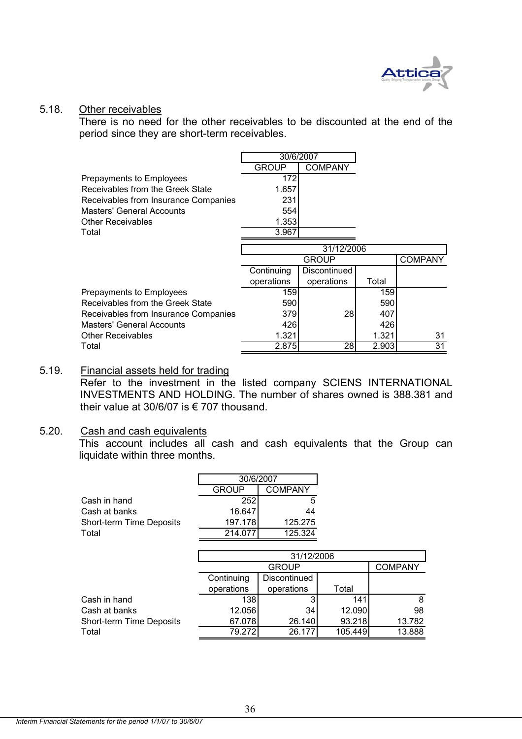### 5.18. Other receivables

There is no need for the other receivables to be discounted at the end of the period since they are short-term receivables.

| | 30/6/2007 | |
|---|---|---|
| | GROUP | COMPANY |
| Prepayments to Employees | 172 | |
| Receivables from the Greek State | 1.657 | |
| Receivables from Insurance Companies | 231 | |
| Masters' General Accounts | 554 | |
| Other Receivables | 1.353 | |
| Total | 3.967 | |

| | 31/12/2006 | | | |
|---|---|---|---|---|
| | GROUP | | | COMPANY |
| | Continuing operations | Discontinued operations | Total | |
| Prepayments to Employees | 159 | | 159 | |
| Receivables from the Greek State | 590 | | 590 | |
| Receivables from Insurance Companies | 379 | 28 | 407 | |
| Masters' General Accounts | 426 | | 426 | |
| Other Receivables | 1.321 | | 1.321 | 31 |
| Total | 2.875 | 28 | 2.903 | 31 |

### 5.19. Financial assets held for trading

Refer to the investment in the listed company SCIENS INTERNATIONAL INVESTMENTS AND HOLDING. The number of shares owned is 388.381 and their value at 30/6/07 is € 707 thousand.

### 5.20. Cash and cash equivalents

This account includes all cash and cash equivalents that the Group can liquidate within three months.

| | 30/6/2007 | |
|---|---|---|
| | GROUP | COMPANY |
| Cash in hand | 252 | 5 |
| Cash at banks | 16.647 | 44 |
| Short-term Time Deposits | 197.178 | 125.275 |
| Total | 214.077 | 125.324 |

| | 31/12/2006 | | | |
|---|---|---|---|---|
| | GROUP | | | COMPANY |
| | Continuing operations | Discontinued operations | Total | |
| Cash in hand | 138 | 3 | 141 | 8 |
| Cash at banks | 12.056 | 34 | 12.090 | 98 |
| Short-term Time Deposits | 67.078 | 26.140 | 93.218 | 13.782 |
| Total | 79.272 | 26.177 | 105.449 | 13.888 |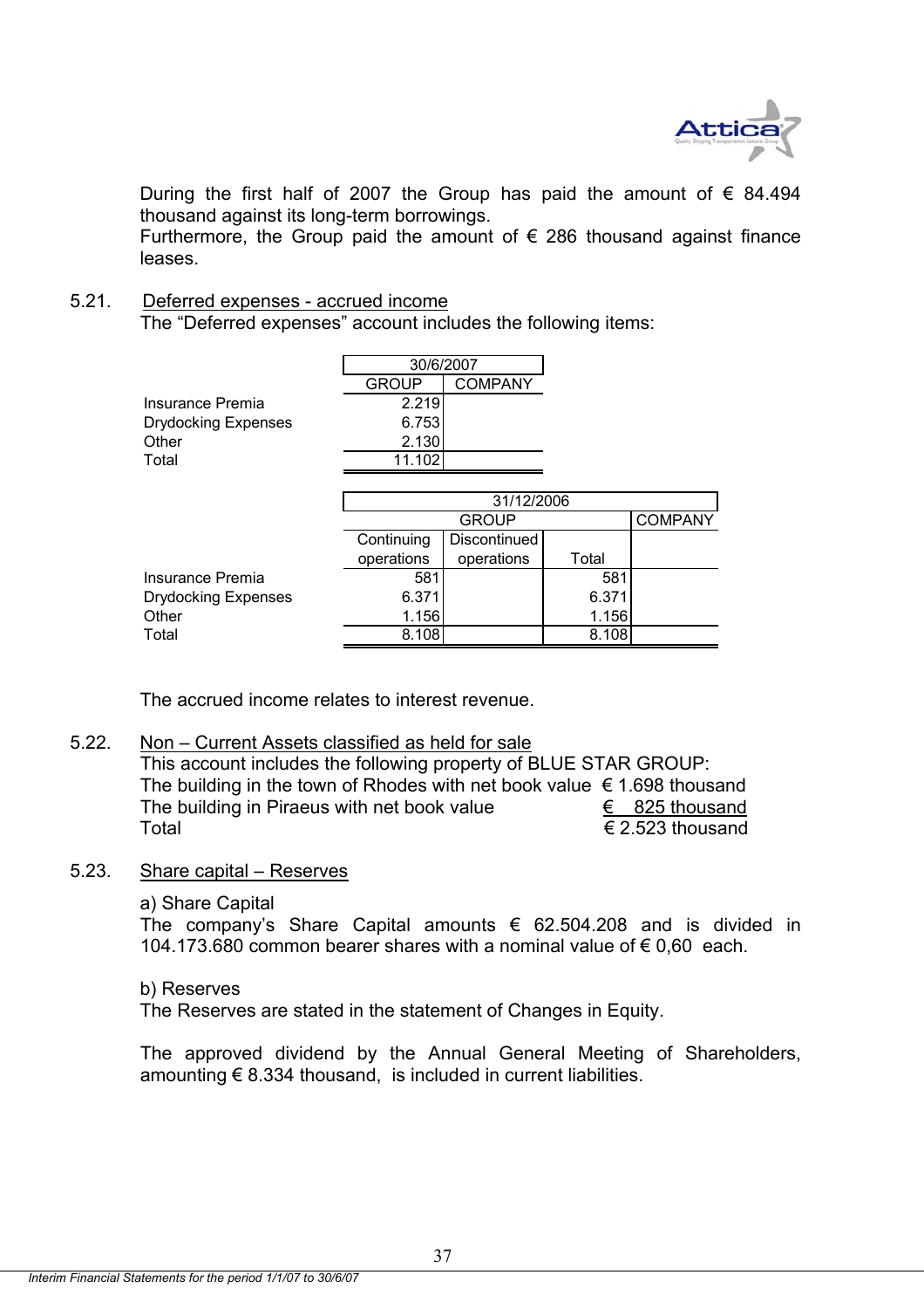During the first half of 2007 the Group has paid the amount of € 84.494 thousand against its long-term borrowings.
Furthermore, the Group paid the amount of € 286 thousand against finance leases.

5.21. Deferred expenses - accrued income

The “Deferred expenses” account includes the following items:

| | 30/6/2007 | |
|---|---|---|
| | GROUP | COMPANY |
| Insurance Premia | 2.219 | |
| Drydocking Expenses | 6.753 | |
| Other | 2.130 | |
| Total | 11.102 | |

| | 31/12/2006 | | | |
|---|---|---|---|---|
| | GROUP | | | COMPANY |
| | Continuing operations | Discontinued operations | Total | |
| Insurance Premia | 581 | | 581 | |
| Drydocking Expenses | 6.371 | | 6.371 | |
| Other | 1.156 | | 1.156 | |
| Total | 8.108 | | 8.108 | |

The accrued income relates to interest revenue.

5.22. Non – Current Assets classified as held for sale

This account includes the following property of BLUE STAR GROUP:

| | |
|---|---|
| The building in the town of Rhodes with net book value | € 1.698 thousand |
| The building in Piraeus with net book value | € 825 thousand |
| Total | € 2.523 thousand |

5.23. Share capital – Reserves

a) Share Capital

The company’s Share Capital amounts € 62.504.208 and is divided in 104.173.680 common bearer shares with a nominal value of € 0,60 each.

b) Reserves

The Reserves are stated in the statement of Changes in Equity.

The approved dividend by the Annual General Meeting of Shareholders, amounting € 8.334 thousand, is included in current liabilities.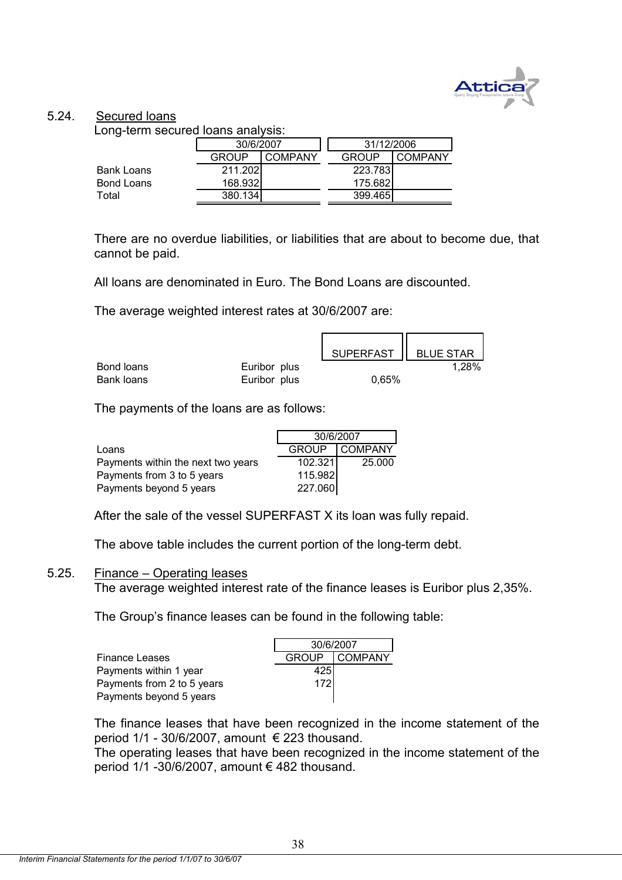## 5.24. Secured loans

Long-term secured loans analysis:

| | 30/6/2007 | | 31/12/2006 | |
|---|---|---|---|---|
| | GROUP | COMPANY | GROUP | COMPANY |
| Bank Loans | 211.202 | | 223.783 | |
| Bond Loans | 168.932 | | 175.682 | |
| Total | 380.134 | | 399.465 | |

There are no overdue liabilities, or liabilities that are about to become due, that cannot be paid.

All loans are denominated in Euro. The Bond Loans are discounted.

The average weighted interest rates at 30/6/2007 are:

| | | SUPERFAST | BLUE STAR |
|---|---|---|---|
| Bond loans | Euribor plus | | 1,28% |
| Bank loans | Euribor plus | 0,65% | |

The payments of the loans are as follows:

| | 30/6/2007 | |
|---|---|---|
| Loans | GROUP | COMPANY |
| Payments within the next two years | 102.321 | 25.000 |
| Payments from 3 to 5 years | 115.982 | |
| Payments beyond 5 years | 227.060 | |

After the sale of the vessel SUPERFAST X its loan was fully repaid.

The above table includes the current portion of the long-term debt.

## 5.25. Finance – Operating leases

The average weighted interest rate of the finance leases is Euribor plus 2,35%.

The Group's finance leases can be found in the following table:

| | 30/6/2007 | |
|---|---|---|
| Finance Leases | GROUP | COMPANY |
| Payments within 1 year | 425 | |
| Payments from 2 to 5 years | 172 | |
| Payments beyond 5 years | | |

The finance leases that have been recognized in the income statement of the period 1/1 - 30/6/2007, amount € 223 thousand.
The operating leases that have been recognized in the income statement of the period 1/1 -30/6/2007, amount € 482 thousand.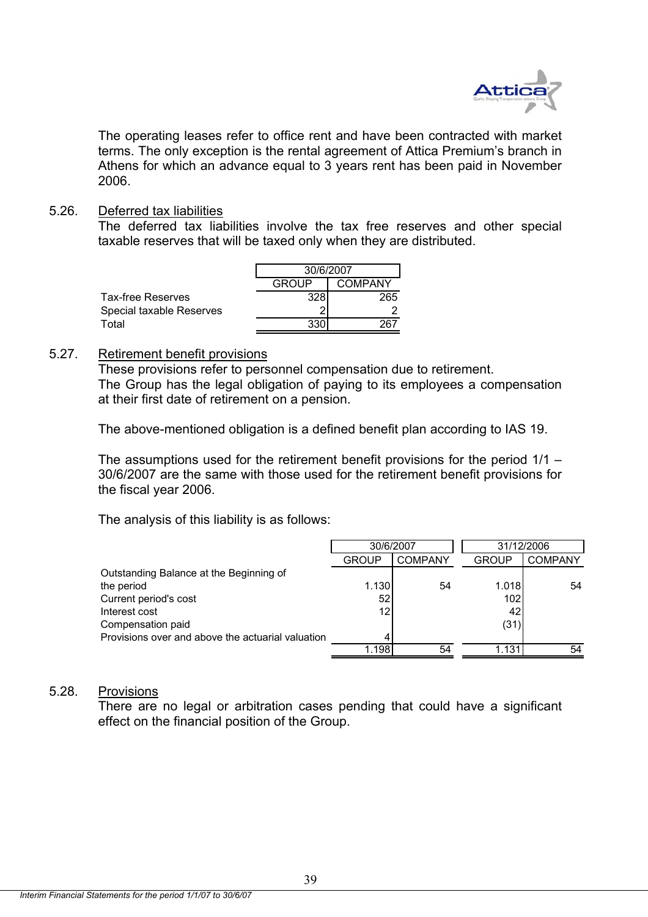The operating leases refer to office rent and have been contracted with market terms. The only exception is the rental agreement of Attica Premium's branch in Athens for which an advance equal to 3 years rent has been paid in November 2006.

### 5.26. Deferred tax liabilities

The deferred tax liabilities involve the tax free reserves and other special taxable reserves that will be taxed only when they are distributed.

| | 30/6/2007 | |
|---|---|---|
| | GROUP | COMPANY |
| Tax-free Reserves | 328 | 265 |
| Special taxable Reserves | 2 | 2 |
| Total | 330 | 267 |

### 5.27. Retirement benefit provisions

These provisions refer to personnel compensation due to retirement.
The Group has the legal obligation of paying to its employees a compensation at their first date of retirement on a pension.

The above-mentioned obligation is a defined benefit plan according to IAS 19.

The assumptions used for the retirement benefit provisions for the period 1/1 – 30/6/2007 are the same with those used for the retirement benefit provisions for the fiscal year 2006.

The analysis of this liability is as follows:

| | 30/6/2007 | | 31/12/2006 | |
|---|---|---|---|---|
| | GROUP | COMPANY | GROUP | COMPANY |
| Outstanding Balance at the Beginning of the period | 1.130 | 54 | 1.018 | 54 |
| Current period's cost | 52 | | 102 | |
| Interest cost | 12 | | 42 | |
| Compensation paid | | | (31) | |
| Provisions over and above the actuarial valuation | 4 | | | |
| | 1.198 | 54 | 1.131 | 54 |

### 5.28. Provisions

There are no legal or arbitration cases pending that could have a significant effect on the financial position of the Group.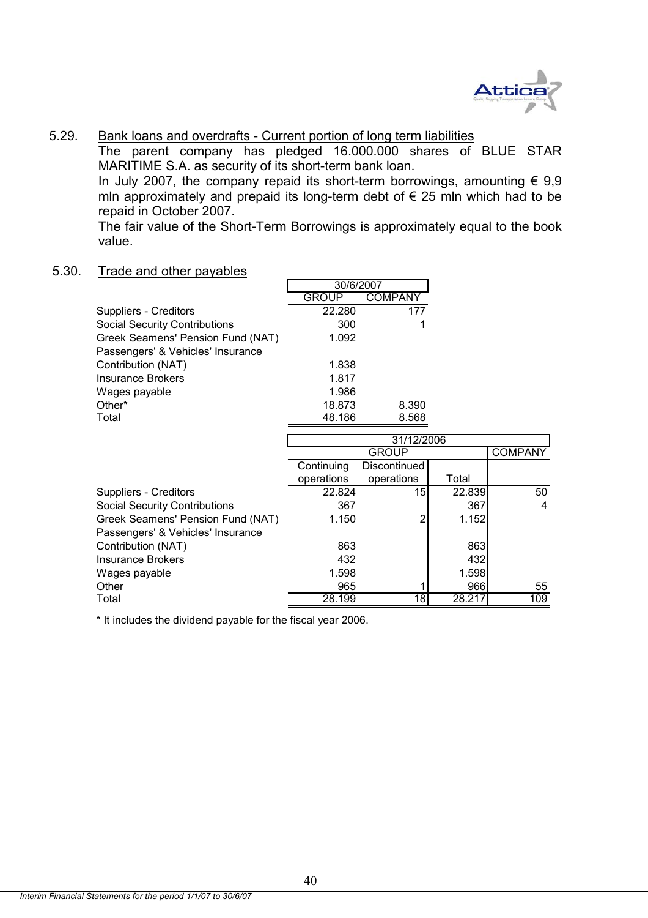### 5.29. Bank loans and overdrafts - Current portion of long term liabilities

The parent company has pledged 16.000.000 shares of BLUE STAR MARITIME S.A. as security of its short-term bank loan.

In July 2007, the company repaid its short-term borrowings, amounting € 9,9 mln approximately and prepaid its long-term debt of € 25 mln which had to be repaid in October 2007.

The fair value of the Short-Term Borrowings is approximately equal to the book value.

### 5.30. Trade and other payables

| | 30/6/2007 | |
|---|---|---|
| | GROUP | COMPANY |
| Suppliers - Creditors | 22.280 | 177 |
| Social Security Contributions | 300 | 1 |
| Greek Seamens' Pension Fund (NAT) | 1.092 | |
| Passengers' & Vehicles' Insurance Contribution (NAT) | 1.838 | |
| Insurance Brokers | 1.817 | |
| Wages payable | 1.986 | |
| Other* | 18.873 | 8.390 |
| Total | 48.186 | 8.568 |

| | 31/12/2006 | | | |
|---|---|---|---|---|
| | GROUP | | | COMPANY |
| | Continuing operations | Discontinued operations | Total | |
| Suppliers - Creditors | 22.824 | 15 | 22.839 | 50 |
| Social Security Contributions | 367 | | 367 | 4 |
| Greek Seamens' Pension Fund (NAT) | 1.150 | 2 | 1.152 | |
| Passengers' & Vehicles' Insurance Contribution (NAT) | 863 | | 863 | |
| Insurance Brokers | 432 | | 432 | |
| Wages payable | 1.598 | | 1.598 | |
| Other | 965 | 1 | 966 | 55 |
| Total | 28.199 | 18 | 28.217 | 109 |

* It includes the dividend payable for the fiscal year 2006.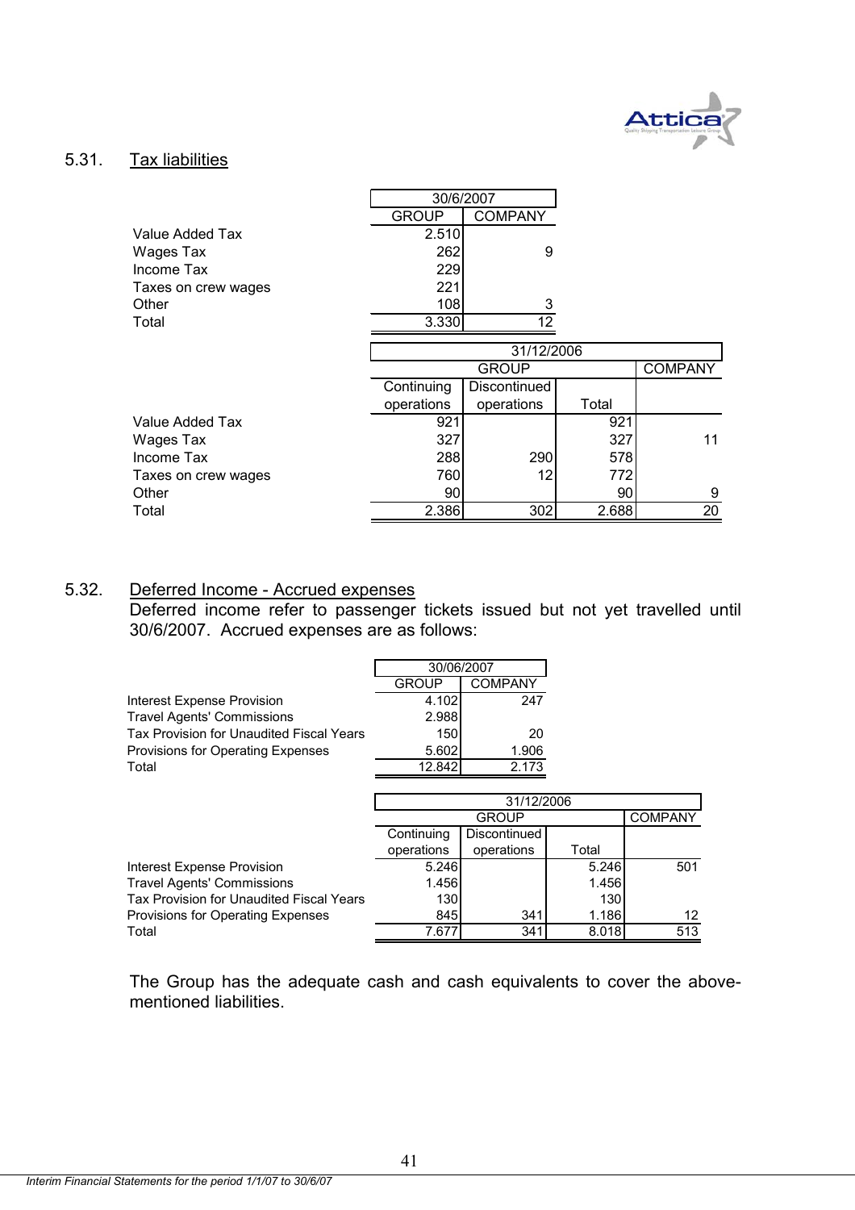## 5.31. Tax liabilities

| | 30/6/2007 | |
|---|---|---|
| | GROUP | COMPANY |
| Value Added Tax | 2.510 | |
| Wages Tax | 262 | 9 |
| Income Tax | 229 | |
| Taxes on crew wages | 221 | |
| Other | 108 | 3 |
| Total | 3.330 | 12 |

| | 31/12/2006 | | | |
|---|---|---|---|---|
| | GROUP | | | COMPANY |
| | Continuing operations | Discontinued operations | Total | |
| Value Added Tax | 921 | | 921 | |
| Wages Tax | 327 | | 327 | 11 |
| Income Tax | 288 | 290 | 578 | |
| Taxes on crew wages | 760 | 12 | 772 | |
| Other | 90 | | 90 | 9 |
| Total | 2.386 | 302 | 2.688 | 20 |

## 5.32. Deferred Income - Accrued expenses

Deferred income refer to passenger tickets issued but not yet travelled until 30/6/2007. Accrued expenses are as follows:

| | 30/06/2007 | |
|---|---|---|
| | GROUP | COMPANY |
| Interest Expense Provision | 4.102 | 247 |
| Travel Agents' Commissions | 2.988 | |
| Tax Provision for Unaudited Fiscal Years | 150 | 20 |
| Provisions for Operating Expenses | 5.602 | 1.906 |
| Total | 12.842 | 2.173 |

| | 31/12/2006 | | | |
|---|---|---|---|---|
| | GROUP | | | COMPANY |
| | Continuing operations | Discontinued operations | Total | |
| Interest Expense Provision | 5.246 | | 5.246 | 501 |
| Travel Agents' Commissions | 1.456 | | 1.456 | |
| Tax Provision for Unaudited Fiscal Years | 130 | | 130 | |
| Provisions for Operating Expenses | 845 | 341 | 1.186 | 12 |
| Total | 7.677 | 341 | 8.018 | 513 |

The Group has the adequate cash and cash equivalents to cover the above-mentioned liabilities.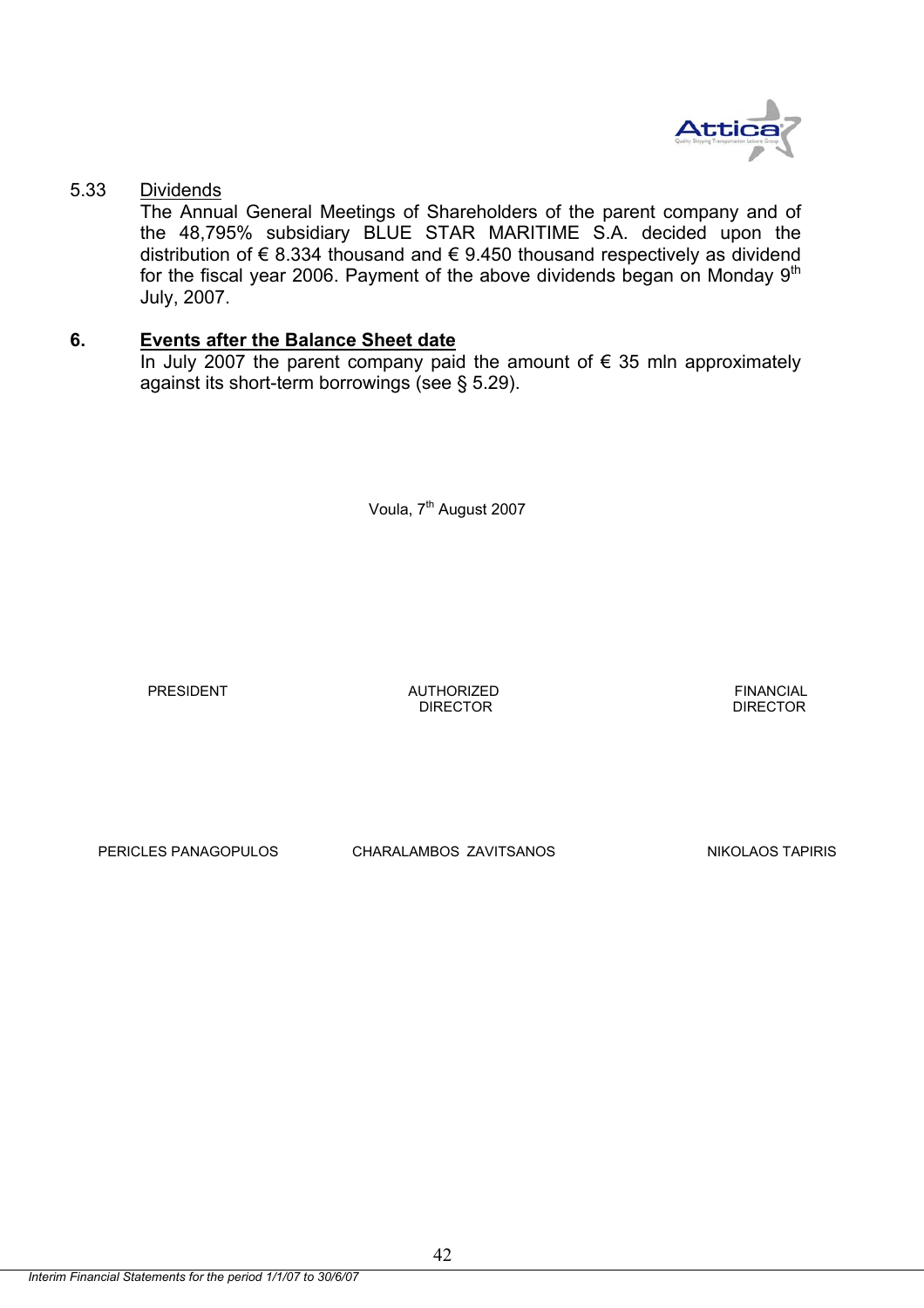5.33 Dividends

The Annual General Meetings of Shareholders of the parent company and of the 48,795% subsidiary BLUE STAR MARITIME S.A. decided upon the distribution of € 8.334 thousand and € 9.450 thousand respectively as dividend for the fiscal year 2006. Payment of the above dividends began on Monday 9th July, 2007.

## 6. Events after the Balance Sheet date

In July 2007 the parent company paid the amount of € 35 mln approximately against its short-term borrowings (see § 5.29).

Voula, 7th August 2007

| PRESIDENT | AUTHORIZED DIRECTOR | FINANCIAL DIRECTOR |
|---|---|---|
| PERICLES PANAGOPULOS | CHARALAMBOS ZAVITSANOS | NIKOLAOS TAPIRIS |